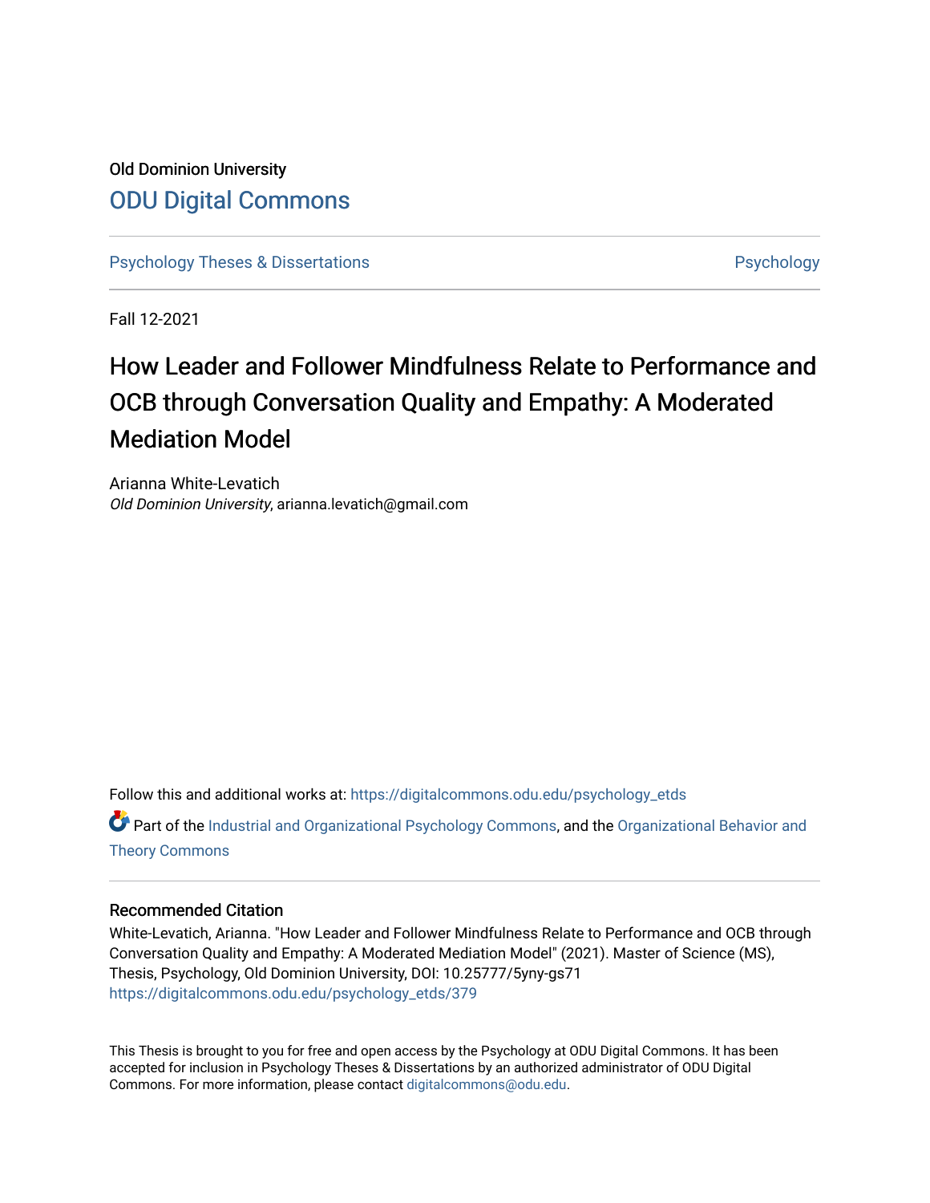Old Dominion University

# ODU Digital Commons

Psychology Theses & Dissertations | Psychology

Fall 12-2021

# How Leader and Follower Mindfulness Relate to Performance and OCB through Conversation Quality and Empathy: A Moderated Mediation Model

Arianna White-Levatich
*Old Dominion University*, arianna.levatich@gmail.com

Follow this and additional works at: https://digitalcommons.odu.edu/psychology_etds

Part of the Industrial and Organizational Psychology Commons, and the Organizational Behavior and Theory Commons

## Recommended Citation

White-Levatich, Arianna. "How Leader and Follower Mindfulness Relate to Performance and OCB through Conversation Quality and Empathy: A Moderated Mediation Model" (2021). Master of Science (MS), Thesis, Psychology, Old Dominion University, DOI: 10.25777/5yny-gs71
https://digitalcommons.odu.edu/psychology_etds/379

This Thesis is brought to you for free and open access by the Psychology at ODU Digital Commons. It has been accepted for inclusion in Psychology Theses & Dissertations by an authorized administrator of ODU Digital Commons. For more information, please contact digitalcommons@odu.edu.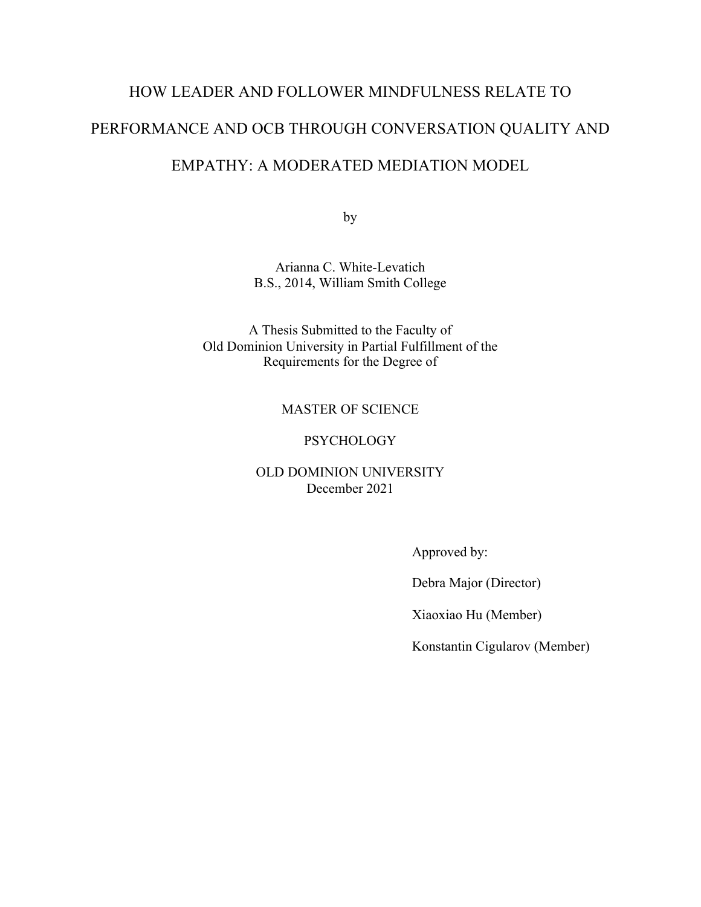# HOW LEADER AND FOLLOWER MINDFULNESS RELATE TO PERFORMANCE AND OCB THROUGH CONVERSATION QUALITY AND EMPATHY: A MODERATED MEDIATION MODEL

by

Arianna C. White-Levatich
B.S., 2014, William Smith College

A Thesis Submitted to the Faculty of
Old Dominion University in Partial Fulfillment of the
Requirements for the Degree of

MASTER OF SCIENCE

PSYCHOLOGY

OLD DOMINION UNIVERSITY
December 2021

Approved by:

Debra Major (Director)

Xiaoxiao Hu (Member)

Konstantin Cigularov (Member)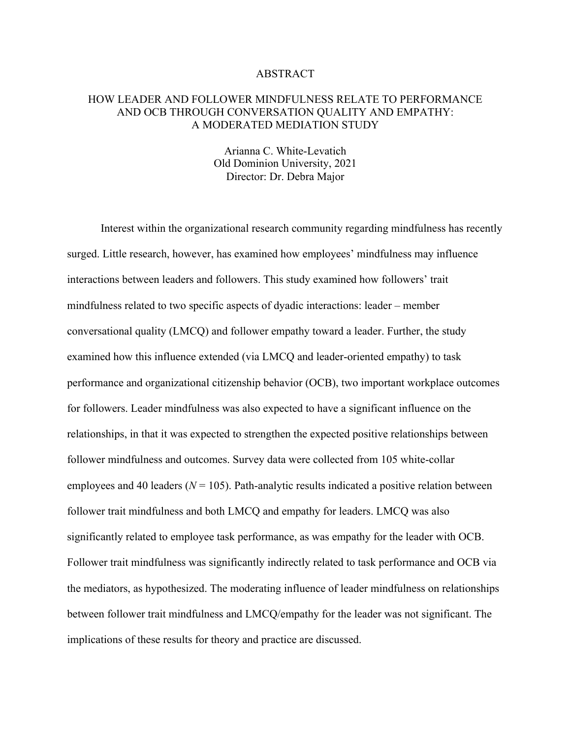# ABSTRACT

## HOW LEADER AND FOLLOWER MINDFULNESS RELATE TO PERFORMANCE AND OCB THROUGH CONVERSATION QUALITY AND EMPATHY: A MODERATED MEDIATION STUDY

Arianna C. White-Levatich  
Old Dominion University, 2021  
Director: Dr. Debra Major

Interest within the organizational research community regarding mindfulness has recently surged. Little research, however, has examined how employees' mindfulness may influence interactions between leaders and followers. This study examined how followers' trait mindfulness related to two specific aspects of dyadic interactions: leader – member conversational quality (LMCQ) and follower empathy toward a leader. Further, the study examined how this influence extended (via LMCQ and leader-oriented empathy) to task performance and organizational citizenship behavior (OCB), two important workplace outcomes for followers. Leader mindfulness was also expected to have a significant influence on the relationships, in that it was expected to strengthen the expected positive relationships between follower mindfulness and outcomes. Survey data were collected from 105 white-collar employees and 40 leaders ($N = 105$). Path-analytic results indicated a positive relation between follower trait mindfulness and both LMCQ and empathy for leaders. LMCQ was also significantly related to employee task performance, as was empathy for the leader with OCB. Follower trait mindfulness was significantly indirectly related to task performance and OCB via the mediators, as hypothesized. The moderating influence of leader mindfulness on relationships between follower trait mindfulness and LMCQ/empathy for the leader was not significant. The implications of these results for theory and practice are discussed.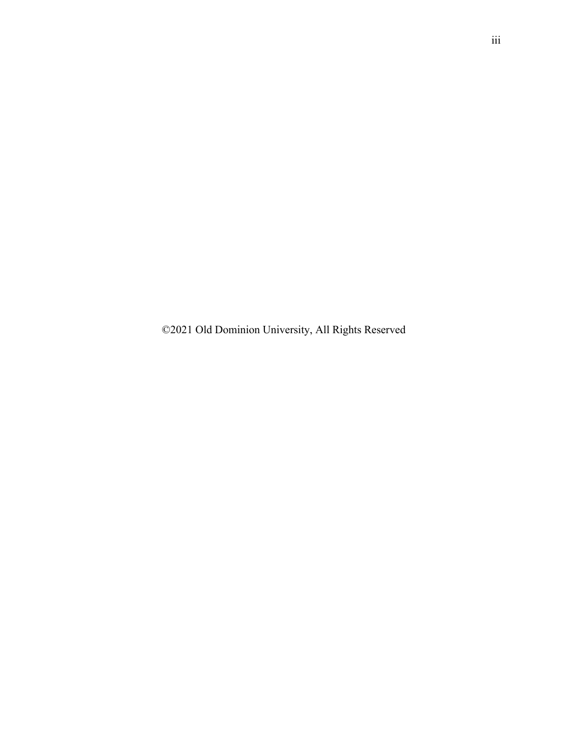©2021 Old Dominion University, All Rights Reserved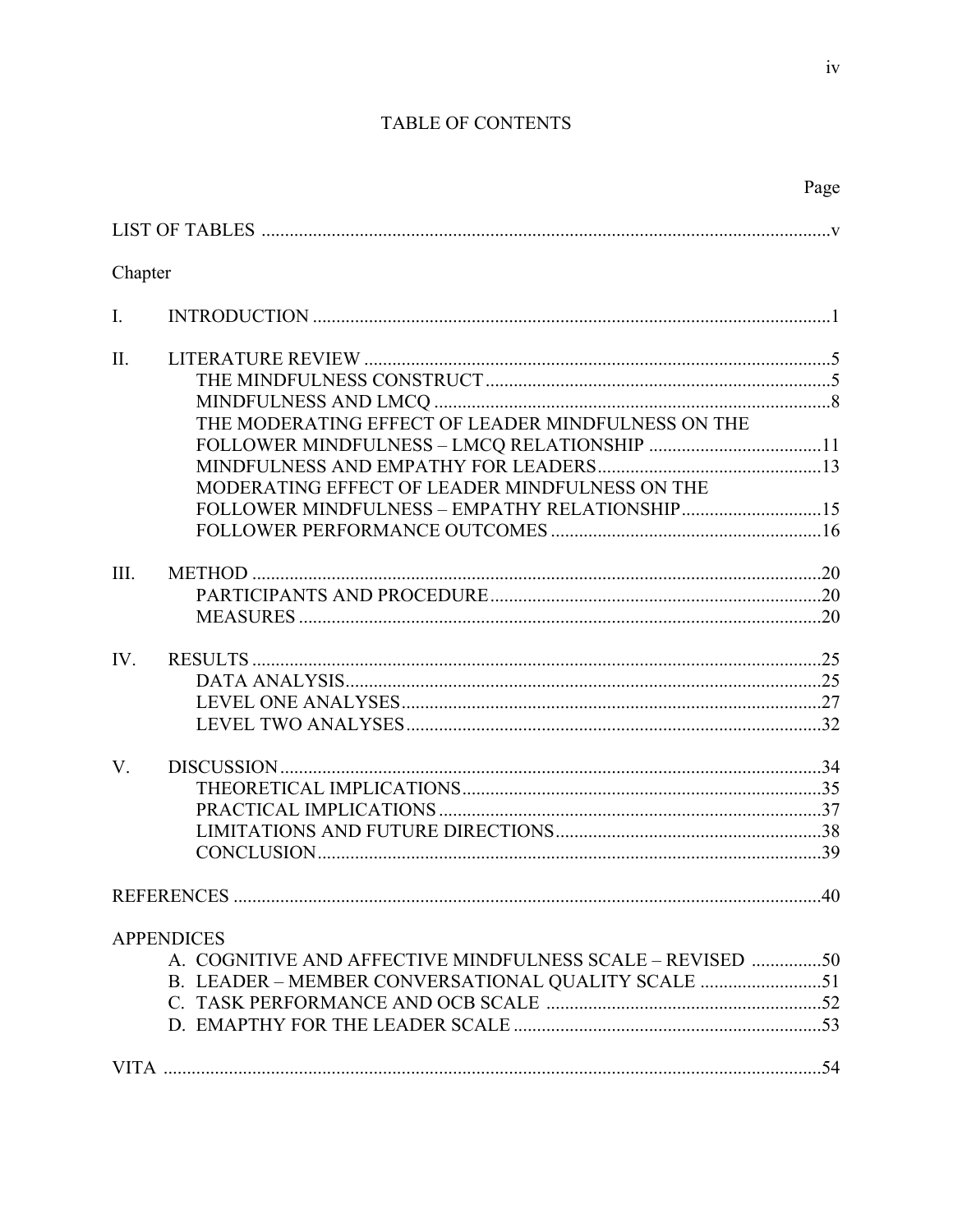# TABLE OF CONTENTS

| | | Page |
|---|---|---|
| LIST OF TABLES | | v |
| Chapter | | |
| I. | INTRODUCTION | 1 |
| II. | LITERATURE REVIEW | 5 |
| | THE MINDFULNESS CONSTRUCT | 5 |
| | MINDFULNESS AND LMCQ | 8 |
| | THE MODERATING EFFECT OF LEADER MINDFULNESS ON THE FOLLOWER MINDFULNESS – LMCQ RELATIONSHIP | 11 |
| | MINDFULNESS AND EMPATHY FOR LEADERS | 13 |
| | MODERATING EFFECT OF LEADER MINDFULNESS ON THE FOLLOWER MINDFULNESS – EMPATHY RELATIONSHIP | 15 |
| | FOLLOWER PERFORMANCE OUTCOMES | 16 |
| III. | METHOD | 20 |
| | PARTICIPANTS AND PROCEDURE | 20 |
| | MEASURES | 20 |
| IV. | RESULTS | 25 |
| | DATA ANALYSIS | 25 |
| | LEVEL ONE ANALYSES | 27 |
| | LEVEL TWO ANALYSES | 32 |
| V. | DISCUSSION | 34 |
| | THEORETICAL IMPLICATIONS | 35 |
| | PRACTICAL IMPLICATIONS | 37 |
| | LIMITATIONS AND FUTURE DIRECTIONS | 38 |
| | CONCLUSION | 39 |
| REFERENCES | | 40 |
| APPENDICES | | |
| | A. COGNITIVE AND AFFECTIVE MINDFULNESS SCALE – REVISED | 50 |
| | B. LEADER – MEMBER CONVERSATIONAL QUALITY SCALE | 51 |
| | C. TASK PERFORMANCE AND OCB SCALE | 52 |
| | D. EMAPTHY FOR THE LEADER SCALE | 53 |
| VITA | | 54 |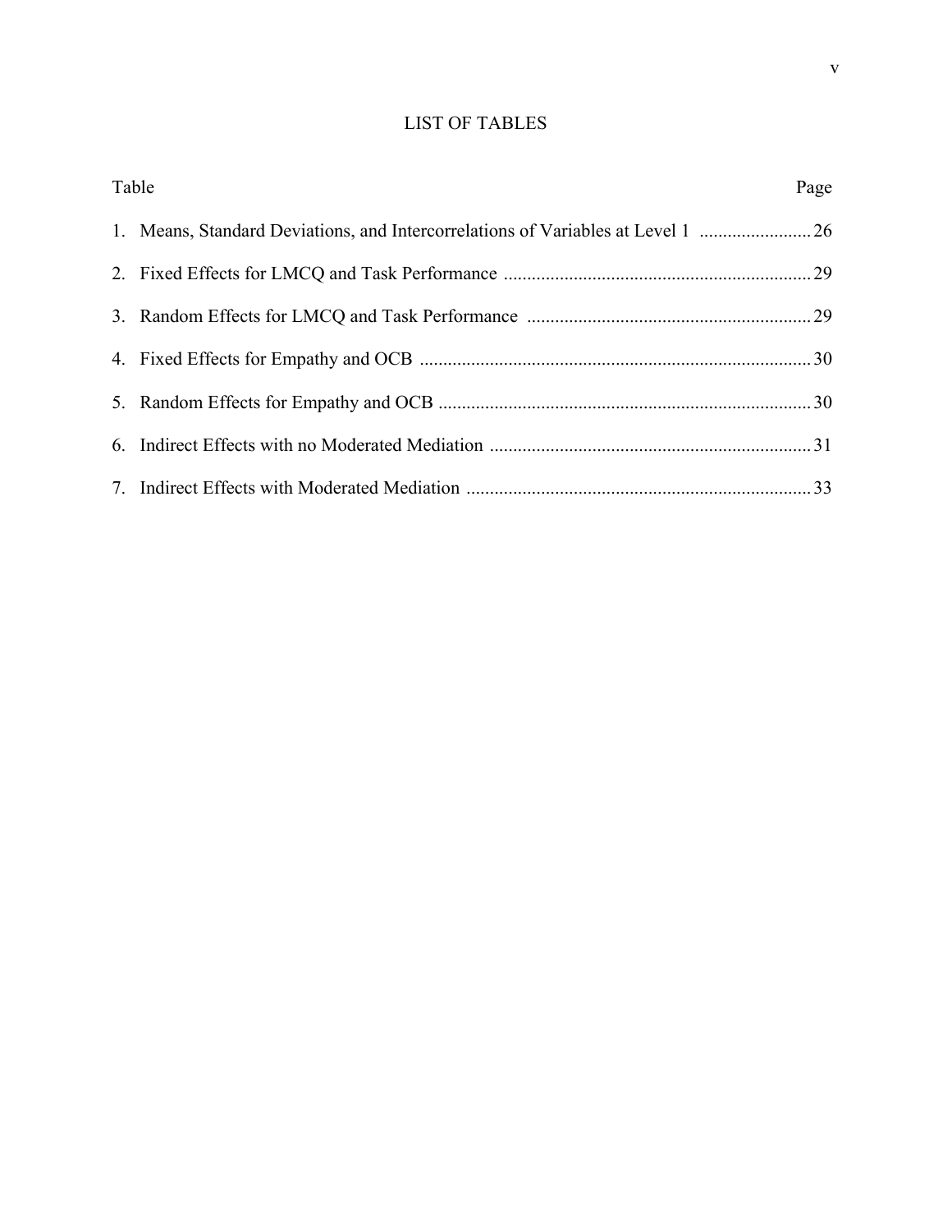# LIST OF TABLES

| Table | Page |
|---|---|
| 1. Means, Standard Deviations, and Intercorrelations of Variables at Level 1 | 26 |
| 2. Fixed Effects for LMCQ and Task Performance | 29 |
| 3. Random Effects for LMCQ and Task Performance | 29 |
| 4. Fixed Effects for Empathy and OCB | 30 |
| 5. Random Effects for Empathy and OCB | 30 |
| 6. Indirect Effects with no Moderated Mediation | 31 |
| 7. Indirect Effects with Moderated Mediation | 33 |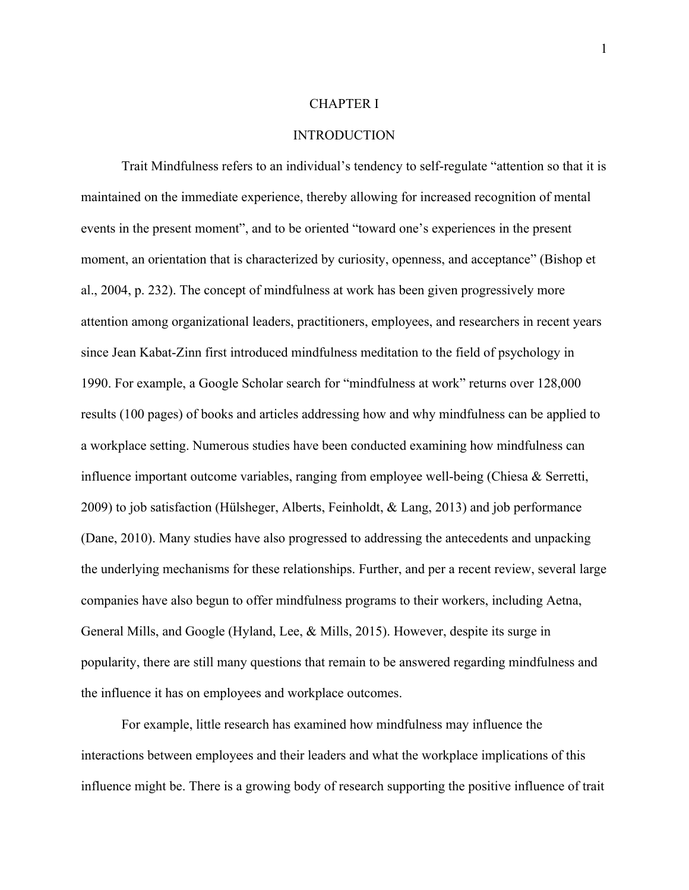# CHAPTER I

## INTRODUCTION

Trait Mindfulness refers to an individual's tendency to self-regulate "attention so that it is maintained on the immediate experience, thereby allowing for increased recognition of mental events in the present moment", and to be oriented "toward one's experiences in the present moment, an orientation that is characterized by curiosity, openness, and acceptance" (Bishop et al., 2004, p. 232). The concept of mindfulness at work has been given progressively more attention among organizational leaders, practitioners, employees, and researchers in recent years since Jean Kabat-Zinn first introduced mindfulness meditation to the field of psychology in 1990. For example, a Google Scholar search for "mindfulness at work" returns over 128,000 results (100 pages) of books and articles addressing how and why mindfulness can be applied to a workplace setting. Numerous studies have been conducted examining how mindfulness can influence important outcome variables, ranging from employee well-being (Chiesa & Serretti, 2009) to job satisfaction (Hülsheger, Alberts, Feinholdt, & Lang, 2013) and job performance (Dane, 2010). Many studies have also progressed to addressing the antecedents and unpacking the underlying mechanisms for these relationships. Further, and per a recent review, several large companies have also begun to offer mindfulness programs to their workers, including Aetna, General Mills, and Google (Hyland, Lee, & Mills, 2015). However, despite its surge in popularity, there are still many questions that remain to be answered regarding mindfulness and the influence it has on employees and workplace outcomes.

For example, little research has examined how mindfulness may influence the interactions between employees and their leaders and what the workplace implications of this influence might be. There is a growing body of research supporting the positive influence of trait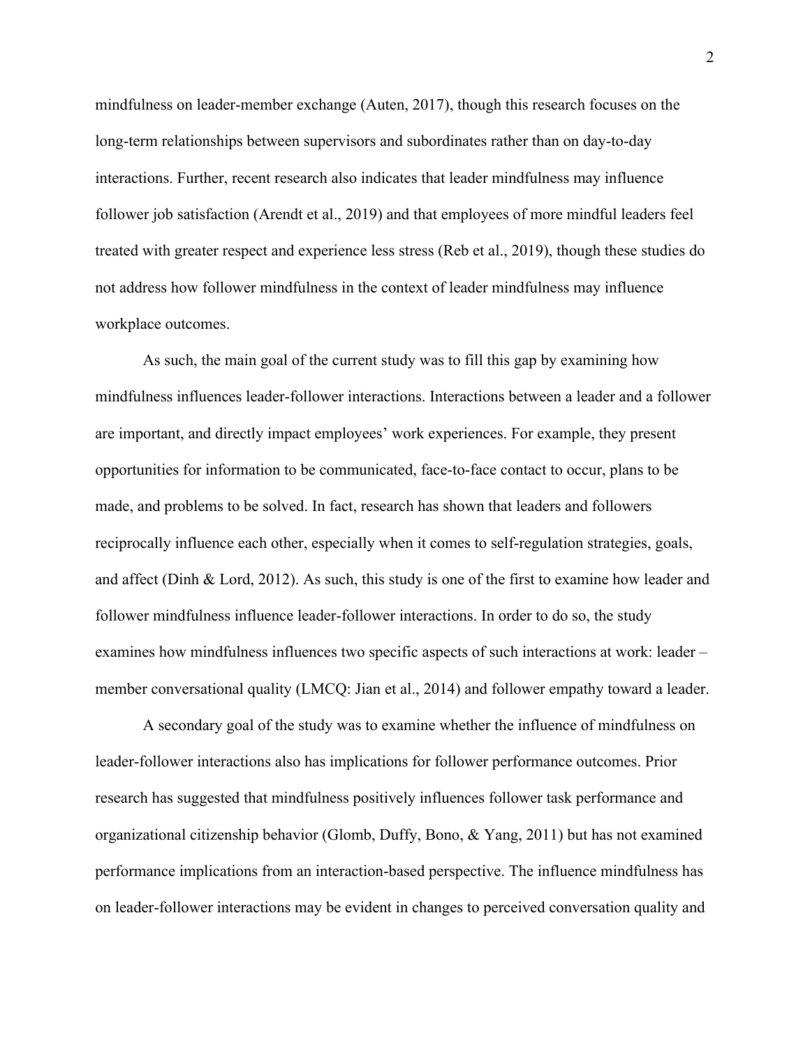mindfulness on leader-member exchange (Auten, 2017), though this research focuses on the long-term relationships between supervisors and subordinates rather than on day-to-day interactions. Further, recent research also indicates that leader mindfulness may influence follower job satisfaction (Arendt et al., 2019) and that employees of more mindful leaders feel treated with greater respect and experience less stress (Reb et al., 2019), though these studies do not address how follower mindfulness in the context of leader mindfulness may influence workplace outcomes.

As such, the main goal of the current study was to fill this gap by examining how mindfulness influences leader-follower interactions. Interactions between a leader and a follower are important, and directly impact employees' work experiences. For example, they present opportunities for information to be communicated, face-to-face contact to occur, plans to be made, and problems to be solved. In fact, research has shown that leaders and followers reciprocally influence each other, especially when it comes to self-regulation strategies, goals, and affect (Dinh & Lord, 2012). As such, this study is one of the first to examine how leader and follower mindfulness influence leader-follower interactions. In order to do so, the study examines how mindfulness influences two specific aspects of such interactions at work: leader – member conversational quality (LMCQ: Jian et al., 2014) and follower empathy toward a leader.

A secondary goal of the study was to examine whether the influence of mindfulness on leader-follower interactions also has implications for follower performance outcomes. Prior research has suggested that mindfulness positively influences follower task performance and organizational citizenship behavior (Glomb, Duffy, Bono, & Yang, 2011) but has not examined performance implications from an interaction-based perspective. The influence mindfulness has on leader-follower interactions may be evident in changes to perceived conversation quality and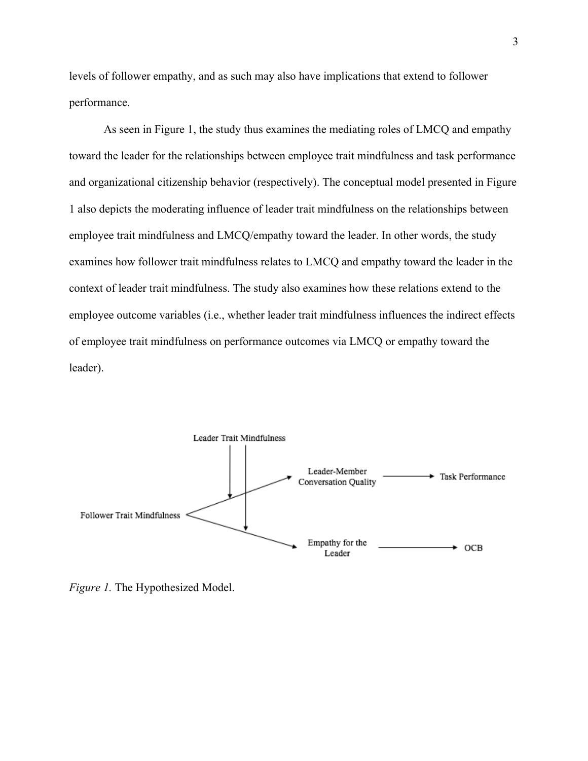levels of follower empathy, and as such may also have implications that extend to follower performance.

As seen in Figure 1, the study thus examines the mediating roles of LMCQ and empathy toward the leader for the relationships between employee trait mindfulness and task performance and organizational citizenship behavior (respectively). The conceptual model presented in Figure 1 also depicts the moderating influence of leader trait mindfulness on the relationships between employee trait mindfulness and LMCQ/empathy toward the leader. In other words, the study examines how follower trait mindfulness relates to LMCQ and empathy toward the leader in the context of leader trait mindfulness. The study also examines how these relations extend to the employee outcome variables (i.e., whether leader trait mindfulness influences the indirect effects of employee trait mindfulness on performance outcomes via LMCQ or empathy toward the leader).

Leader Trait Mindfulness

Leader-Member Conversation Quality

Task Performance

Follower Trait Mindfulness

Empathy for the Leader

OCB

*Figure 1.* The Hypothesized Model.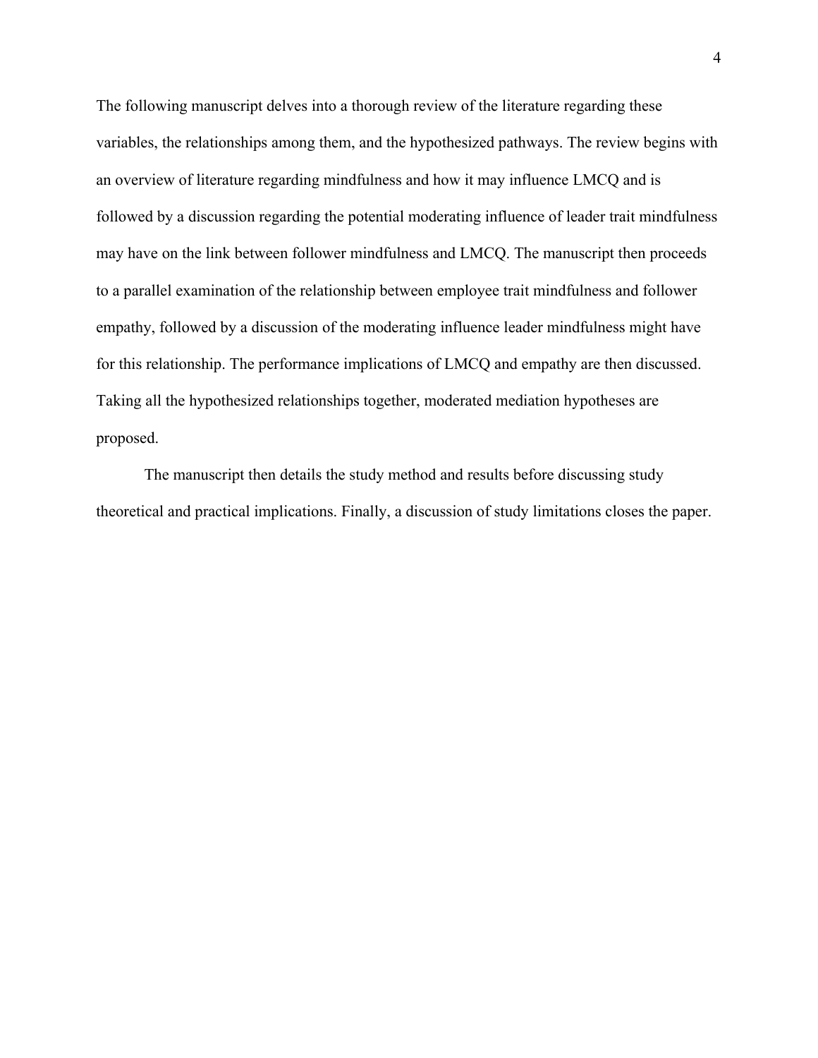The following manuscript delves into a thorough review of the literature regarding these variables, the relationships among them, and the hypothesized pathways. The review begins with an overview of literature regarding mindfulness and how it may influence LMCQ and is followed by a discussion regarding the potential moderating influence of leader trait mindfulness may have on the link between follower mindfulness and LMCQ. The manuscript then proceeds to a parallel examination of the relationship between employee trait mindfulness and follower empathy, followed by a discussion of the moderating influence leader mindfulness might have for this relationship. The performance implications of LMCQ and empathy are then discussed. Taking all the hypothesized relationships together, moderated mediation hypotheses are proposed.

The manuscript then details the study method and results before discussing study theoretical and practical implications. Finally, a discussion of study limitations closes the paper.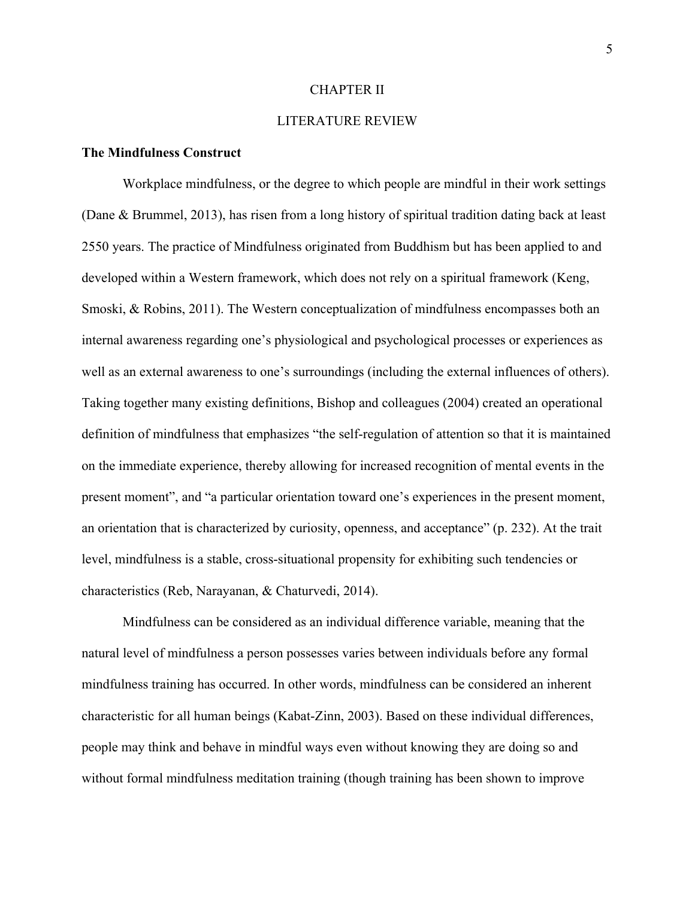# CHAPTER II

# LITERATURE REVIEW

**The Mindfulness Construct**

Workplace mindfulness, or the degree to which people are mindful in their work settings (Dane & Brummel, 2013), has risen from a long history of spiritual tradition dating back at least 2550 years. The practice of Mindfulness originated from Buddhism but has been applied to and developed within a Western framework, which does not rely on a spiritual framework (Keng, Smoski, & Robins, 2011). The Western conceptualization of mindfulness encompasses both an internal awareness regarding one's physiological and psychological processes or experiences as well as an external awareness to one's surroundings (including the external influences of others). Taking together many existing definitions, Bishop and colleagues (2004) created an operational definition of mindfulness that emphasizes "the self-regulation of attention so that it is maintained on the immediate experience, thereby allowing for increased recognition of mental events in the present moment", and "a particular orientation toward one's experiences in the present moment, an orientation that is characterized by curiosity, openness, and acceptance" (p. 232). At the trait level, mindfulness is a stable, cross-situational propensity for exhibiting such tendencies or characteristics (Reb, Narayanan, & Chaturvedi, 2014).

Mindfulness can be considered as an individual difference variable, meaning that the natural level of mindfulness a person possesses varies between individuals before any formal mindfulness training has occurred. In other words, mindfulness can be considered an inherent characteristic for all human beings (Kabat-Zinn, 2003). Based on these individual differences, people may think and behave in mindful ways even without knowing they are doing so and without formal mindfulness meditation training (though training has been shown to improve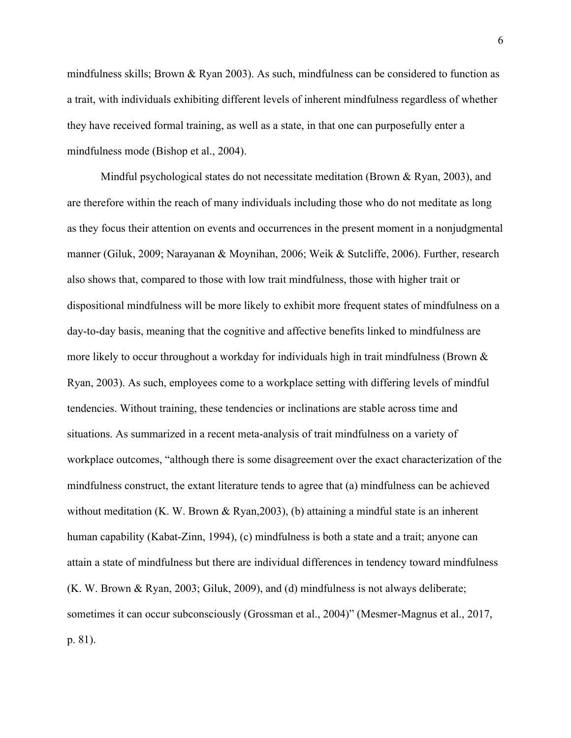mindfulness skills; Brown & Ryan 2003). As such, mindfulness can be considered to function as a trait, with individuals exhibiting different levels of inherent mindfulness regardless of whether they have received formal training, as well as a state, in that one can purposefully enter a mindfulness mode (Bishop et al., 2004).

Mindful psychological states do not necessitate meditation (Brown & Ryan, 2003), and are therefore within the reach of many individuals including those who do not meditate as long as they focus their attention on events and occurrences in the present moment in a nonjudgmental manner (Giluk, 2009; Narayanan & Moynihan, 2006; Weik & Sutcliffe, 2006). Further, research also shows that, compared to those with low trait mindfulness, those with higher trait or dispositional mindfulness will be more likely to exhibit more frequent states of mindfulness on a day-to-day basis, meaning that the cognitive and affective benefits linked to mindfulness are more likely to occur throughout a workday for individuals high in trait mindfulness (Brown & Ryan, 2003). As such, employees come to a workplace setting with differing levels of mindful tendencies. Without training, these tendencies or inclinations are stable across time and situations. As summarized in a recent meta-analysis of trait mindfulness on a variety of workplace outcomes, "although there is some disagreement over the exact characterization of the mindfulness construct, the extant literature tends to agree that (a) mindfulness can be achieved without meditation (K. W. Brown & Ryan,2003), (b) attaining a mindful state is an inherent human capability (Kabat-Zinn, 1994), (c) mindfulness is both a state and a trait; anyone can attain a state of mindfulness but there are individual differences in tendency toward mindfulness (K. W. Brown & Ryan, 2003; Giluk, 2009), and (d) mindfulness is not always deliberate; sometimes it can occur subconsciously (Grossman et al., 2004)" (Mesmer-Magnus et al., 2017, p. 81).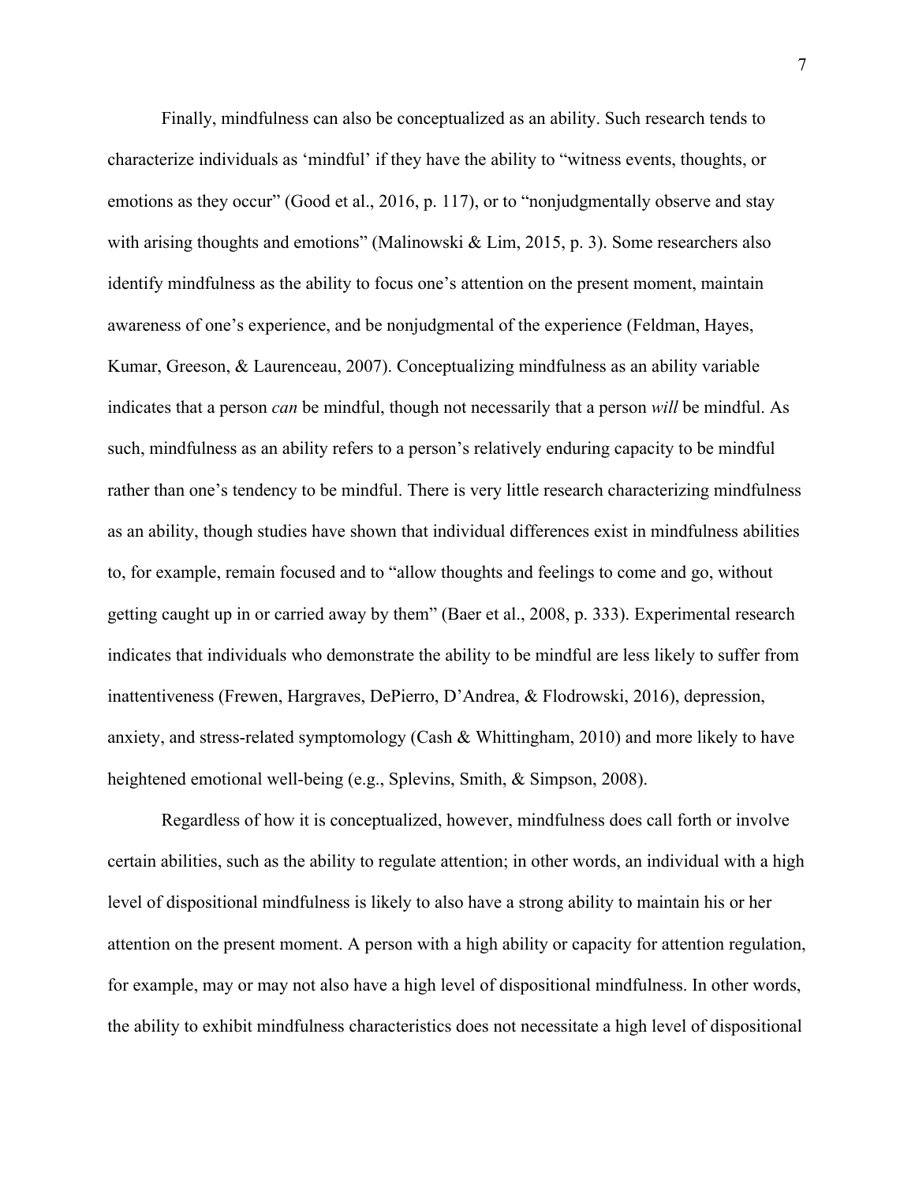Finally, mindfulness can also be conceptualized as an ability. Such research tends to characterize individuals as 'mindful' if they have the ability to "witness events, thoughts, or emotions as they occur" (Good et al., 2016, p. 117), or to "nonjudgmentally observe and stay with arising thoughts and emotions" (Malinowski & Lim, 2015, p. 3). Some researchers also identify mindfulness as the ability to focus one's attention on the present moment, maintain awareness of one's experience, and be nonjudgmental of the experience (Feldman, Hayes, Kumar, Greeson, & Laurenceau, 2007). Conceptualizing mindfulness as an ability variable indicates that a person *can* be mindful, though not necessarily that a person *will* be mindful. As such, mindfulness as an ability refers to a person's relatively enduring capacity to be mindful rather than one's tendency to be mindful. There is very little research characterizing mindfulness as an ability, though studies have shown that individual differences exist in mindfulness abilities to, for example, remain focused and to "allow thoughts and feelings to come and go, without getting caught up in or carried away by them" (Baer et al., 2008, p. 333). Experimental research indicates that individuals who demonstrate the ability to be mindful are less likely to suffer from inattentiveness (Frewen, Hargraves, DePierro, D'Andrea, & Flodrowski, 2016), depression, anxiety, and stress-related symptomology (Cash & Whittingham, 2010) and more likely to have heightened emotional well-being (e.g., Splevins, Smith, & Simpson, 2008).

Regardless of how it is conceptualized, however, mindfulness does call forth or involve certain abilities, such as the ability to regulate attention; in other words, an individual with a high level of dispositional mindfulness is likely to also have a strong ability to maintain his or her attention on the present moment. A person with a high ability or capacity for attention regulation, for example, may or may not also have a high level of dispositional mindfulness. In other words, the ability to exhibit mindfulness characteristics does not necessitate a high level of dispositional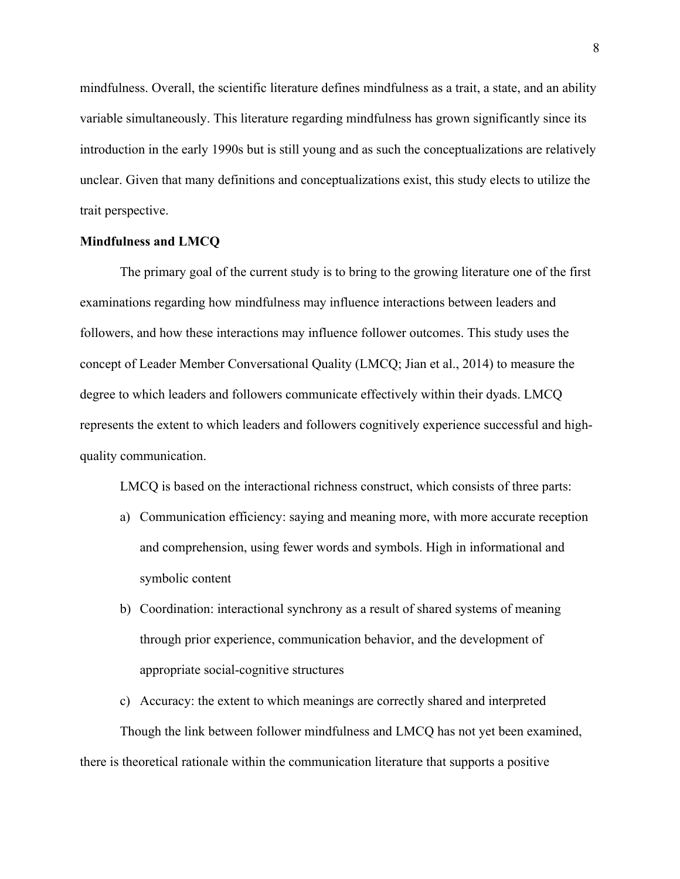mindfulness. Overall, the scientific literature defines mindfulness as a trait, a state, and an ability variable simultaneously. This literature regarding mindfulness has grown significantly since its introduction in the early 1990s but is still young and as such the conceptualizations are relatively unclear. Given that many definitions and conceptualizations exist, this study elects to utilize the trait perspective.

**Mindfulness and LMCQ**

The primary goal of the current study is to bring to the growing literature one of the first examinations regarding how mindfulness may influence interactions between leaders and followers, and how these interactions may influence follower outcomes. This study uses the concept of Leader Member Conversational Quality (LMCQ; Jian et al., 2014) to measure the degree to which leaders and followers communicate effectively within their dyads. LMCQ represents the extent to which leaders and followers cognitively experience successful and high-quality communication.

LMCQ is based on the interactional richness construct, which consists of three parts:

a) Communication efficiency: saying and meaning more, with more accurate reception and comprehension, using fewer words and symbols. High in informational and symbolic content
b) Coordination: interactional synchrony as a result of shared systems of meaning through prior experience, communication behavior, and the development of appropriate social-cognitive structures
c) Accuracy: the extent to which meanings are correctly shared and interpreted

Though the link between follower mindfulness and LMCQ has not yet been examined, there is theoretical rationale within the communication literature that supports a positive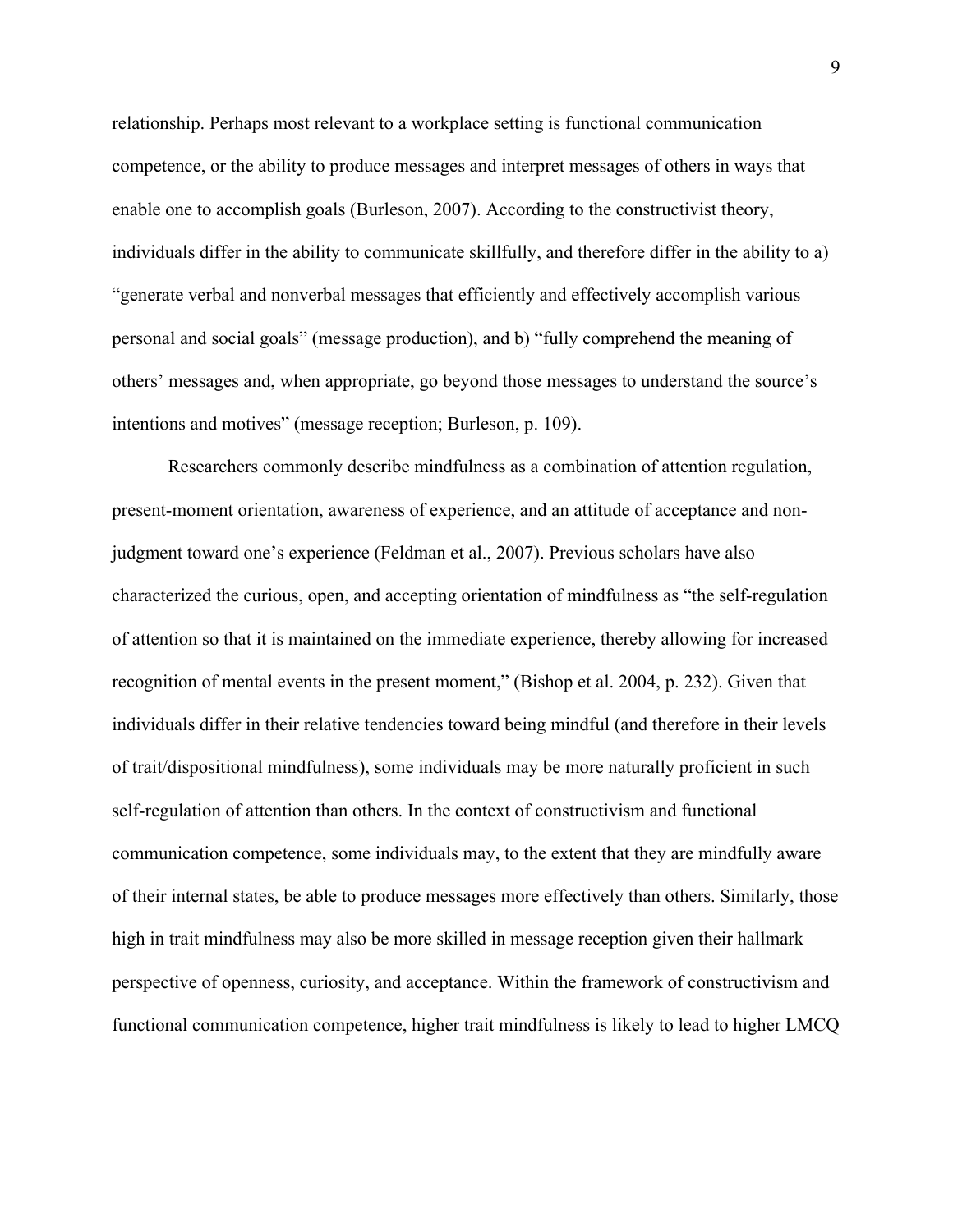relationship. Perhaps most relevant to a workplace setting is functional communication competence, or the ability to produce messages and interpret messages of others in ways that enable one to accomplish goals (Burleson, 2007). According to the constructivist theory, individuals differ in the ability to communicate skillfully, and therefore differ in the ability to a) "generate verbal and nonverbal messages that efficiently and effectively accomplish various personal and social goals" (message production), and b) "fully comprehend the meaning of others' messages and, when appropriate, go beyond those messages to understand the source's intentions and motives" (message reception; Burleson, p. 109).

Researchers commonly describe mindfulness as a combination of attention regulation, present-moment orientation, awareness of experience, and an attitude of acceptance and non-judgment toward one's experience (Feldman et al., 2007). Previous scholars have also characterized the curious, open, and accepting orientation of mindfulness as "the self-regulation of attention so that it is maintained on the immediate experience, thereby allowing for increased recognition of mental events in the present moment," (Bishop et al. 2004, p. 232). Given that individuals differ in their relative tendencies toward being mindful (and therefore in their levels of trait/dispositional mindfulness), some individuals may be more naturally proficient in such self-regulation of attention than others. In the context of constructivism and functional communication competence, some individuals may, to the extent that they are mindfully aware of their internal states, be able to produce messages more effectively than others. Similarly, those high in trait mindfulness may also be more skilled in message reception given their hallmark perspective of openness, curiosity, and acceptance. Within the framework of constructivism and functional communication competence, higher trait mindfulness is likely to lead to higher LMCQ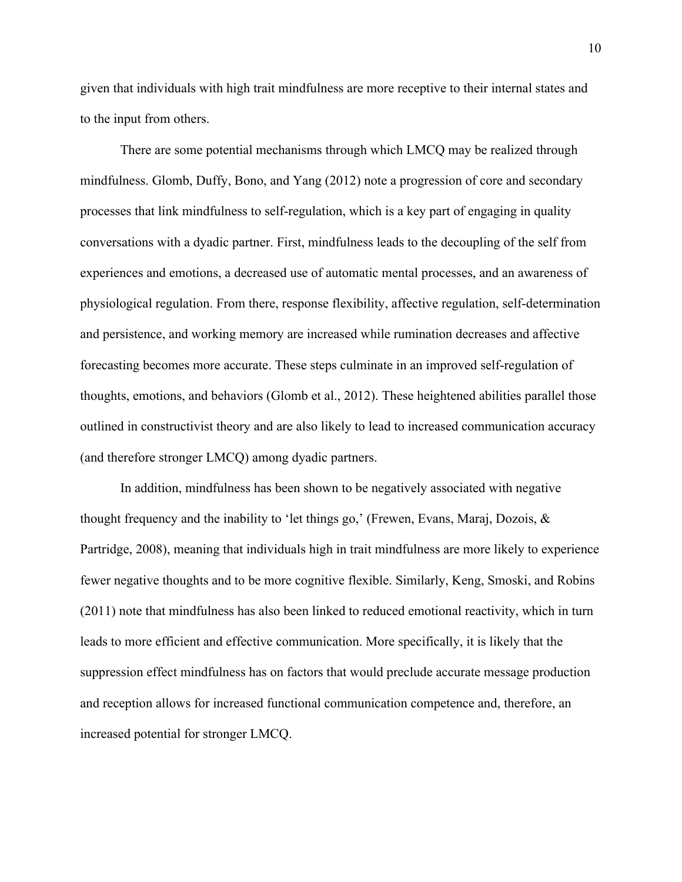given that individuals with high trait mindfulness are more receptive to their internal states and to the input from others.

There are some potential mechanisms through which LMCQ may be realized through mindfulness. Glomb, Duffy, Bono, and Yang (2012) note a progression of core and secondary processes that link mindfulness to self-regulation, which is a key part of engaging in quality conversations with a dyadic partner. First, mindfulness leads to the decoupling of the self from experiences and emotions, a decreased use of automatic mental processes, and an awareness of physiological regulation. From there, response flexibility, affective regulation, self-determination and persistence, and working memory are increased while rumination decreases and affective forecasting becomes more accurate. These steps culminate in an improved self-regulation of thoughts, emotions, and behaviors (Glomb et al., 2012). These heightened abilities parallel those outlined in constructivist theory and are also likely to lead to increased communication accuracy (and therefore stronger LMCQ) among dyadic partners.

In addition, mindfulness has been shown to be negatively associated with negative thought frequency and the inability to 'let things go,' (Frewen, Evans, Maraj, Dozois, & Partridge, 2008), meaning that individuals high in trait mindfulness are more likely to experience fewer negative thoughts and to be more cognitive flexible. Similarly, Keng, Smoski, and Robins (2011) note that mindfulness has also been linked to reduced emotional reactivity, which in turn leads to more efficient and effective communication. More specifically, it is likely that the suppression effect mindfulness has on factors that would preclude accurate message production and reception allows for increased functional communication competence and, therefore, an increased potential for stronger LMCQ.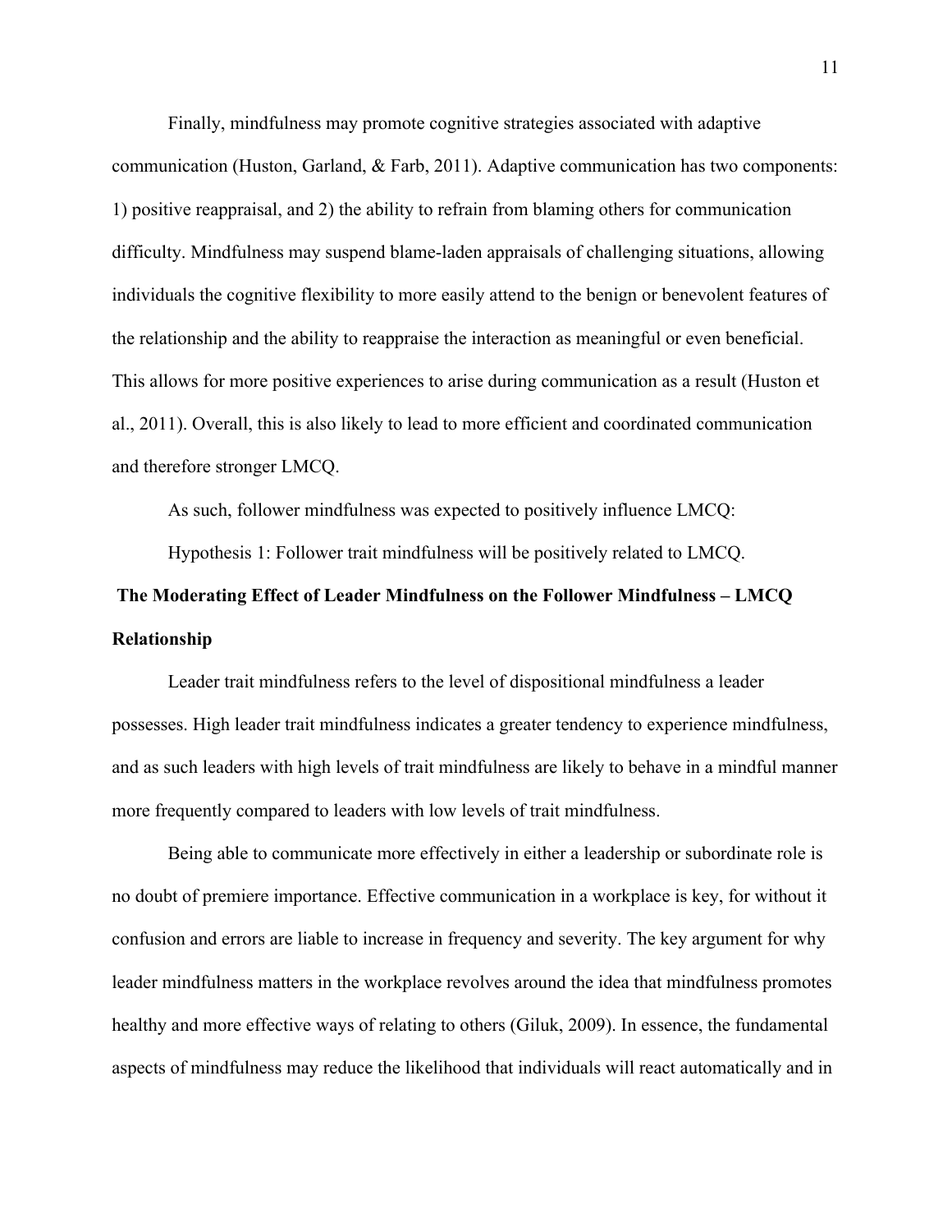Finally, mindfulness may promote cognitive strategies associated with adaptive communication (Huston, Garland, & Farb, 2011). Adaptive communication has two components: 1) positive reappraisal, and 2) the ability to refrain from blaming others for communication difficulty. Mindfulness may suspend blame-laden appraisals of challenging situations, allowing individuals the cognitive flexibility to more easily attend to the benign or benevolent features of the relationship and the ability to reappraise the interaction as meaningful or even beneficial. This allows for more positive experiences to arise during communication as a result (Huston et al., 2011). Overall, this is also likely to lead to more efficient and coordinated communication and therefore stronger LMCQ.

As such, follower mindfulness was expected to positively influence LMCQ:

Hypothesis 1: Follower trait mindfulness will be positively related to LMCQ.

## The Moderating Effect of Leader Mindfulness on the Follower Mindfulness – LMCQ Relationship

Leader trait mindfulness refers to the level of dispositional mindfulness a leader possesses. High leader trait mindfulness indicates a greater tendency to experience mindfulness, and as such leaders with high levels of trait mindfulness are likely to behave in a mindful manner more frequently compared to leaders with low levels of trait mindfulness.

Being able to communicate more effectively in either a leadership or subordinate role is no doubt of premiere importance. Effective communication in a workplace is key, for without it confusion and errors are liable to increase in frequency and severity. The key argument for why leader mindfulness matters in the workplace revolves around the idea that mindfulness promotes healthy and more effective ways of relating to others (Giluk, 2009). In essence, the fundamental aspects of mindfulness may reduce the likelihood that individuals will react automatically and in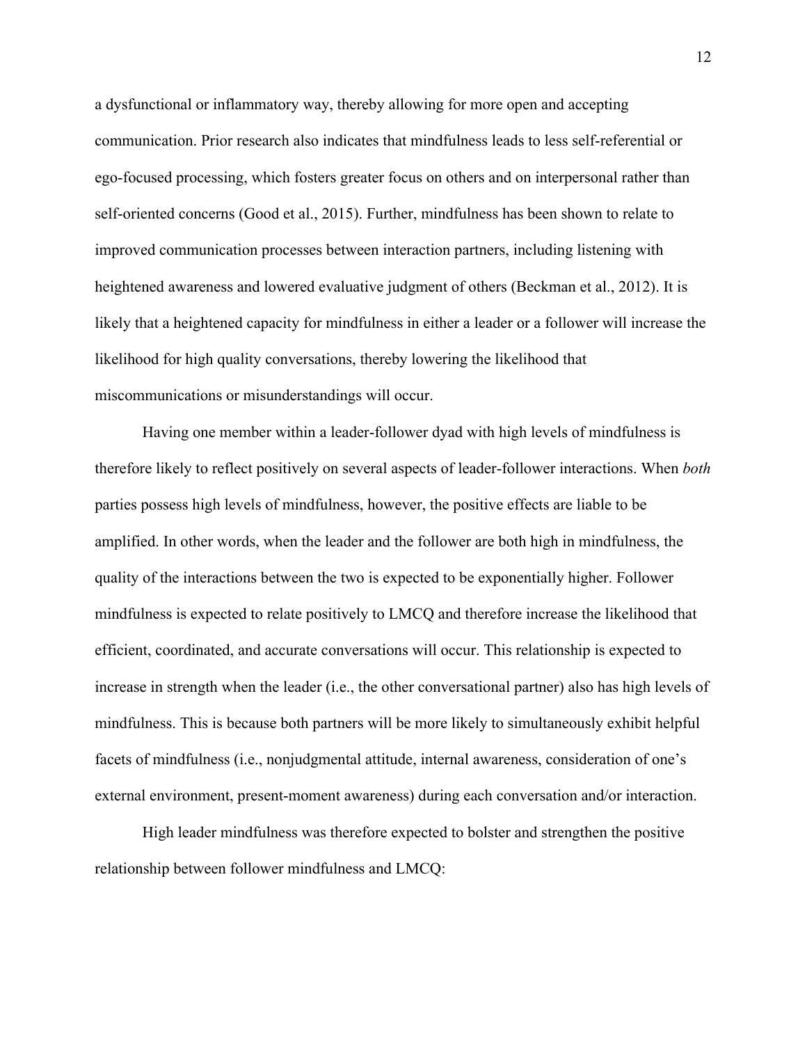a dysfunctional or inflammatory way, thereby allowing for more open and accepting communication. Prior research also indicates that mindfulness leads to less self-referential or ego-focused processing, which fosters greater focus on others and on interpersonal rather than self-oriented concerns (Good et al., 2015). Further, mindfulness has been shown to relate to improved communication processes between interaction partners, including listening with heightened awareness and lowered evaluative judgment of others (Beckman et al., 2012). It is likely that a heightened capacity for mindfulness in either a leader or a follower will increase the likelihood for high quality conversations, thereby lowering the likelihood that miscommunications or misunderstandings will occur.

Having one member within a leader-follower dyad with high levels of mindfulness is therefore likely to reflect positively on several aspects of leader-follower interactions. When *both* parties possess high levels of mindfulness, however, the positive effects are liable to be amplified. In other words, when the leader and the follower are both high in mindfulness, the quality of the interactions between the two is expected to be exponentially higher. Follower mindfulness is expected to relate positively to LMCQ and therefore increase the likelihood that efficient, coordinated, and accurate conversations will occur. This relationship is expected to increase in strength when the leader (i.e., the other conversational partner) also has high levels of mindfulness. This is because both partners will be more likely to simultaneously exhibit helpful facets of mindfulness (i.e., nonjudgmental attitude, internal awareness, consideration of one's external environment, present-moment awareness) during each conversation and/or interaction.

High leader mindfulness was therefore expected to bolster and strengthen the positive relationship between follower mindfulness and LMCQ: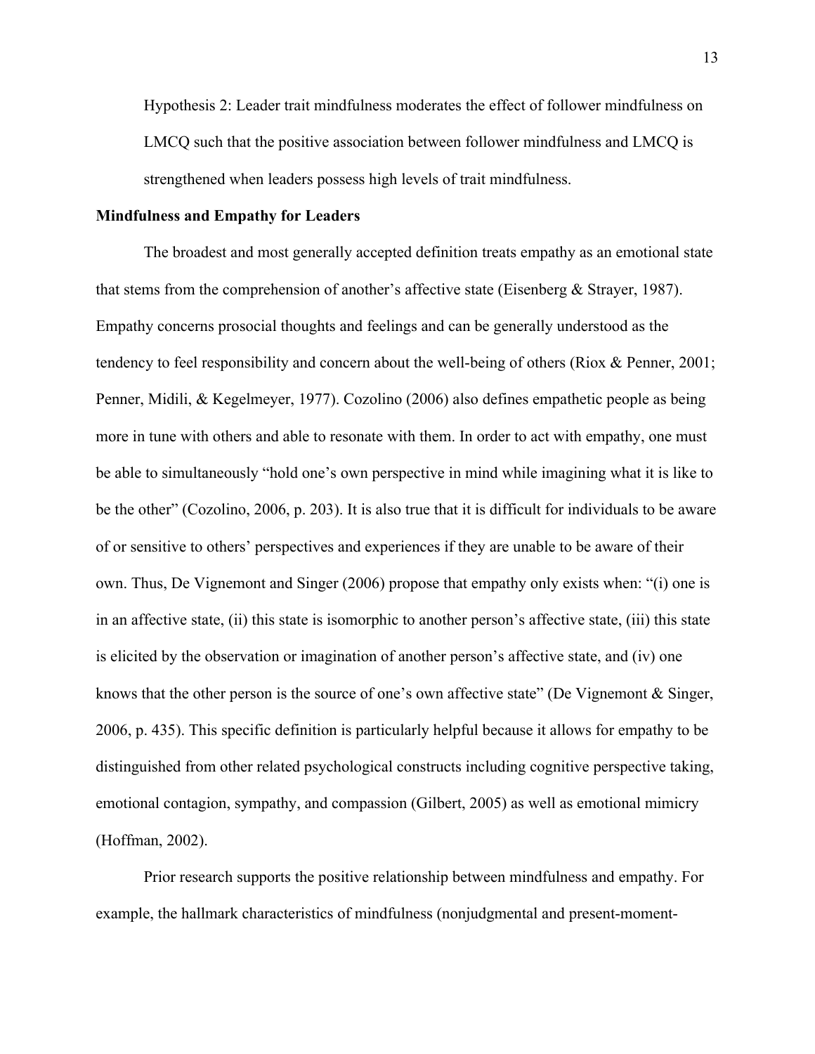Hypothesis 2: Leader trait mindfulness moderates the effect of follower mindfulness on LMCQ such that the positive association between follower mindfulness and LMCQ is strengthened when leaders possess high levels of trait mindfulness.

**Mindfulness and Empathy for Leaders**

The broadest and most generally accepted definition treats empathy as an emotional state that stems from the comprehension of another's affective state (Eisenberg & Strayer, 1987). Empathy concerns prosocial thoughts and feelings and can be generally understood as the tendency to feel responsibility and concern about the well-being of others (Riox & Penner, 2001; Penner, Midili, & Kegelmeyer, 1977). Cozolino (2006) also defines empathetic people as being more in tune with others and able to resonate with them. In order to act with empathy, one must be able to simultaneously "hold one's own perspective in mind while imagining what it is like to be the other" (Cozolino, 2006, p. 203). It is also true that it is difficult for individuals to be aware of or sensitive to others' perspectives and experiences if they are unable to be aware of their own. Thus, De Vignemont and Singer (2006) propose that empathy only exists when: "(i) one is in an affective state, (ii) this state is isomorphic to another person's affective state, (iii) this state is elicited by the observation or imagination of another person's affective state, and (iv) one knows that the other person is the source of one's own affective state" (De Vignemont & Singer, 2006, p. 435). This specific definition is particularly helpful because it allows for empathy to be distinguished from other related psychological constructs including cognitive perspective taking, emotional contagion, sympathy, and compassion (Gilbert, 2005) as well as emotional mimicry (Hoffman, 2002).

Prior research supports the positive relationship between mindfulness and empathy. For example, the hallmark characteristics of mindfulness (nonjudgmental and present-moment-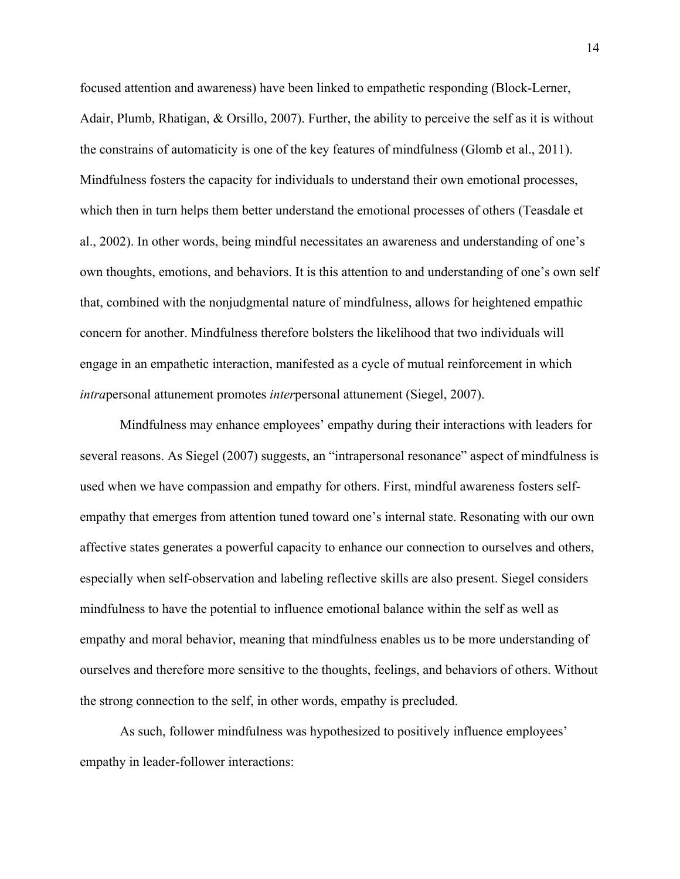focused attention and awareness) have been linked to empathetic responding (Block-Lerner, Adair, Plumb, Rhatigan, & Orsillo, 2007). Further, the ability to perceive the self as it is without the constrains of automaticity is one of the key features of mindfulness (Glomb et al., 2011). Mindfulness fosters the capacity for individuals to understand their own emotional processes, which then in turn helps them better understand the emotional processes of others (Teasdale et al., 2002). In other words, being mindful necessitates an awareness and understanding of one's own thoughts, emotions, and behaviors. It is this attention to and understanding of one's own self that, combined with the nonjudgmental nature of mindfulness, allows for heightened empathic concern for another. Mindfulness therefore bolsters the likelihood that two individuals will engage in an empathetic interaction, manifested as a cycle of mutual reinforcement in which *intra*personal attunement promotes *inter*personal attunement (Siegel, 2007).

Mindfulness may enhance employees' empathy during their interactions with leaders for several reasons. As Siegel (2007) suggests, an "intrapersonal resonance" aspect of mindfulness is used when we have compassion and empathy for others. First, mindful awareness fosters self-empathy that emerges from attention tuned toward one's internal state. Resonating with our own affective states generates a powerful capacity to enhance our connection to ourselves and others, especially when self-observation and labeling reflective skills are also present. Siegel considers mindfulness to have the potential to influence emotional balance within the self as well as empathy and moral behavior, meaning that mindfulness enables us to be more understanding of ourselves and therefore more sensitive to the thoughts, feelings, and behaviors of others. Without the strong connection to the self, in other words, empathy is precluded.

As such, follower mindfulness was hypothesized to positively influence employees' empathy in leader-follower interactions: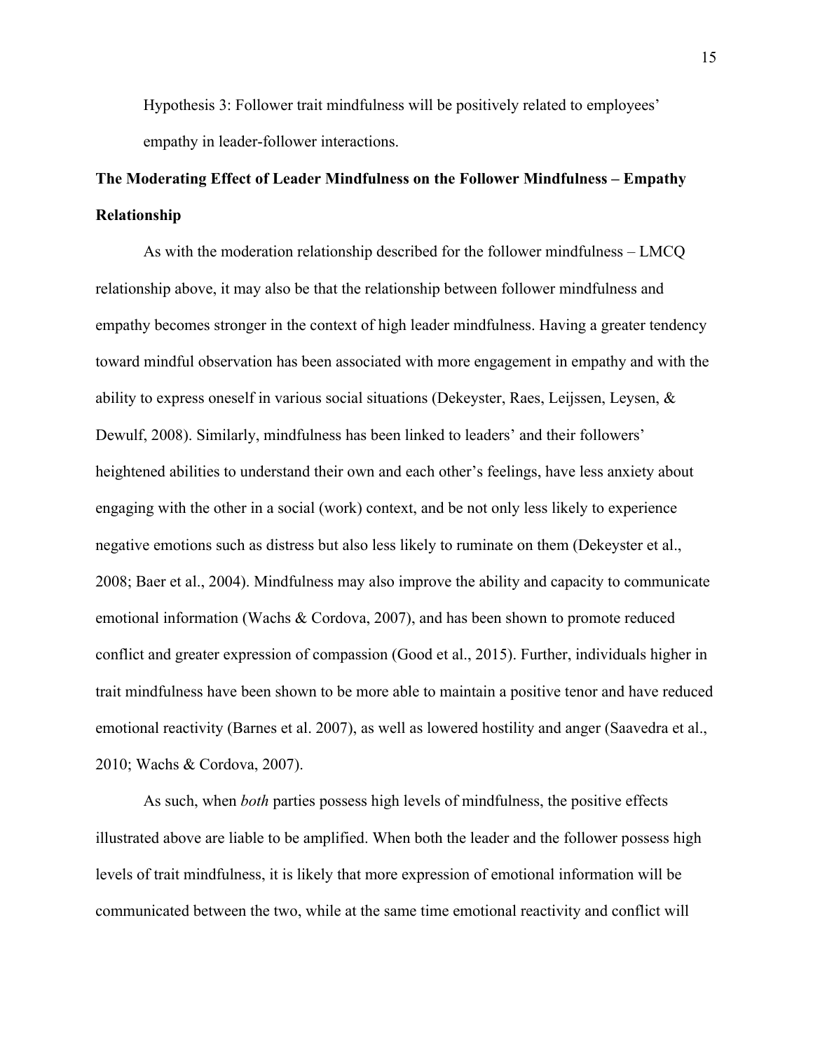Hypothesis 3: Follower trait mindfulness will be positively related to employees' empathy in leader-follower interactions.

**The Moderating Effect of Leader Mindfulness on the Follower Mindfulness – Empathy Relationship**

As with the moderation relationship described for the follower mindfulness – LMCQ relationship above, it may also be that the relationship between follower mindfulness and empathy becomes stronger in the context of high leader mindfulness. Having a greater tendency toward mindful observation has been associated with more engagement in empathy and with the ability to express oneself in various social situations (Dekeyster, Raes, Leijssen, Leysen, & Dewulf, 2008). Similarly, mindfulness has been linked to leaders' and their followers' heightened abilities to understand their own and each other's feelings, have less anxiety about engaging with the other in a social (work) context, and be not only less likely to experience negative emotions such as distress but also less likely to ruminate on them (Dekeyster et al., 2008; Baer et al., 2004). Mindfulness may also improve the ability and capacity to communicate emotional information (Wachs & Cordova, 2007), and has been shown to promote reduced conflict and greater expression of compassion (Good et al., 2015). Further, individuals higher in trait mindfulness have been shown to be more able to maintain a positive tenor and have reduced emotional reactivity (Barnes et al. 2007), as well as lowered hostility and anger (Saavedra et al., 2010; Wachs & Cordova, 2007).

As such, when *both* parties possess high levels of mindfulness, the positive effects illustrated above are liable to be amplified. When both the leader and the follower possess high levels of trait mindfulness, it is likely that more expression of emotional information will be communicated between the two, while at the same time emotional reactivity and conflict will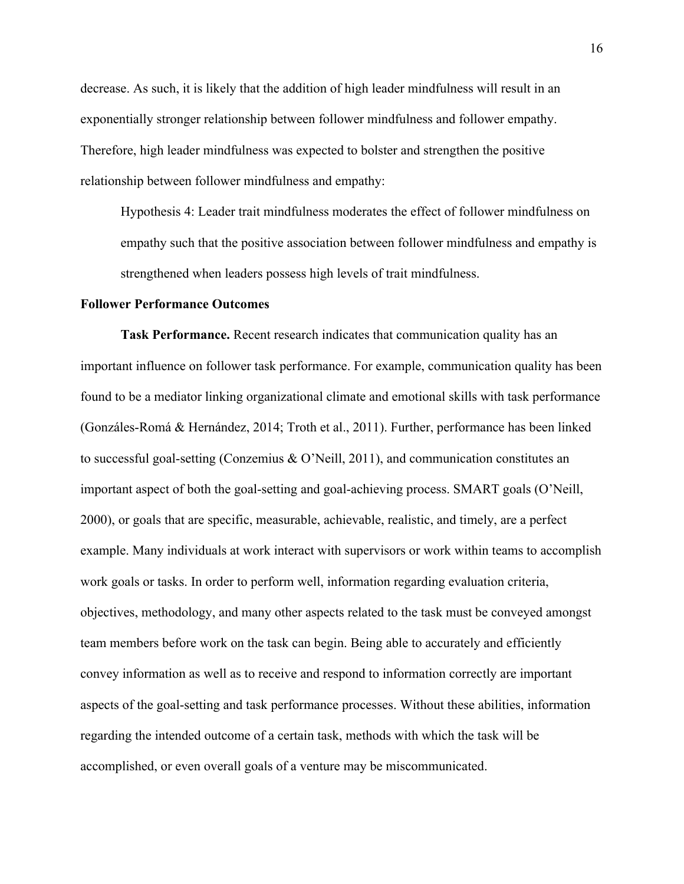decrease. As such, it is likely that the addition of high leader mindfulness will result in an exponentially stronger relationship between follower mindfulness and follower empathy. Therefore, high leader mindfulness was expected to bolster and strengthen the positive relationship between follower mindfulness and empathy:

> Hypothesis 4: Leader trait mindfulness moderates the effect of follower mindfulness on empathy such that the positive association between follower mindfulness and empathy is strengthened when leaders possess high levels of trait mindfulness.

## Follower Performance Outcomes

**Task Performance.** Recent research indicates that communication quality has an important influence on follower task performance. For example, communication quality has been found to be a mediator linking organizational climate and emotional skills with task performance (Gonzáles-Romá & Hernández, 2014; Troth et al., 2011). Further, performance has been linked to successful goal-setting (Conzemius & O'Neill, 2011), and communication constitutes an important aspect of both the goal-setting and goal-achieving process. SMART goals (O'Neill, 2000), or goals that are specific, measurable, achievable, realistic, and timely, are a perfect example. Many individuals at work interact with supervisors or work within teams to accomplish work goals or tasks. In order to perform well, information regarding evaluation criteria, objectives, methodology, and many other aspects related to the task must be conveyed amongst team members before work on the task can begin. Being able to accurately and efficiently convey information as well as to receive and respond to information correctly are important aspects of the goal-setting and task performance processes. Without these abilities, information regarding the intended outcome of a certain task, methods with which the task will be accomplished, or even overall goals of a venture may be miscommunicated.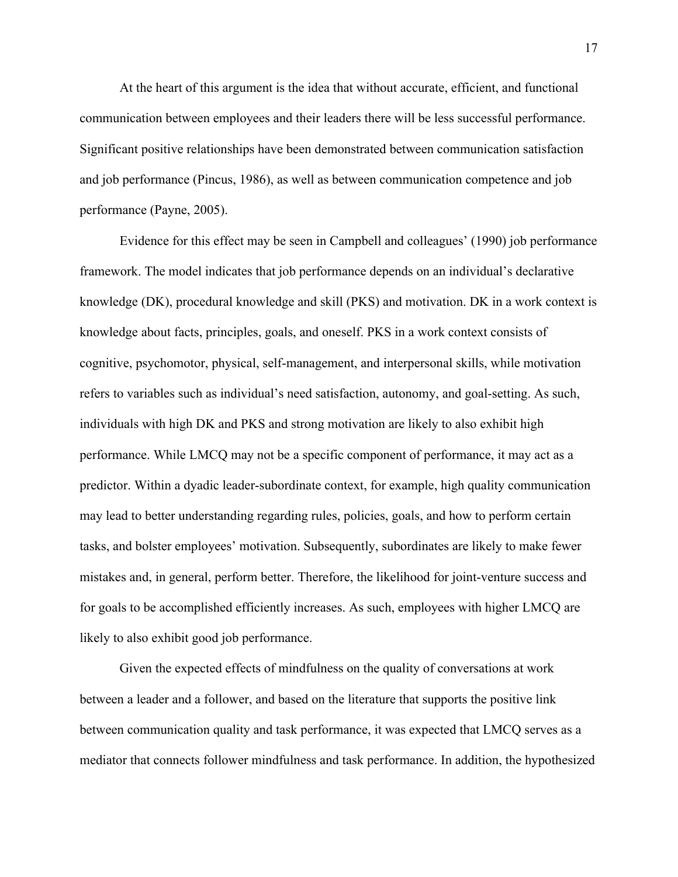At the heart of this argument is the idea that without accurate, efficient, and functional communication between employees and their leaders there will be less successful performance. Significant positive relationships have been demonstrated between communication satisfaction and job performance (Pincus, 1986), as well as between communication competence and job performance (Payne, 2005).

Evidence for this effect may be seen in Campbell and colleagues' (1990) job performance framework. The model indicates that job performance depends on an individual's declarative knowledge (DK), procedural knowledge and skill (PKS) and motivation. DK in a work context is knowledge about facts, principles, goals, and oneself. PKS in a work context consists of cognitive, psychomotor, physical, self-management, and interpersonal skills, while motivation refers to variables such as individual's need satisfaction, autonomy, and goal-setting. As such, individuals with high DK and PKS and strong motivation are likely to also exhibit high performance. While LMCQ may not be a specific component of performance, it may act as a predictor. Within a dyadic leader-subordinate context, for example, high quality communication may lead to better understanding regarding rules, policies, goals, and how to perform certain tasks, and bolster employees' motivation. Subsequently, subordinates are likely to make fewer mistakes and, in general, perform better. Therefore, the likelihood for joint-venture success and for goals to be accomplished efficiently increases. As such, employees with higher LMCQ are likely to also exhibit good job performance.

Given the expected effects of mindfulness on the quality of conversations at work between a leader and a follower, and based on the literature that supports the positive link between communication quality and task performance, it was expected that LMCQ serves as a mediator that connects follower mindfulness and task performance. In addition, the hypothesized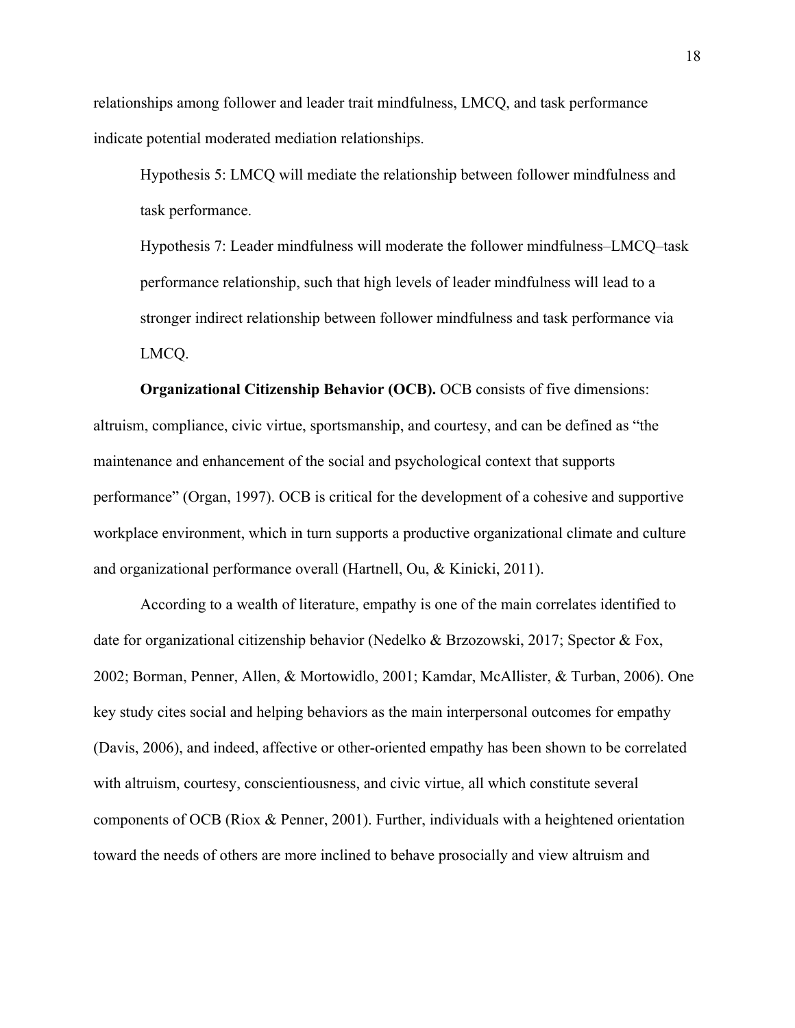relationships among follower and leader trait mindfulness, LMCQ, and task performance indicate potential moderated mediation relationships.

> Hypothesis 5: LMCQ will mediate the relationship between follower mindfulness and task performance.
>
> Hypothesis 7: Leader mindfulness will moderate the follower mindfulness–LMCQ–task performance relationship, such that high levels of leader mindfulness will lead to a stronger indirect relationship between follower mindfulness and task performance via LMCQ.

**Organizational Citizenship Behavior (OCB).** OCB consists of five dimensions: altruism, compliance, civic virtue, sportsmanship, and courtesy, and can be defined as "the maintenance and enhancement of the social and psychological context that supports performance" (Organ, 1997). OCB is critical for the development of a cohesive and supportive workplace environment, which in turn supports a productive organizational climate and culture and organizational performance overall (Hartnell, Ou, & Kinicki, 2011).

According to a wealth of literature, empathy is one of the main correlates identified to date for organizational citizenship behavior (Nedelko & Brzozowski, 2017; Spector & Fox, 2002; Borman, Penner, Allen, & Mortowidlo, 2001; Kamdar, McAllister, & Turban, 2006). One key study cites social and helping behaviors as the main interpersonal outcomes for empathy (Davis, 2006), and indeed, affective or other-oriented empathy has been shown to be correlated with altruism, courtesy, conscientiousness, and civic virtue, all which constitute several components of OCB (Riox & Penner, 2001). Further, individuals with a heightened orientation toward the needs of others are more inclined to behave prosocially and view altruism and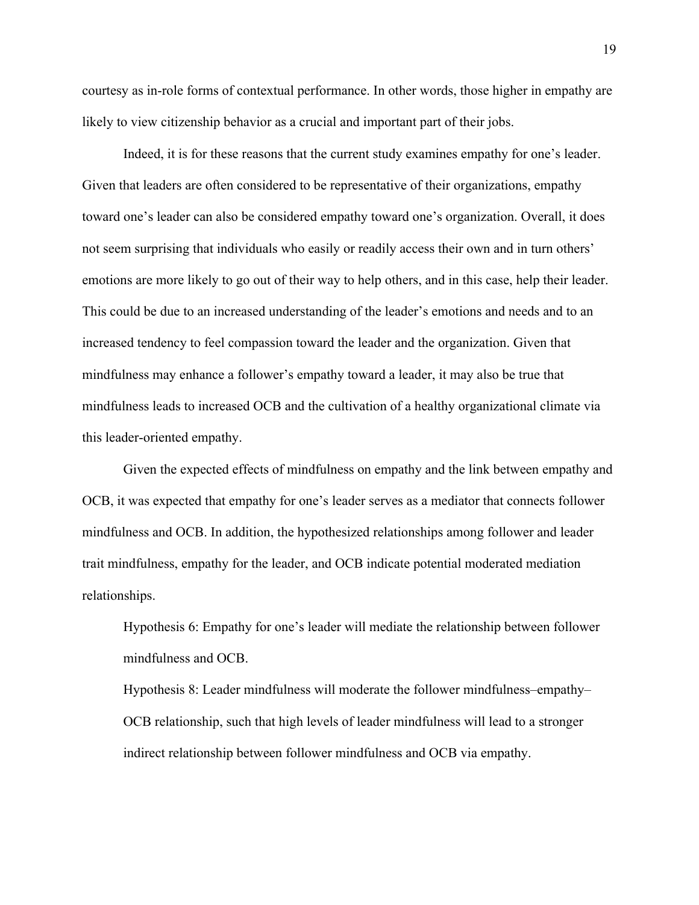courtesy as in-role forms of contextual performance. In other words, those higher in empathy are likely to view citizenship behavior as a crucial and important part of their jobs.

Indeed, it is for these reasons that the current study examines empathy for one's leader. Given that leaders are often considered to be representative of their organizations, empathy toward one's leader can also be considered empathy toward one's organization. Overall, it does not seem surprising that individuals who easily or readily access their own and in turn others' emotions are more likely to go out of their way to help others, and in this case, help their leader. This could be due to an increased understanding of the leader's emotions and needs and to an increased tendency to feel compassion toward the leader and the organization. Given that mindfulness may enhance a follower's empathy toward a leader, it may also be true that mindfulness leads to increased OCB and the cultivation of a healthy organizational climate via this leader-oriented empathy.

Given the expected effects of mindfulness on empathy and the link between empathy and OCB, it was expected that empathy for one's leader serves as a mediator that connects follower mindfulness and OCB. In addition, the hypothesized relationships among follower and leader trait mindfulness, empathy for the leader, and OCB indicate potential moderated mediation relationships.

> Hypothesis 6: Empathy for one's leader will mediate the relationship between follower mindfulness and OCB.
>
> Hypothesis 8: Leader mindfulness will moderate the follower mindfulness–empathy–OCB relationship, such that high levels of leader mindfulness will lead to a stronger indirect relationship between follower mindfulness and OCB via empathy.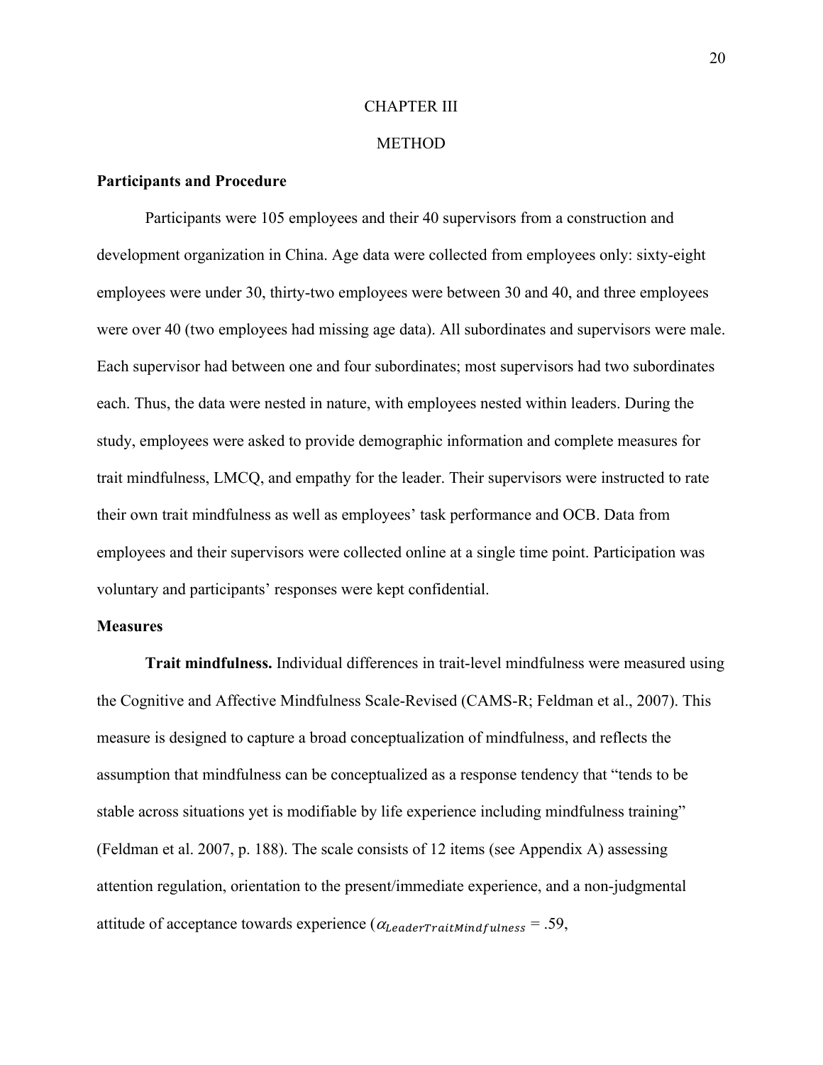# CHAPTER III

# METHOD

## Participants and Procedure

Participants were 105 employees and their 40 supervisors from a construction and development organization in China. Age data were collected from employees only: sixty-eight employees were under 30, thirty-two employees were between 30 and 40, and three employees were over 40 (two employees had missing age data). All subordinates and supervisors were male. Each supervisor had between one and four subordinates; most supervisors had two subordinates each. Thus, the data were nested in nature, with employees nested within leaders. During the study, employees were asked to provide demographic information and complete measures for trait mindfulness, LMCQ, and empathy for the leader. Their supervisors were instructed to rate their own trait mindfulness as well as employees' task performance and OCB. Data from employees and their supervisors were collected online at a single time point. Participation was voluntary and participants' responses were kept confidential.

## Measures

**Trait mindfulness.** Individual differences in trait-level mindfulness were measured using the Cognitive and Affective Mindfulness Scale-Revised (CAMS-R; Feldman et al., 2007). This measure is designed to capture a broad conceptualization of mindfulness, and reflects the assumption that mindfulness can be conceptualized as a response tendency that "tends to be stable across situations yet is modifiable by life experience including mindfulness training" (Feldman et al. 2007, p. 188). The scale consists of 12 items (see Appendix A) assessing attention regulation, orientation to the present/immediate experience, and a non-judgmental attitude of acceptance towards experience ($\alpha_{LeaderTraitMindfulness}$ = .59,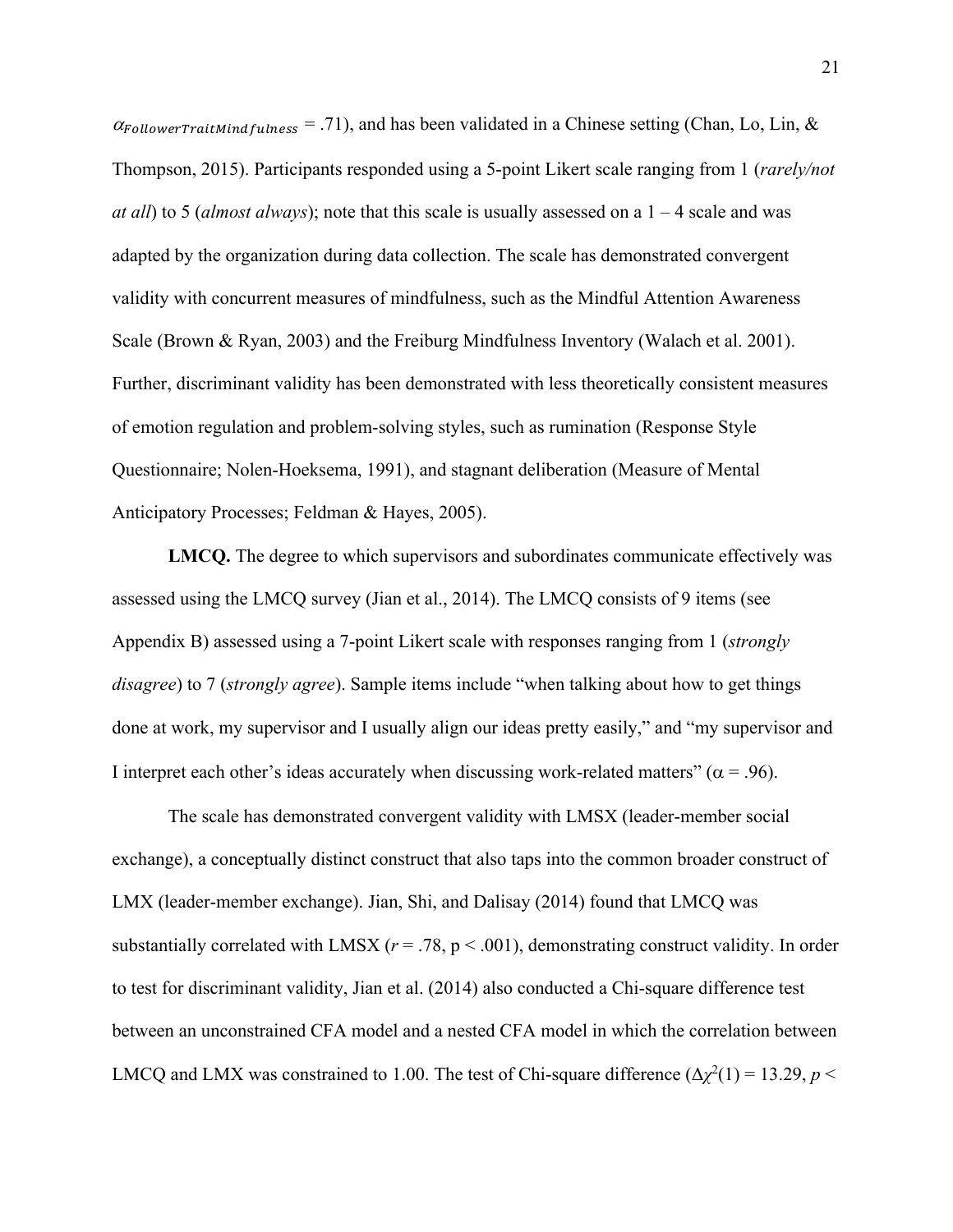$\alpha_{FollowerTraitMindfulness}$ = .71), and has been validated in a Chinese setting (Chan, Lo, Lin, & Thompson, 2015). Participants responded using a 5-point Likert scale ranging from 1 (*rarely/not at all*) to 5 (*almost always*); note that this scale is usually assessed on a 1 – 4 scale and was adapted by the organization during data collection. The scale has demonstrated convergent validity with concurrent measures of mindfulness, such as the Mindful Attention Awareness Scale (Brown & Ryan, 2003) and the Freiburg Mindfulness Inventory (Walach et al. 2001). Further, discriminant validity has been demonstrated with less theoretically consistent measures of emotion regulation and problem-solving styles, such as rumination (Response Style Questionnaire; Nolen-Hoeksema, 1991), and stagnant deliberation (Measure of Mental Anticipatory Processes; Feldman & Hayes, 2005).

**LMCQ.** The degree to which supervisors and subordinates communicate effectively was assessed using the LMCQ survey (Jian et al., 2014). The LMCQ consists of 9 items (see Appendix B) assessed using a 7-point Likert scale with responses ranging from 1 (*strongly disagree*) to 7 (*strongly agree*). Sample items include "when talking about how to get things done at work, my supervisor and I usually align our ideas pretty easily," and "my supervisor and I interpret each other's ideas accurately when discussing work-related matters" ($\alpha$ = .96).

The scale has demonstrated convergent validity with LMSX (leader-member social exchange), a conceptually distinct construct that also taps into the common broader construct of LMX (leader-member exchange). Jian, Shi, and Dalisay (2014) found that LMCQ was substantially correlated with LMSX ($r$ = .78, p < .001), demonstrating construct validity. In order to test for discriminant validity, Jian et al. (2014) also conducted a Chi-square difference test between an unconstrained CFA model and a nested CFA model in which the correlation between LMCQ and LMX was constrained to 1.00. The test of Chi-square difference ($\Delta\chi^2(1) = 13.29$, $p <$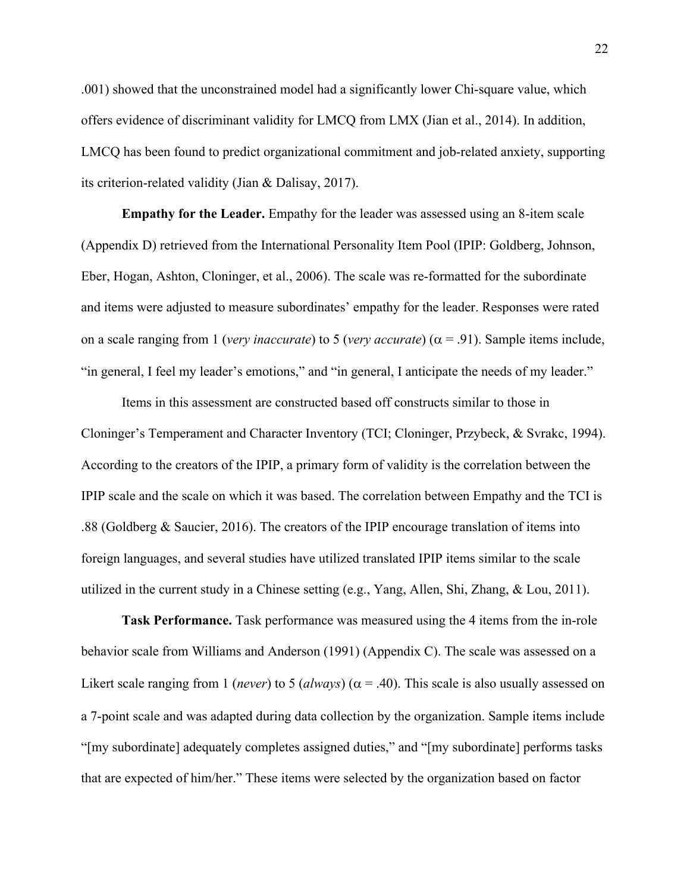.001) showed that the unconstrained model had a significantly lower Chi-square value, which offers evidence of discriminant validity for LMCQ from LMX (Jian et al., 2014). In addition, LMCQ has been found to predict organizational commitment and job-related anxiety, supporting its criterion-related validity (Jian & Dalisay, 2017).

**Empathy for the Leader.** Empathy for the leader was assessed using an 8-item scale (Appendix D) retrieved from the International Personality Item Pool (IPIP: Goldberg, Johnson, Eber, Hogan, Ashton, Cloninger, et al., 2006). The scale was re-formatted for the subordinate and items were adjusted to measure subordinates' empathy for the leader. Responses were rated on a scale ranging from 1 (*very inaccurate*) to 5 (*very accurate*) ($\alpha = .91$). Sample items include, "in general, I feel my leader's emotions," and "in general, I anticipate the needs of my leader."

Items in this assessment are constructed based off constructs similar to those in Cloninger's Temperament and Character Inventory (TCI; Cloninger, Przybeck, & Svrakc, 1994). According to the creators of the IPIP, a primary form of validity is the correlation between the IPIP scale and the scale on which it was based. The correlation between Empathy and the TCI is .88 (Goldberg & Saucier, 2016). The creators of the IPIP encourage translation of items into foreign languages, and several studies have utilized translated IPIP items similar to the scale utilized in the current study in a Chinese setting (e.g., Yang, Allen, Shi, Zhang, & Lou, 2011).

**Task Performance.** Task performance was measured using the 4 items from the in-role behavior scale from Williams and Anderson (1991) (Appendix C). The scale was assessed on a Likert scale ranging from 1 (*never*) to 5 (*always*) ($\alpha = .40$). This scale is also usually assessed on a 7-point scale and was adapted during data collection by the organization. Sample items include "[my subordinate] adequately completes assigned duties," and "[my subordinate] performs tasks that are expected of him/her." These items were selected by the organization based on factor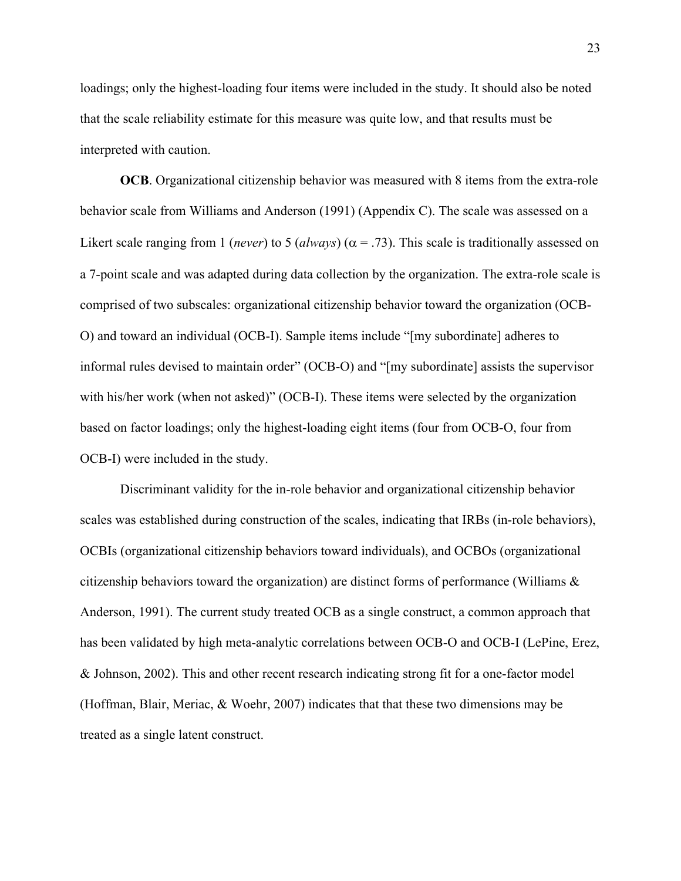loadings; only the highest-loading four items were included in the study. It should also be noted that the scale reliability estimate for this measure was quite low, and that results must be interpreted with caution.

**OCB**. Organizational citizenship behavior was measured with 8 items from the extra-role behavior scale from Williams and Anderson (1991) (Appendix C). The scale was assessed on a Likert scale ranging from 1 (*never*) to 5 (*always*) ($\alpha = .73$). This scale is traditionally assessed on a 7-point scale and was adapted during data collection by the organization. The extra-role scale is comprised of two subscales: organizational citizenship behavior toward the organization (OCB-O) and toward an individual (OCB-I). Sample items include "[my subordinate] adheres to informal rules devised to maintain order" (OCB-O) and "[my subordinate] assists the supervisor with his/her work (when not asked)" (OCB-I). These items were selected by the organization based on factor loadings; only the highest-loading eight items (four from OCB-O, four from OCB-I) were included in the study.

Discriminant validity for the in-role behavior and organizational citizenship behavior scales was established during construction of the scales, indicating that IRBs (in-role behaviors), OCBIs (organizational citizenship behaviors toward individuals), and OCBOs (organizational citizenship behaviors toward the organization) are distinct forms of performance (Williams & Anderson, 1991). The current study treated OCB as a single construct, a common approach that has been validated by high meta-analytic correlations between OCB-O and OCB-I (LePine, Erez, & Johnson, 2002). This and other recent research indicating strong fit for a one-factor model (Hoffman, Blair, Meriac, & Woehr, 2007) indicates that that these two dimensions may be treated as a single latent construct.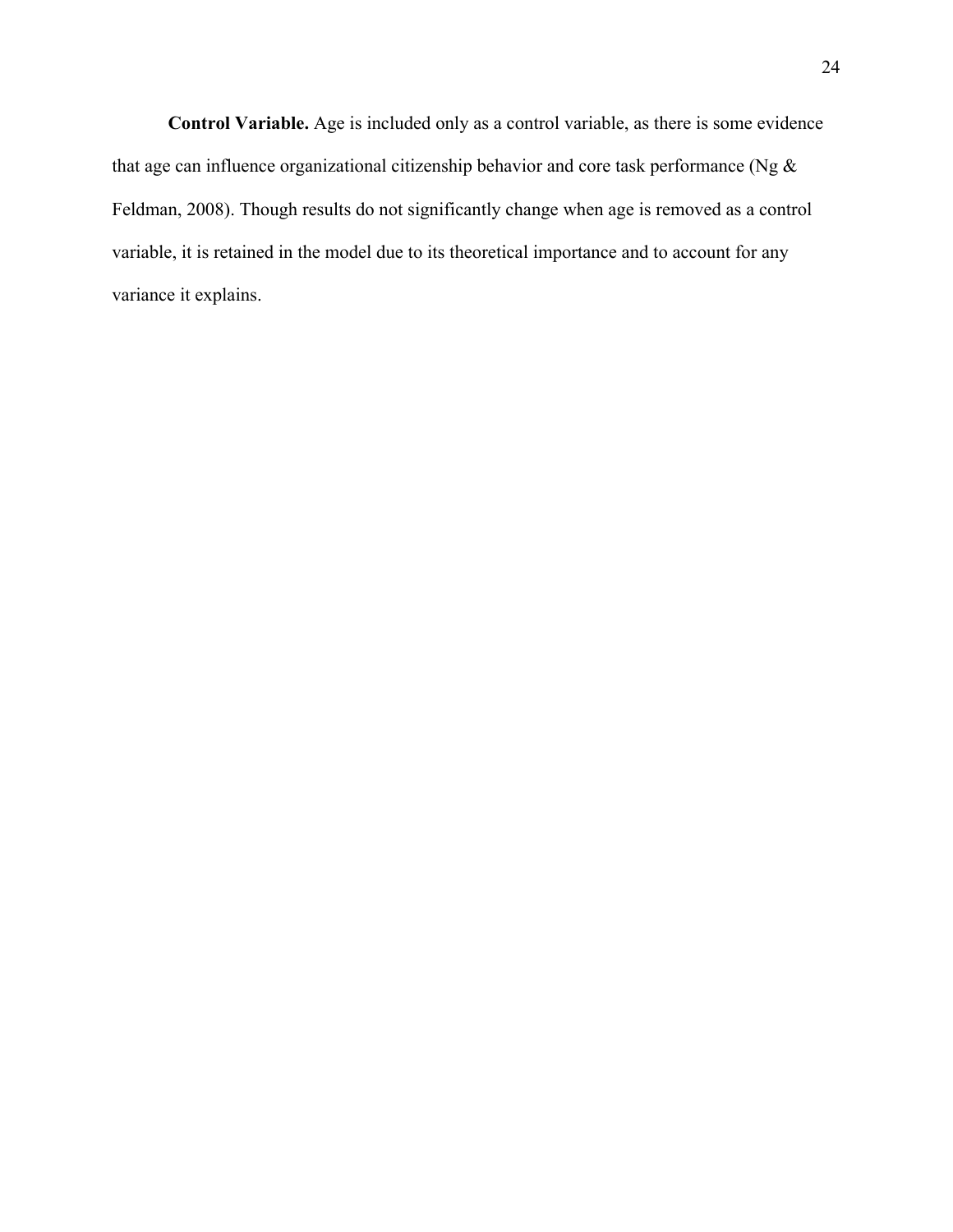**Control Variable.** Age is included only as a control variable, as there is some evidence that age can influence organizational citizenship behavior and core task performance (Ng & Feldman, 2008). Though results do not significantly change when age is removed as a control variable, it is retained in the model due to its theoretical importance and to account for any variance it explains.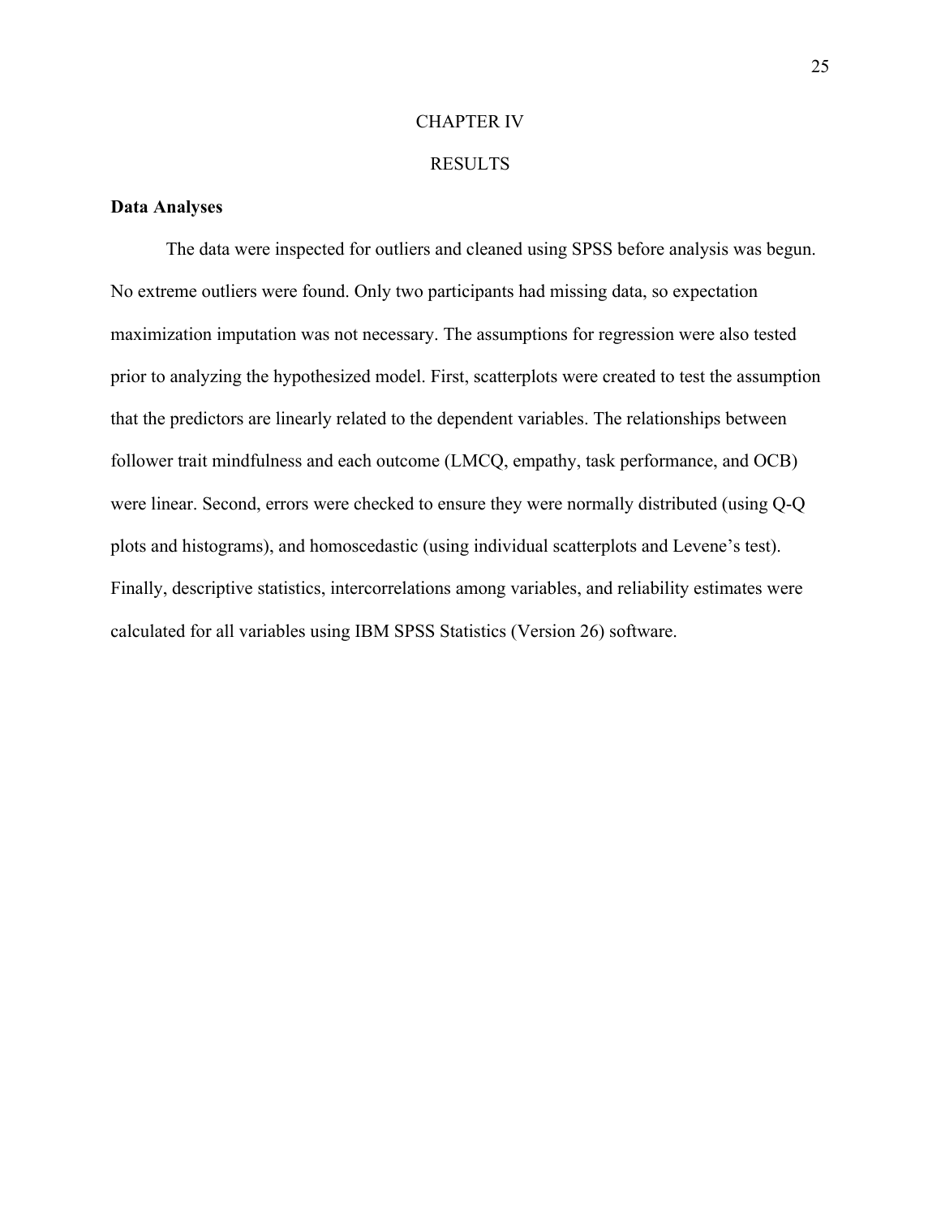# CHAPTER IV

# RESULTS

**Data Analyses**

The data were inspected for outliers and cleaned using SPSS before analysis was begun. No extreme outliers were found. Only two participants had missing data, so expectation maximization imputation was not necessary. The assumptions for regression were also tested prior to analyzing the hypothesized model. First, scatterplots were created to test the assumption that the predictors are linearly related to the dependent variables. The relationships between follower trait mindfulness and each outcome (LMCQ, empathy, task performance, and OCB) were linear. Second, errors were checked to ensure they were normally distributed (using Q-Q plots and histograms), and homoscedastic (using individual scatterplots and Levene's test). Finally, descriptive statistics, intercorrelations among variables, and reliability estimates were calculated for all variables using IBM SPSS Statistics (Version 26) software.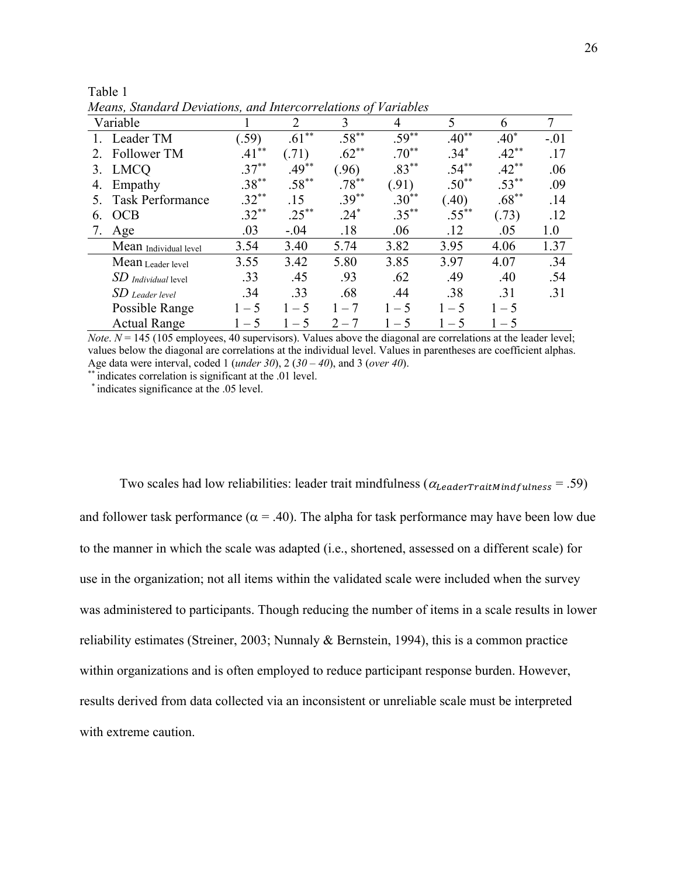Table 1

*Means, Standard Deviations, and Intercorrelations of Variables*

| Variable | 1 | 2 | 3 | 4 | 5 | 6 | 7 |
|---|---|---|---|---|---|---|---|
| 1. Leader TM | (.59) | .61** | .58** | .59** | .40** | .40* | -.01 |
| 2. Follower TM | .41** | (.71) | .62** | .70** | .34* | .42** | .17 |
| 3. LMCQ | .37** | .49** | (.96) | .83** | .54** | .42** | .06 |
| 4. Empathy | .38** | .58** | .78** | (.91) | .50** | .53** | .09 |
| 5. Task Performance | .32** | .15 | .39** | .30** | (.40) | .68** | .14 |
| 6. OCB | .32** | .25** | .24* | .35** | .55** | (.73) | .12 |
| 7. Age | .03 | -.04 | .18 | .06 | .12 | .05 | 1.0 |
| Mean $_{\text{Individual level}}$ | 3.54 | 3.40 | 5.74 | 3.82 | 3.95 | 4.06 | 1.37 |
| Mean $_{\text{Leader level}}$ | 3.55 | 3.42 | 5.80 | 3.85 | 3.97 | 4.07 | .34 |
| *SD* $_{\text{Individual level}}$ | .33 | .45 | .93 | .62 | .49 | .40 | .54 |
| *SD* $_{\text{Leader level}}$ | .34 | .33 | .68 | .44 | .38 | .31 | .31 |
| Possible Range | 1 – 5 | 1 – 5 | 1 – 7 | 1 – 5 | 1 – 5 | 1 – 5 | |
| Actual Range | 1 – 5 | 1 – 5 | 2 – 7 | 1 – 5 | 1 – 5 | 1 – 5 | |

*Note*. *N* = 145 (105 employees, 40 supervisors). Values above the diagonal are correlations at the leader level; values below the diagonal are correlations at the individual level. Values in parentheses are coefficient alphas. Age data were interval, coded 1 (*under 30*), 2 (*30 – 40*), and 3 (*over 40*).

** indicates correlation is significant at the .01 level.

* indicates significance at the .05 level.

Two scales had low reliabilities: leader trait mindfulness ($\alpha_{LeaderTraitMindfulness}$ = .59) and follower task performance ($\alpha$ = .40). The alpha for task performance may have been low due to the manner in which the scale was adapted (i.e., shortened, assessed on a different scale) for use in the organization; not all items within the validated scale were included when the survey was administered to participants. Though reducing the number of items in a scale results in lower reliability estimates (Streiner, 2003; Nunnaly & Bernstein, 1994), this is a common practice within organizations and is often employed to reduce participant response burden. However, results derived from data collected via an inconsistent or unreliable scale must be interpreted with extreme caution.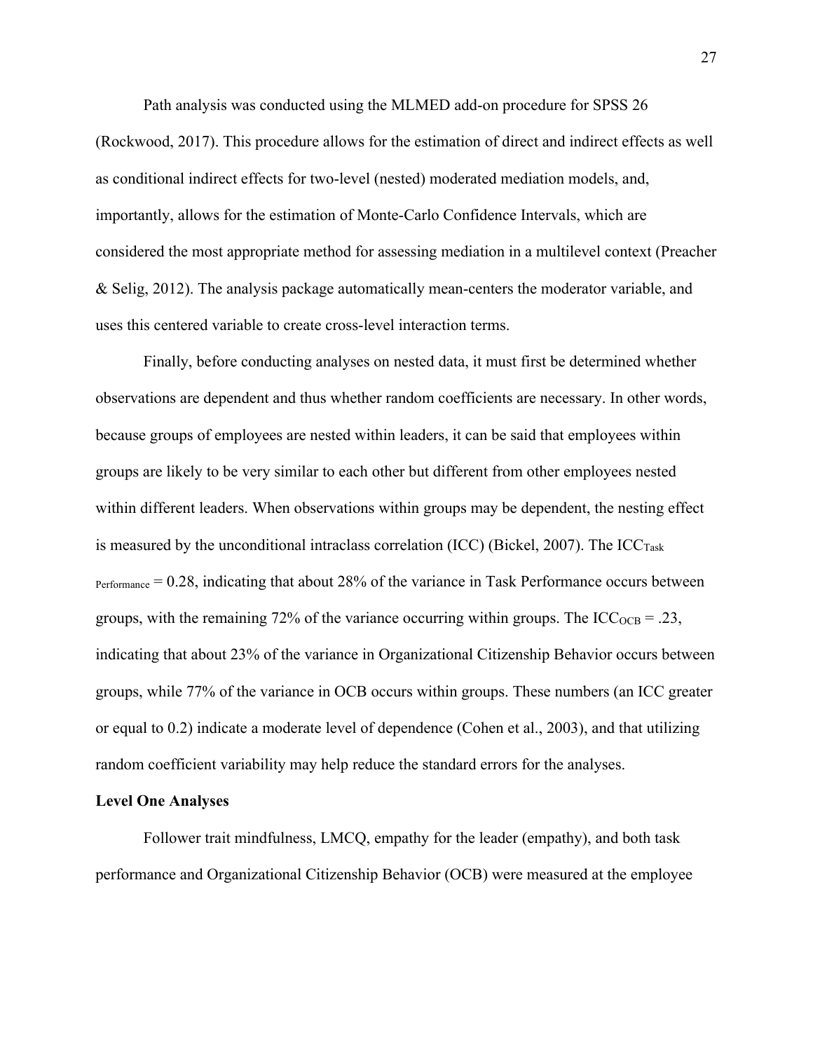Path analysis was conducted using the MLMED add-on procedure for SPSS 26 (Rockwood, 2017). This procedure allows for the estimation of direct and indirect effects as well as conditional indirect effects for two-level (nested) moderated mediation models, and, importantly, allows for the estimation of Monte-Carlo Confidence Intervals, which are considered the most appropriate method for assessing mediation in a multilevel context (Preacher & Selig, 2012). The analysis package automatically mean-centers the moderator variable, and uses this centered variable to create cross-level interaction terms.

Finally, before conducting analyses on nested data, it must first be determined whether observations are dependent and thus whether random coefficients are necessary. In other words, because groups of employees are nested within leaders, it can be said that employees within groups are likely to be very similar to each other but different from other employees nested within different leaders. When observations within groups may be dependent, the nesting effect is measured by the unconditional intraclass correlation (ICC) (Bickel, 2007). The $ICC_{Task\ Performance} = 0.28$, indicating that about 28% of the variance in Task Performance occurs between groups, with the remaining 72% of the variance occurring within groups. The $ICC_{OCB} = .23$, indicating that about 23% of the variance in Organizational Citizenship Behavior occurs between groups, while 77% of the variance in OCB occurs within groups. These numbers (an ICC greater or equal to 0.2) indicate a moderate level of dependence (Cohen et al., 2003), and that utilizing random coefficient variability may help reduce the standard errors for the analyses.

**Level One Analyses**

Follower trait mindfulness, LMCQ, empathy for the leader (empathy), and both task performance and Organizational Citizenship Behavior (OCB) were measured at the employee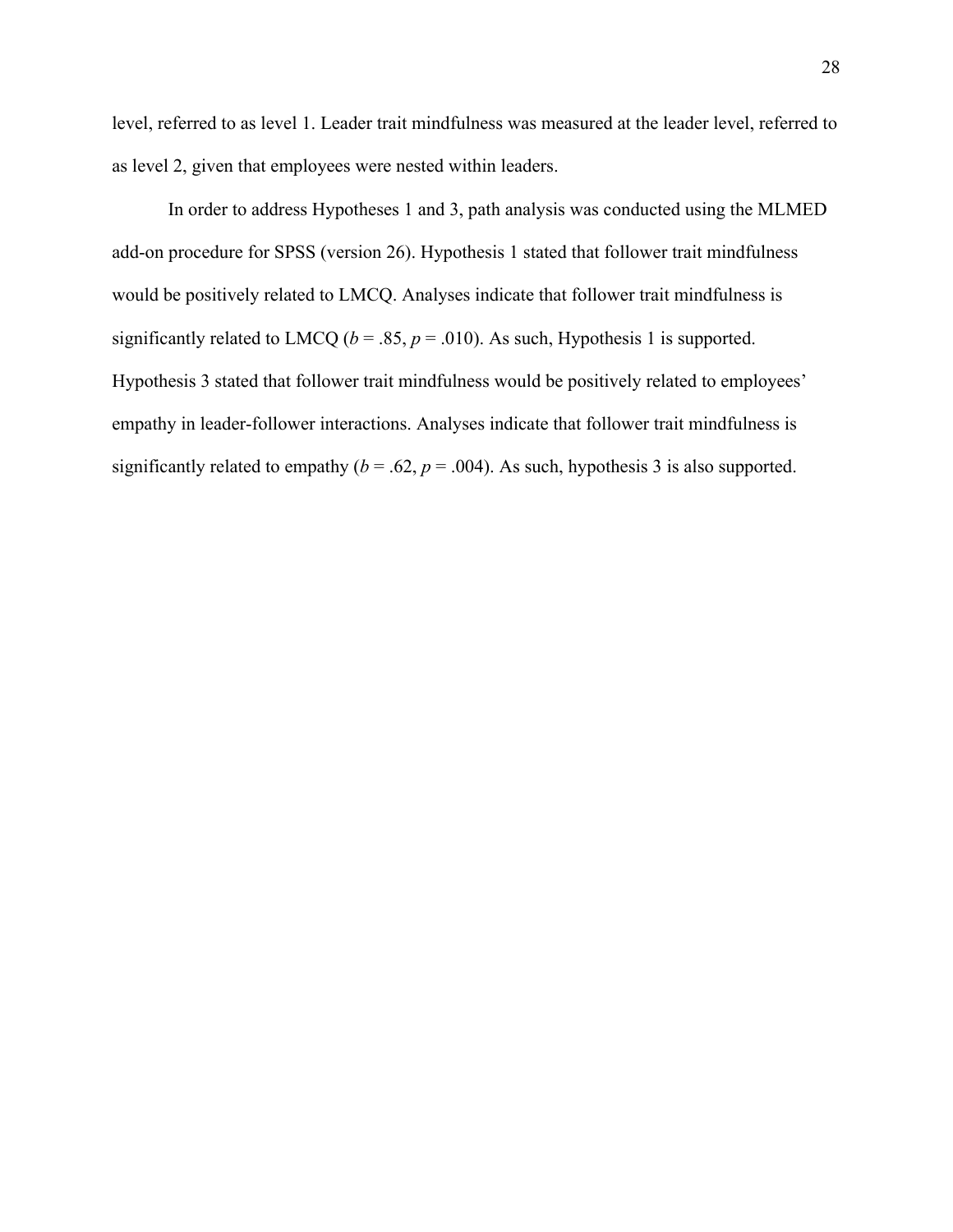level, referred to as level 1. Leader trait mindfulness was measured at the leader level, referred to as level 2, given that employees were nested within leaders.

In order to address Hypotheses 1 and 3, path analysis was conducted using the MLMED add-on procedure for SPSS (version 26). Hypothesis 1 stated that follower trait mindfulness would be positively related to LMCQ. Analyses indicate that follower trait mindfulness is significantly related to LMCQ ($b = .85$, $p = .010$). As such, Hypothesis 1 is supported. Hypothesis 3 stated that follower trait mindfulness would be positively related to employees' empathy in leader-follower interactions. Analyses indicate that follower trait mindfulness is significantly related to empathy ($b = .62$, $p = .004$). As such, hypothesis 3 is also supported.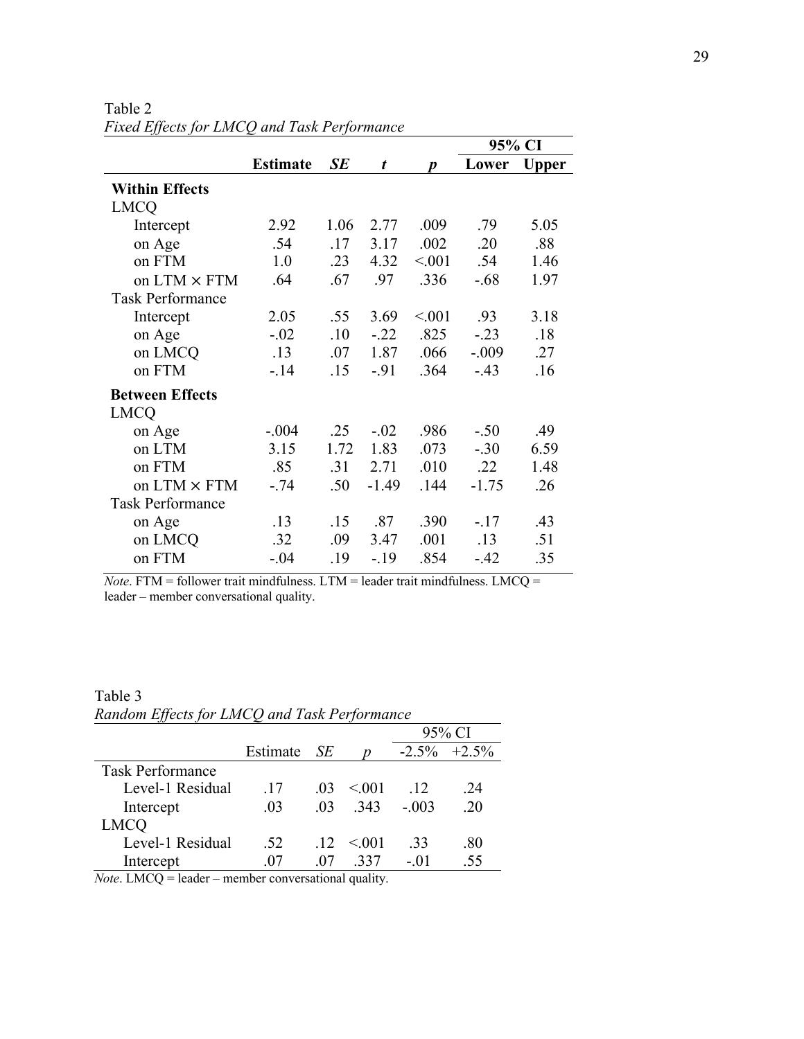Table 2

*Fixed Effects for LMCQ and Task Performance*

| | Estimate | *SE* | *t* | *p* | 95% CI Lower | 95% CI Upper |
|---|---|---|---|---|---|---|
| **Within Effects** | | | | | | |
| LMCQ | | | | | | |
| Intercept | 2.92 | 1.06 | 2.77 | .009 | .79 | 5.05 |
| on Age | .54 | .17 | 3.17 | .002 | .20 | .88 |
| on FTM | 1.0 | .23 | 4.32 | <.001 | .54 | 1.46 |
| on LTM × FTM | .64 | .67 | .97 | .336 | -.68 | 1.97 |
| Task Performance | | | | | | |
| Intercept | 2.05 | .55 | 3.69 | <.001 | .93 | 3.18 |
| on Age | -.02 | .10 | -.22 | .825 | -.23 | .18 |
| on LMCQ | .13 | .07 | 1.87 | .066 | -.009 | .27 |
| on FTM | -.14 | .15 | -.91 | .364 | -.43 | .16 |
| **Between Effects** | | | | | | |
| LMCQ | | | | | | |
| on Age | -.004 | .25 | -.02 | .986 | -.50 | .49 |
| on LTM | 3.15 | 1.72 | 1.83 | .073 | -.30 | 6.59 |
| on FTM | .85 | .31 | 2.71 | .010 | .22 | 1.48 |
| on LTM × FTM | -.74 | .50 | -1.49 | .144 | -1.75 | .26 |
| Task Performance | | | | | | |
| on Age | .13 | .15 | .87 | .390 | -.17 | .43 |
| on LMCQ | .32 | .09 | 3.47 | .001 | .13 | .51 |
| on FTM | -.04 | .19 | -.19 | .854 | -.42 | .35 |

*Note*. FTM = follower trait mindfulness. LTM = leader trait mindfulness. LMCQ = leader – member conversational quality.

Table 3

*Random Effects for LMCQ and Task Performance*

| | Estimate | *SE* | *p* | 95% CI -2.5% | 95% CI +2.5% |
|---|---|---|---|---|---|
| Task Performance | | | | | |
| Level-1 Residual | .17 | .03 | <.001 | .12 | .24 |
| Intercept | .03 | .03 | .343 | -.003 | .20 |
| LMCQ | | | | | |
| Level-1 Residual | .52 | .12 | <.001 | .33 | .80 |
| Intercept | .07 | .07 | .337 | -.01 | .55 |

*Note*. LMCQ = leader – member conversational quality.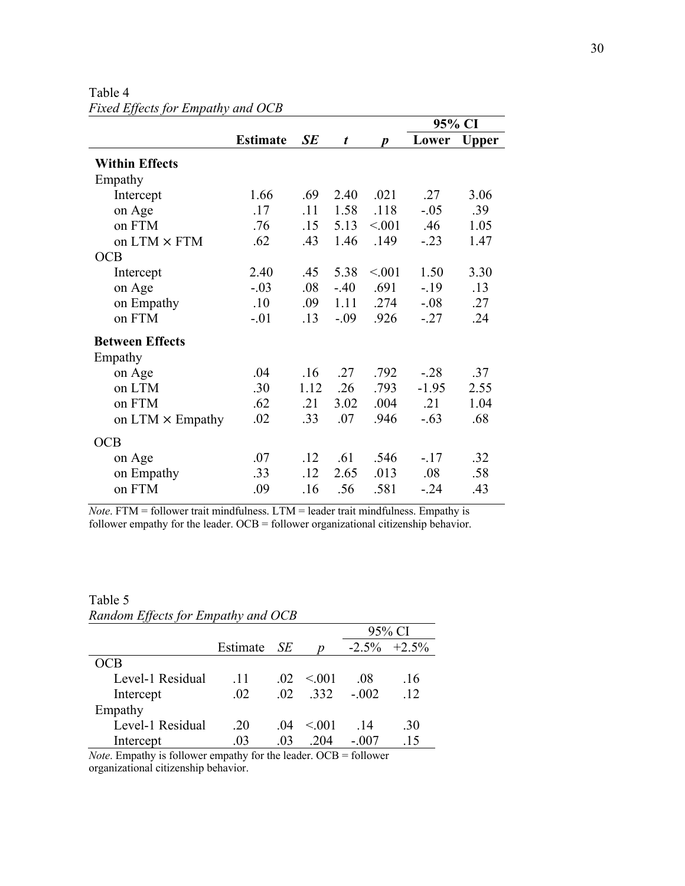Table 4

*Fixed Effects for Empathy and OCB*

| | **Estimate** | ***SE*** | ***t*** | ***p*** | **95% CI** | |
|---|---|---|---|---|---|---|
| | | | | | **Lower** | **Upper** |
| **Within Effects** | | | | | | |
| Empathy | | | | | | |
| Intercept | 1.66 | .69 | 2.40 | .021 | .27 | 3.06 |
| on Age | .17 | .11 | 1.58 | .118 | -.05 | .39 |
| on FTM | .76 | .15 | 5.13 | <.001 | .46 | 1.05 |
| on LTM × FTM | .62 | .43 | 1.46 | .149 | -.23 | 1.47 |
| OCB | | | | | | |
| Intercept | 2.40 | .45 | 5.38 | <.001 | 1.50 | 3.30 |
| on Age | -.03 | .08 | -.40 | .691 | -.19 | .13 |
| on Empathy | .10 | .09 | 1.11 | .274 | -.08 | .27 |
| on FTM | -.01 | .13 | -.09 | .926 | -.27 | .24 |
| **Between Effects** | | | | | | |
| Empathy | | | | | | |
| on Age | .04 | .16 | .27 | .792 | -.28 | .37 |
| on LTM | .30 | 1.12 | .26 | .793 | -1.95 | 2.55 |
| on FTM | .62 | .21 | 3.02 | .004 | .21 | 1.04 |
| on LTM × Empathy | .02 | .33 | .07 | .946 | -.63 | .68 |
| OCB | | | | | | |
| on Age | .07 | .12 | .61 | .546 | -.17 | .32 |
| on Empathy | .33 | .12 | 2.65 | .013 | .08 | .58 |
| on FTM | .09 | .16 | .56 | .581 | -.24 | .43 |

*Note*. FTM = follower trait mindfulness. LTM = leader trait mindfulness. Empathy is follower empathy for the leader. OCB = follower organizational citizenship behavior.

Table 5

*Random Effects for Empathy and OCB*

| | Estimate | *SE* | *p* | 95% CI | |
|---|---|---|---|---|---|
| | | | | -2.5% | +2.5% |
| OCB | | | | | |
| Level-1 Residual | .11 | .02 | <.001 | .08 | .16 |
| Intercept | .02 | .02 | .332 | -.002 | .12 |
| Empathy | | | | | |
| Level-1 Residual | .20 | .04 | <.001 | .14 | .30 |
| Intercept | .03 | .03 | .204 | -.007 | .15 |

*Note*. Empathy is follower empathy for the leader. OCB = follower organizational citizenship behavior.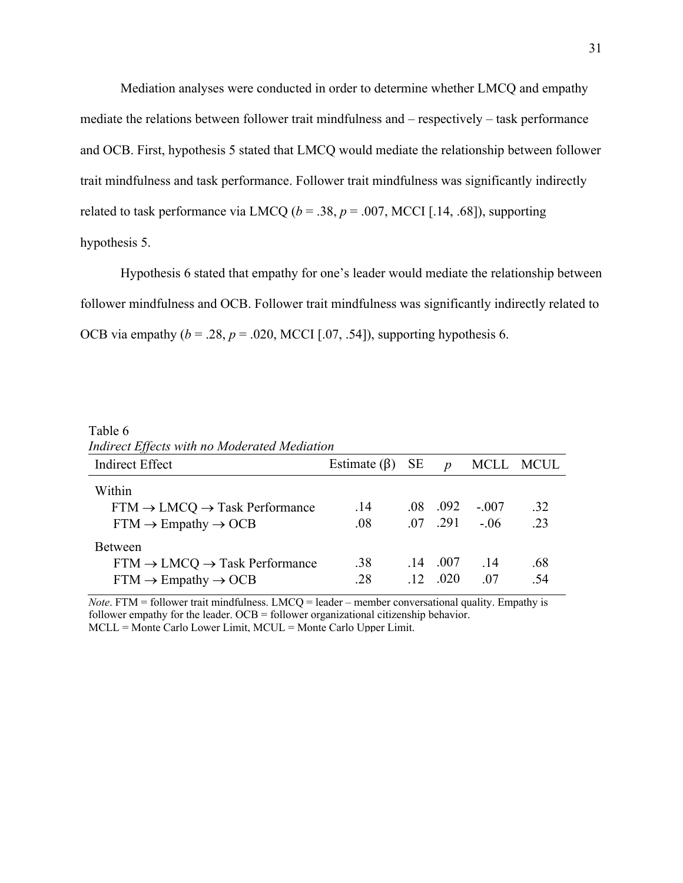Mediation analyses were conducted in order to determine whether LMCQ and empathy mediate the relations between follower trait mindfulness and – respectively – task performance and OCB. First, hypothesis 5 stated that LMCQ would mediate the relationship between follower trait mindfulness and task performance. Follower trait mindfulness was significantly indirectly related to task performance via LMCQ (*b* = .38, *p* = .007, MCCI [.14, .68]), supporting hypothesis 5.

Hypothesis 6 stated that empathy for one's leader would mediate the relationship between follower mindfulness and OCB. Follower trait mindfulness was significantly indirectly related to OCB via empathy (*b* = .28, *p* = .020, MCCI [.07, .54]), supporting hypothesis 6.

Table 6

*Indirect Effects with no Moderated Mediation*

| Indirect Effect | Estimate (β) | SE | *p* | MCLL | MCUL |
|---|---|---|---|---|---|
| Within | | | | | |
| FTM → LMCQ → Task Performance | .14 | .08 | .092 | -.007 | .32 |
| FTM → Empathy → OCB | .08 | .07 | .291 | -.06 | .23 |
| Between | | | | | |
| FTM → LMCQ → Task Performance | .38 | .14 | .007 | .14 | .68 |
| FTM → Empathy → OCB | .28 | .12 | .020 | .07 | .54 |

*Note*. FTM = follower trait mindfulness. LMCQ = leader – member conversational quality. Empathy is follower empathy for the leader. OCB = follower organizational citizenship behavior.
MCLL = Monte Carlo Lower Limit, MCUL = Monte Carlo Upper Limit.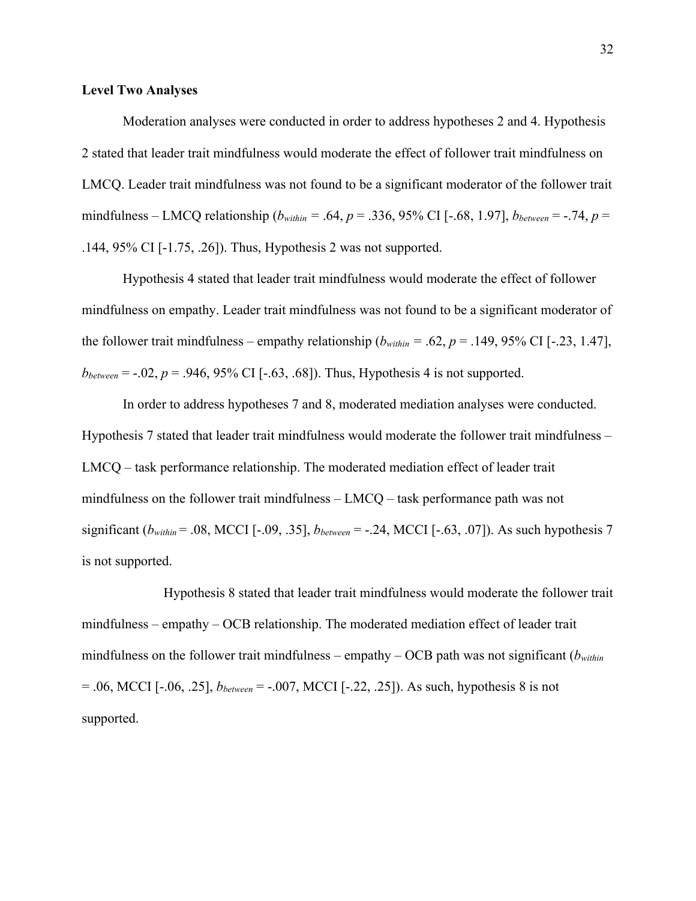**Level Two Analyses**

Moderation analyses were conducted in order to address hypotheses 2 and 4. Hypothesis 2 stated that leader trait mindfulness would moderate the effect of follower trait mindfulness on LMCQ. Leader trait mindfulness was not found to be a significant moderator of the follower trait mindfulness – LMCQ relationship ($b_{within}$ = .64, $p$ = .336, 95% CI [-.68, 1.97], $b_{between}$ = -.74, $p$ = .144, 95% CI [-1.75, .26]). Thus, Hypothesis 2 was not supported.

Hypothesis 4 stated that leader trait mindfulness would moderate the effect of follower mindfulness on empathy. Leader trait mindfulness was not found to be a significant moderator of the follower trait mindfulness – empathy relationship ($b_{within}$ = .62, $p$ = .149, 95% CI [-.23, 1.47], $b_{between}$ = -.02, $p$ = .946, 95% CI [-.63, .68]). Thus, Hypothesis 4 is not supported.

In order to address hypotheses 7 and 8, moderated mediation analyses were conducted. Hypothesis 7 stated that leader trait mindfulness would moderate the follower trait mindfulness – LMCQ – task performance relationship. The moderated mediation effect of leader trait mindfulness on the follower trait mindfulness – LMCQ – task performance path was not significant ($b_{within}$ = .08, MCCI [-.09, .35], $b_{between}$ = -.24, MCCI [-.63, .07]). As such hypothesis 7 is not supported.

Hypothesis 8 stated that leader trait mindfulness would moderate the follower trait mindfulness – empathy – OCB relationship. The moderated mediation effect of leader trait mindfulness on the follower trait mindfulness – empathy – OCB path was not significant ($b_{within}$ = .06, MCCI [-.06, .25], $b_{between}$ = -.007, MCCI [-.22, .25]). As such, hypothesis 8 is not supported.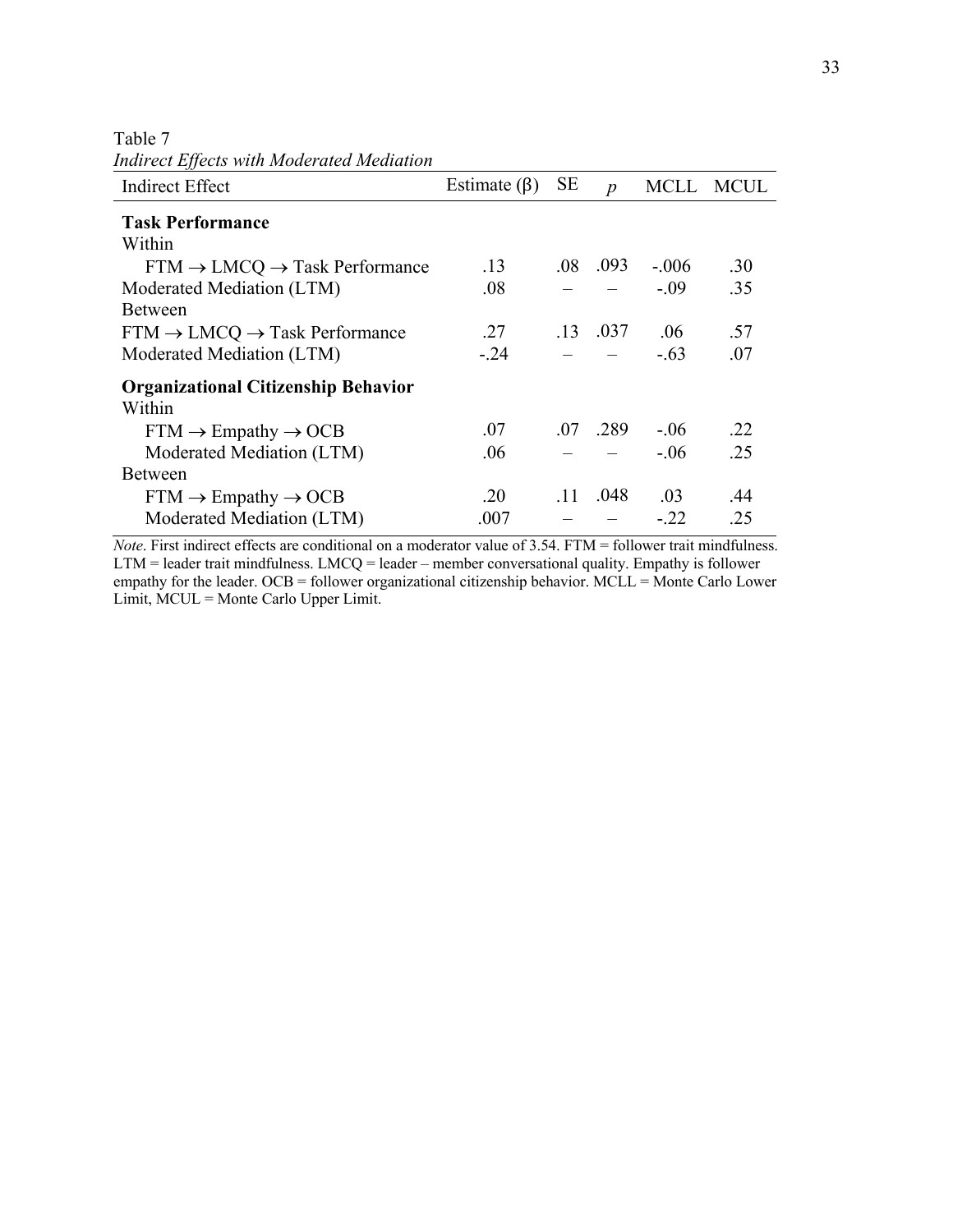Table 7

*Indirect Effects with Moderated Mediation*

| Indirect Effect | Estimate (β) | SE | *p* | MCLL | MCUL |
|---|---|---|---|---|---|
| **Task Performance** | | | | | |
| Within | | | | | |
| FTM → LMCQ → Task Performance | .13 | .08 | .093 | -.006 | .30 |
| Moderated Mediation (LTM) | .08 | – | – | -.09 | .35 |
| Between | | | | | |
| FTM → LMCQ → Task Performance | .27 | .13 | .037 | .06 | .57 |
| Moderated Mediation (LTM) | -.24 | – | – | -.63 | .07 |
| **Organizational Citizenship Behavior** | | | | | |
| Within | | | | | |
| FTM → Empathy → OCB | .07 | .07 | .289 | -.06 | .22 |
| Moderated Mediation (LTM) | .06 | – | – | -.06 | .25 |
| Between | | | | | |
| FTM → Empathy → OCB | .20 | .11 | .048 | .03 | .44 |
| Moderated Mediation (LTM) | .007 | – | – | -.22 | .25 |

*Note*. First indirect effects are conditional on a moderator value of 3.54. FTM = follower trait mindfulness. LTM = leader trait mindfulness. LMCQ = leader – member conversational quality. Empathy is follower empathy for the leader. OCB = follower organizational citizenship behavior. MCLL = Monte Carlo Lower Limit, MCUL = Monte Carlo Upper Limit.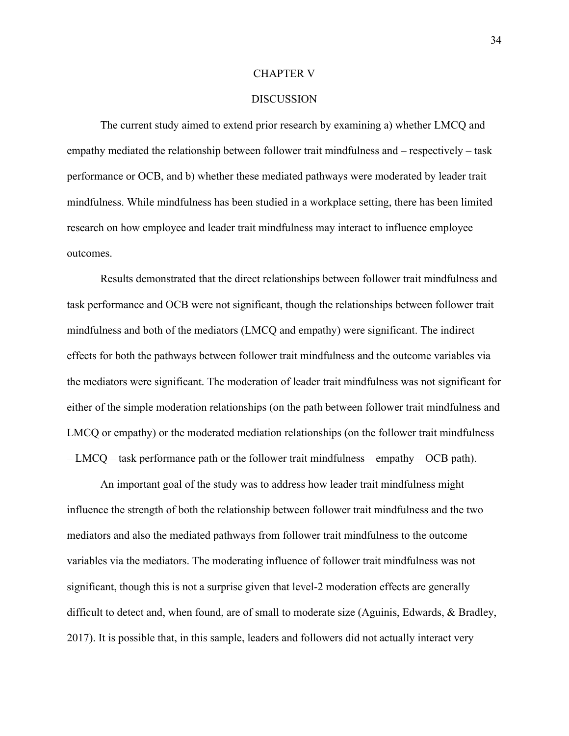# CHAPTER V

# DISCUSSION

The current study aimed to extend prior research by examining a) whether LMCQ and empathy mediated the relationship between follower trait mindfulness and – respectively – task performance or OCB, and b) whether these mediated pathways were moderated by leader trait mindfulness. While mindfulness has been studied in a workplace setting, there has been limited research on how employee and leader trait mindfulness may interact to influence employee outcomes.

Results demonstrated that the direct relationships between follower trait mindfulness and task performance and OCB were not significant, though the relationships between follower trait mindfulness and both of the mediators (LMCQ and empathy) were significant. The indirect effects for both the pathways between follower trait mindfulness and the outcome variables via the mediators were significant. The moderation of leader trait mindfulness was not significant for either of the simple moderation relationships (on the path between follower trait mindfulness and LMCQ or empathy) or the moderated mediation relationships (on the follower trait mindfulness – LMCQ – task performance path or the follower trait mindfulness – empathy – OCB path).

An important goal of the study was to address how leader trait mindfulness might influence the strength of both the relationship between follower trait mindfulness and the two mediators and also the mediated pathways from follower trait mindfulness to the outcome variables via the mediators. The moderating influence of follower trait mindfulness was not significant, though this is not a surprise given that level-2 moderation effects are generally difficult to detect and, when found, are of small to moderate size (Aguinis, Edwards, & Bradley, 2017). It is possible that, in this sample, leaders and followers did not actually interact very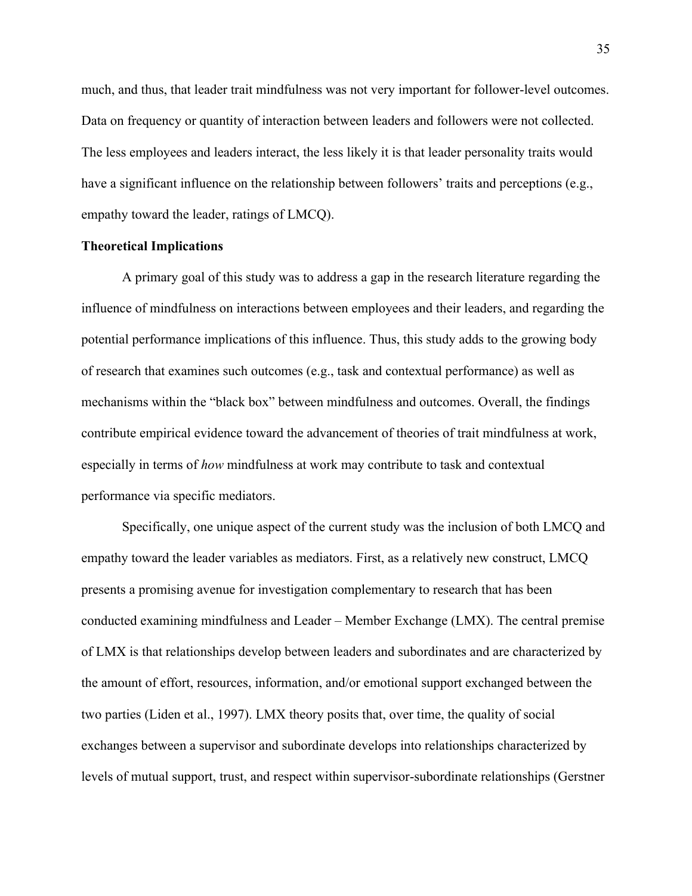much, and thus, that leader trait mindfulness was not very important for follower-level outcomes. Data on frequency or quantity of interaction between leaders and followers were not collected. The less employees and leaders interact, the less likely it is that leader personality traits would have a significant influence on the relationship between followers' traits and perceptions (e.g., empathy toward the leader, ratings of LMCQ).

**Theoretical Implications**

A primary goal of this study was to address a gap in the research literature regarding the influence of mindfulness on interactions between employees and their leaders, and regarding the potential performance implications of this influence. Thus, this study adds to the growing body of research that examines such outcomes (e.g., task and contextual performance) as well as mechanisms within the "black box" between mindfulness and outcomes. Overall, the findings contribute empirical evidence toward the advancement of theories of trait mindfulness at work, especially in terms of *how* mindfulness at work may contribute to task and contextual performance via specific mediators.

Specifically, one unique aspect of the current study was the inclusion of both LMCQ and empathy toward the leader variables as mediators. First, as a relatively new construct, LMCQ presents a promising avenue for investigation complementary to research that has been conducted examining mindfulness and Leader – Member Exchange (LMX). The central premise of LMX is that relationships develop between leaders and subordinates and are characterized by the amount of effort, resources, information, and/or emotional support exchanged between the two parties (Liden et al., 1997). LMX theory posits that, over time, the quality of social exchanges between a supervisor and subordinate develops into relationships characterized by levels of mutual support, trust, and respect within supervisor-subordinate relationships (Gerstner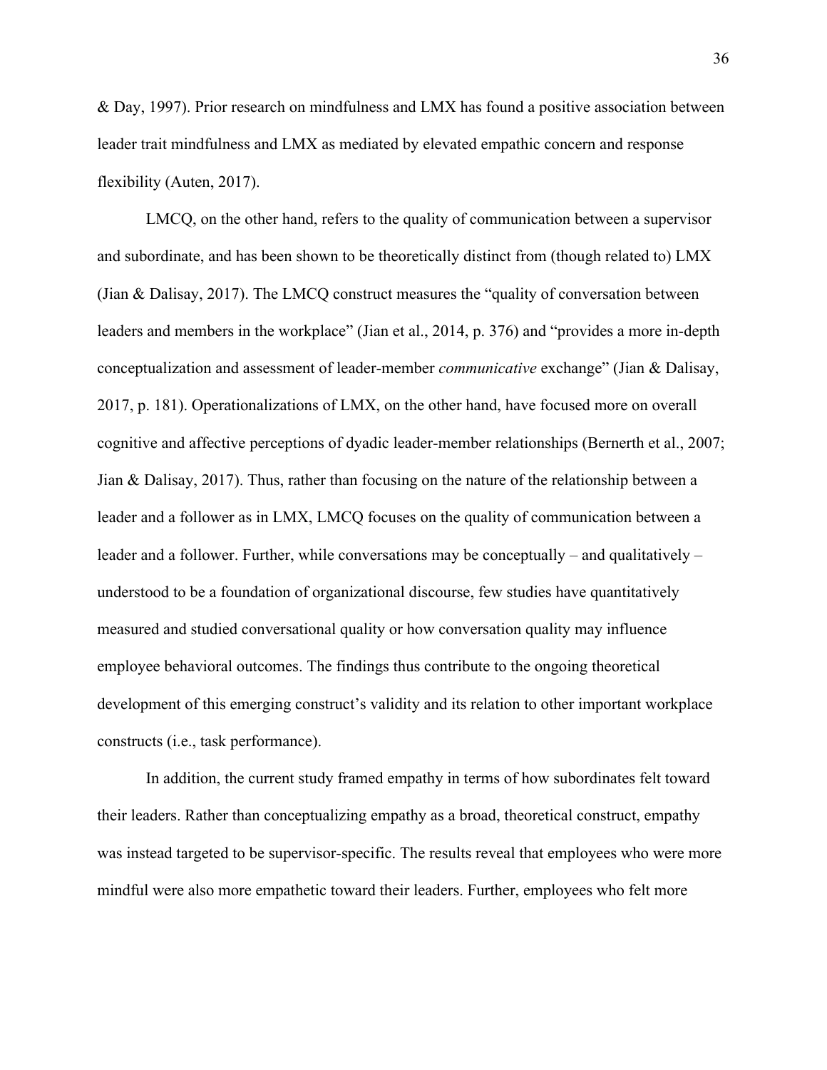& Day, 1997). Prior research on mindfulness and LMX has found a positive association between leader trait mindfulness and LMX as mediated by elevated empathic concern and response flexibility (Auten, 2017).

LMCQ, on the other hand, refers to the quality of communication between a supervisor and subordinate, and has been shown to be theoretically distinct from (though related to) LMX (Jian & Dalisay, 2017). The LMCQ construct measures the "quality of conversation between leaders and members in the workplace" (Jian et al., 2014, p. 376) and "provides a more in-depth conceptualization and assessment of leader-member *communicative* exchange" (Jian & Dalisay, 2017, p. 181). Operationalizations of LMX, on the other hand, have focused more on overall cognitive and affective perceptions of dyadic leader-member relationships (Bernerth et al., 2007; Jian & Dalisay, 2017). Thus, rather than focusing on the nature of the relationship between a leader and a follower as in LMX, LMCQ focuses on the quality of communication between a leader and a follower. Further, while conversations may be conceptually – and qualitatively – understood to be a foundation of organizational discourse, few studies have quantitatively measured and studied conversational quality or how conversation quality may influence employee behavioral outcomes. The findings thus contribute to the ongoing theoretical development of this emerging construct's validity and its relation to other important workplace constructs (i.e., task performance).

In addition, the current study framed empathy in terms of how subordinates felt toward their leaders. Rather than conceptualizing empathy as a broad, theoretical construct, empathy was instead targeted to be supervisor-specific. The results reveal that employees who were more mindful were also more empathetic toward their leaders. Further, employees who felt more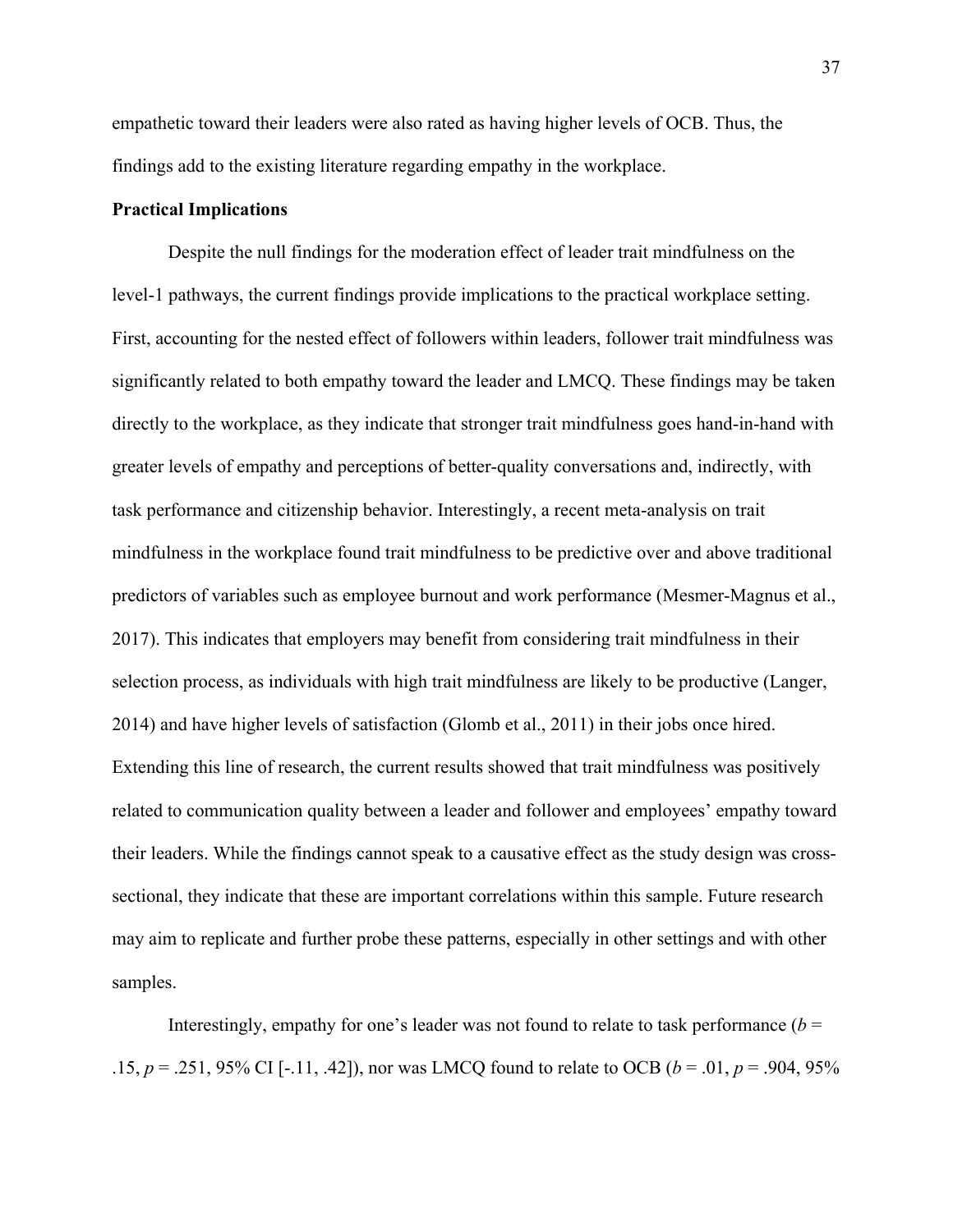empathetic toward their leaders were also rated as having higher levels of OCB. Thus, the findings add to the existing literature regarding empathy in the workplace.

**Practical Implications**

Despite the null findings for the moderation effect of leader trait mindfulness on the level-1 pathways, the current findings provide implications to the practical workplace setting. First, accounting for the nested effect of followers within leaders, follower trait mindfulness was significantly related to both empathy toward the leader and LMCQ. These findings may be taken directly to the workplace, as they indicate that stronger trait mindfulness goes hand-in-hand with greater levels of empathy and perceptions of better-quality conversations and, indirectly, with task performance and citizenship behavior. Interestingly, a recent meta-analysis on trait mindfulness in the workplace found trait mindfulness to be predictive over and above traditional predictors of variables such as employee burnout and work performance (Mesmer-Magnus et al., 2017). This indicates that employers may benefit from considering trait mindfulness in their selection process, as individuals with high trait mindfulness are likely to be productive (Langer, 2014) and have higher levels of satisfaction (Glomb et al., 2011) in their jobs once hired. Extending this line of research, the current results showed that trait mindfulness was positively related to communication quality between a leader and follower and employees' empathy toward their leaders. While the findings cannot speak to a causative effect as the study design was cross-sectional, they indicate that these are important correlations within this sample. Future research may aim to replicate and further probe these patterns, especially in other settings and with other samples.

Interestingly, empathy for one's leader was not found to relate to task performance ($b$ = .15, $p$ = .251, 95% CI [-.11, .42]), nor was LMCQ found to relate to OCB ($b$ = .01, $p$ = .904, 95%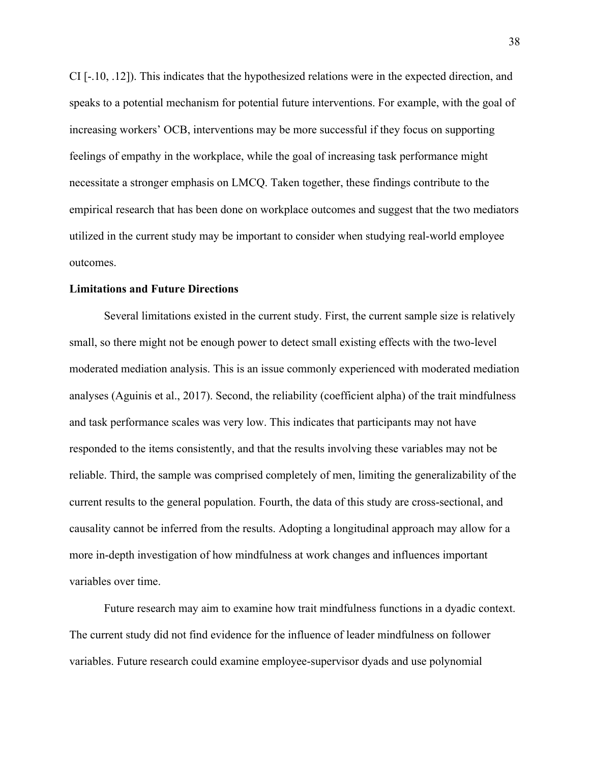CI [-.10, .12]). This indicates that the hypothesized relations were in the expected direction, and speaks to a potential mechanism for potential future interventions. For example, with the goal of increasing workers' OCB, interventions may be more successful if they focus on supporting feelings of empathy in the workplace, while the goal of increasing task performance might necessitate a stronger emphasis on LMCQ. Taken together, these findings contribute to the empirical research that has been done on workplace outcomes and suggest that the two mediators utilized in the current study may be important to consider when studying real-world employee outcomes.

**Limitations and Future Directions**

Several limitations existed in the current study. First, the current sample size is relatively small, so there might not be enough power to detect small existing effects with the two-level moderated mediation analysis. This is an issue commonly experienced with moderated mediation analyses (Aguinis et al., 2017). Second, the reliability (coefficient alpha) of the trait mindfulness and task performance scales was very low. This indicates that participants may not have responded to the items consistently, and that the results involving these variables may not be reliable. Third, the sample was comprised completely of men, limiting the generalizability of the current results to the general population. Fourth, the data of this study are cross-sectional, and causality cannot be inferred from the results. Adopting a longitudinal approach may allow for a more in-depth investigation of how mindfulness at work changes and influences important variables over time.

Future research may aim to examine how trait mindfulness functions in a dyadic context. The current study did not find evidence for the influence of leader mindfulness on follower variables. Future research could examine employee-supervisor dyads and use polynomial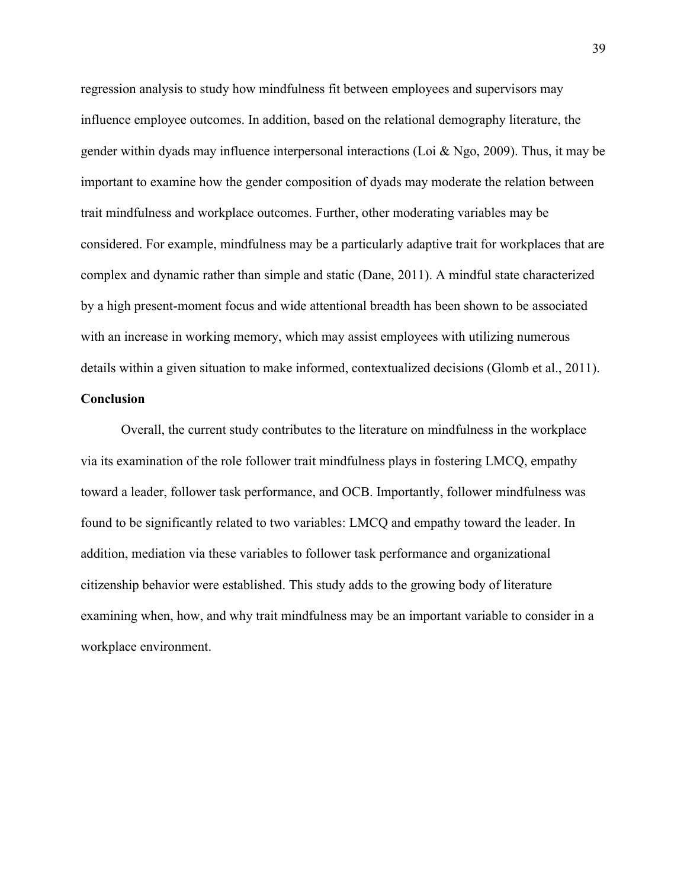regression analysis to study how mindfulness fit between employees and supervisors may influence employee outcomes. In addition, based on the relational demography literature, the gender within dyads may influence interpersonal interactions (Loi & Ngo, 2009). Thus, it may be important to examine how the gender composition of dyads may moderate the relation between trait mindfulness and workplace outcomes. Further, other moderating variables may be considered. For example, mindfulness may be a particularly adaptive trait for workplaces that are complex and dynamic rather than simple and static (Dane, 2011). A mindful state characterized by a high present-moment focus and wide attentional breadth has been shown to be associated with an increase in working memory, which may assist employees with utilizing numerous details within a given situation to make informed, contextualized decisions (Glomb et al., 2011).

**Conclusion**

Overall, the current study contributes to the literature on mindfulness in the workplace via its examination of the role follower trait mindfulness plays in fostering LMCQ, empathy toward a leader, follower task performance, and OCB. Importantly, follower mindfulness was found to be significantly related to two variables: LMCQ and empathy toward the leader. In addition, mediation via these variables to follower task performance and organizational citizenship behavior were established. This study adds to the growing body of literature examining when, how, and why trait mindfulness may be an important variable to consider in a workplace environment.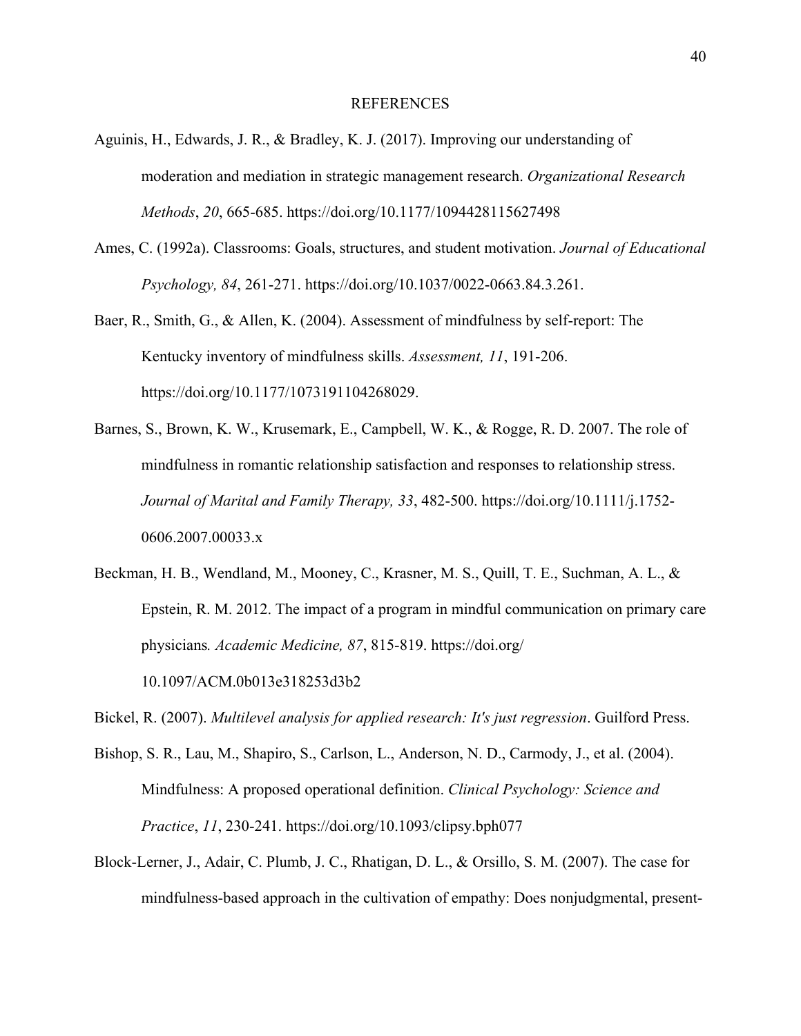# REFERENCES

Aguinis, H., Edwards, J. R., & Bradley, K. J. (2017). Improving our understanding of moderation and mediation in strategic management research. *Organizational Research Methods*, *20*, 665-685. https://doi.org/10.1177/1094428115627498

Ames, C. (1992a). Classrooms: Goals, structures, and student motivation. *Journal of Educational Psychology, 84*, 261-271. https://doi.org/10.1037/0022-0663.84.3.261.

Baer, R., Smith, G., & Allen, K. (2004). Assessment of mindfulness by self-report: The Kentucky inventory of mindfulness skills. *Assessment, 11*, 191-206. https://doi.org/10.1177/1073191104268029.

Barnes, S., Brown, K. W., Krusemark, E., Campbell, W. K., & Rogge, R. D. 2007. The role of mindfulness in romantic relationship satisfaction and responses to relationship stress. *Journal of Marital and Family Therapy, 33*, 482-500. https://doi.org/10.1111/j.1752-0606.2007.00033.x

Beckman, H. B., Wendland, M., Mooney, C., Krasner, M. S., Quill, T. E., Suchman, A. L., & Epstein, R. M. 2012. The impact of a program in mindful communication on primary care physicians*. Academic Medicine, 87*, 815-819. https://doi.org/ 10.1097/ACM.0b013e318253d3b2

Bickel, R. (2007). *Multilevel analysis for applied research: It's just regression*. Guilford Press.

Bishop, S. R., Lau, M., Shapiro, S., Carlson, L., Anderson, N. D., Carmody, J., et al. (2004). Mindfulness: A proposed operational definition. *Clinical Psychology: Science and Practice*, *11*, 230-241. https://doi.org/10.1093/clipsy.bph077

Block-Lerner, J., Adair, C. Plumb, J. C., Rhatigan, D. L., & Orsillo, S. M. (2007). The case for mindfulness-based approach in the cultivation of empathy: Does nonjudgmental, present-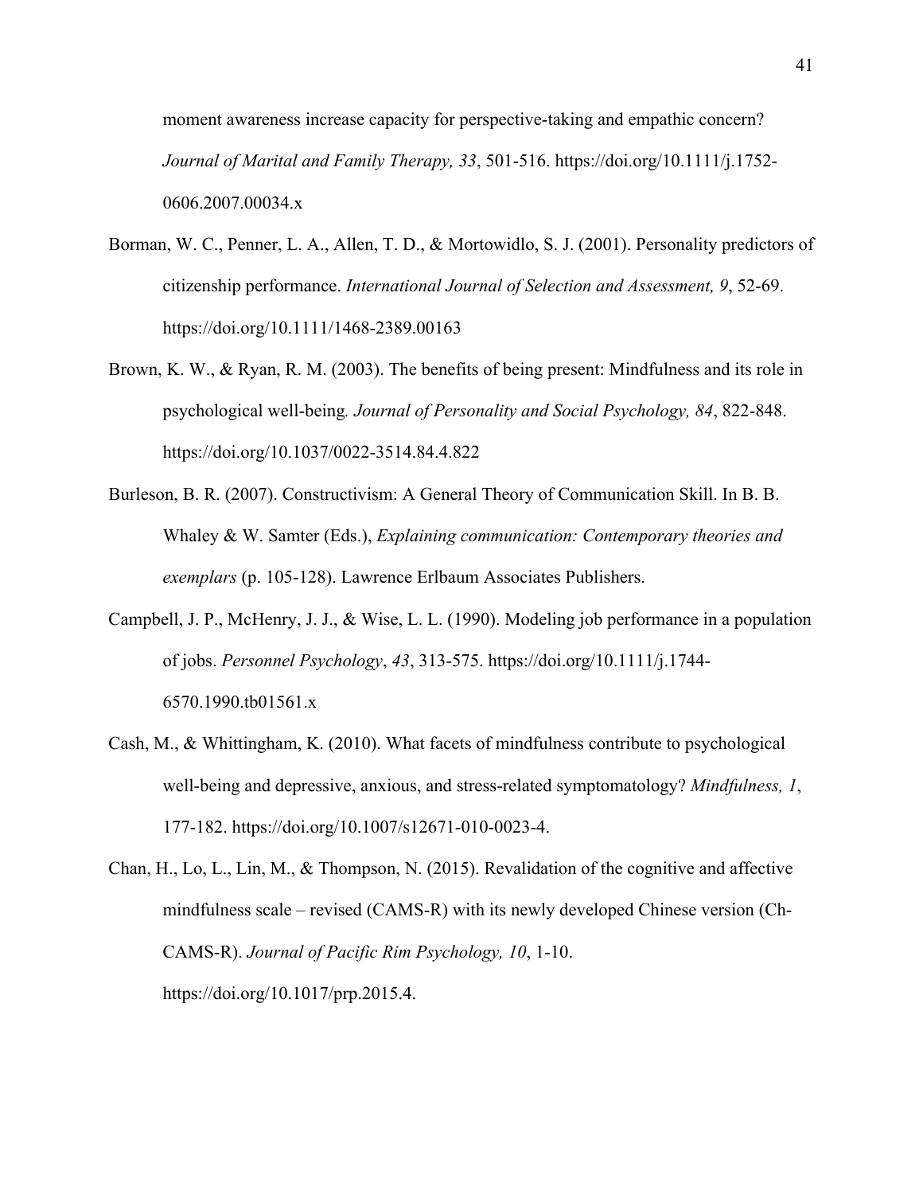moment awareness increase capacity for perspective-taking and empathic concern? *Journal of Marital and Family Therapy, 33*, 501-516. https://doi.org/10.1111/j.1752-0606.2007.00034.x

Borman, W. C., Penner, L. A., Allen, T. D., & Mortowidlo, S. J. (2001). Personality predictors of citizenship performance. *International Journal of Selection and Assessment, 9*, 52-69. https://doi.org/10.1111/1468-2389.00163

Brown, K. W., & Ryan, R. M. (2003). The benefits of being present: Mindfulness and its role in psychological well-being*. Journal of Personality and Social Psychology, 84*, 822-848. https://doi.org/10.1037/0022-3514.84.4.822

Burleson, B. R. (2007). Constructivism: A General Theory of Communication Skill. In B. B. Whaley & W. Samter (Eds.), *Explaining communication: Contemporary theories and exemplars* (p. 105-128). Lawrence Erlbaum Associates Publishers.

Campbell, J. P., McHenry, J. J., & Wise, L. L. (1990). Modeling job performance in a population of jobs. *Personnel Psychology*, *43*, 313-575. https://doi.org/10.1111/j.1744-6570.1990.tb01561.x

Cash, M., & Whittingham, K. (2010). What facets of mindfulness contribute to psychological well-being and depressive, anxious, and stress-related symptomatology? *Mindfulness, 1*, 177-182. https://doi.org/10.1007/s12671-010-0023-4.

Chan, H., Lo, L., Lin, M., & Thompson, N. (2015). Revalidation of the cognitive and affective mindfulness scale – revised (CAMS-R) with its newly developed Chinese version (Ch-CAMS-R). *Journal of Pacific Rim Psychology, 10*, 1-10. https://doi.org/10.1017/prp.2015.4.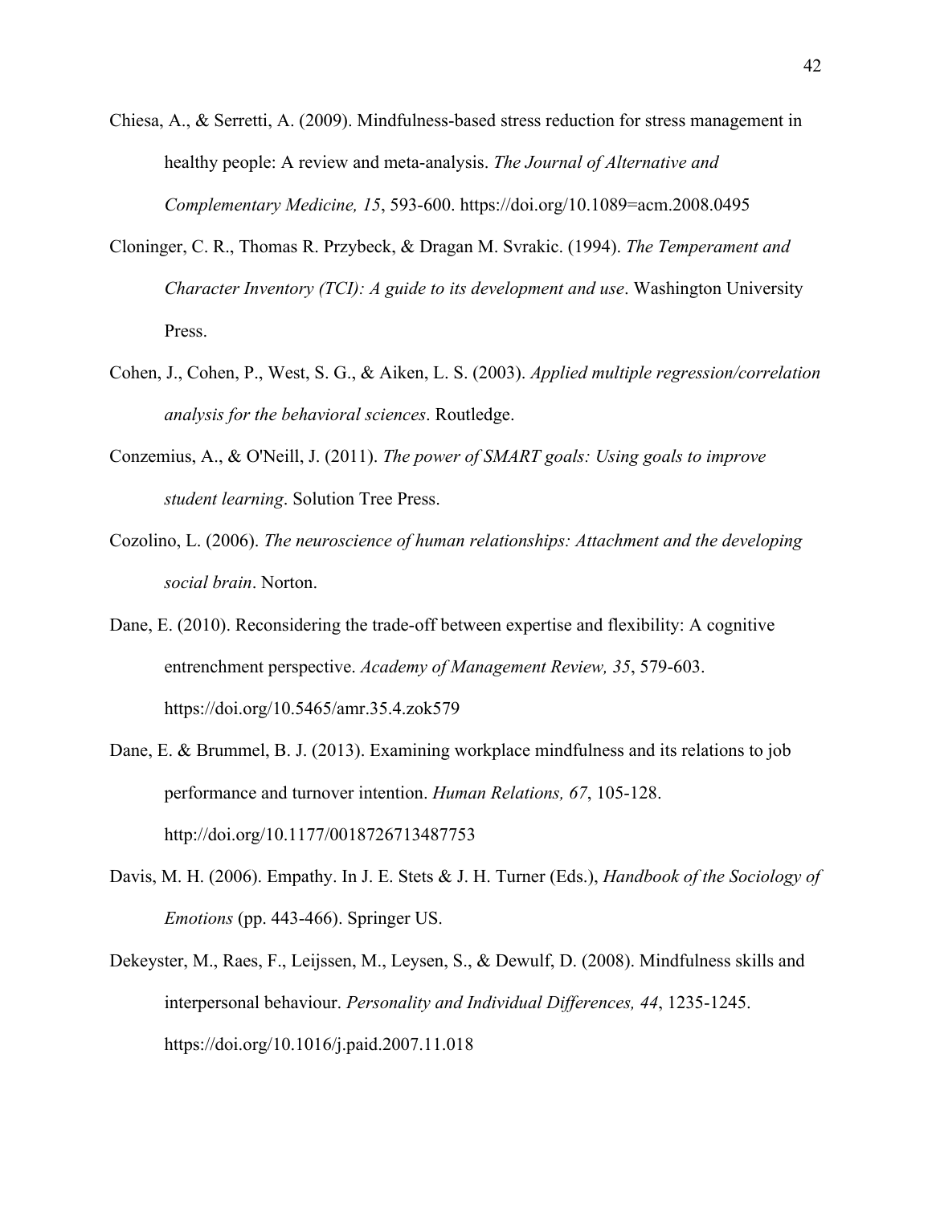Chiesa, A., & Serretti, A. (2009). Mindfulness-based stress reduction for stress management in healthy people: A review and meta-analysis. *The Journal of Alternative and Complementary Medicine, 15*, 593-600. https://doi.org/10.1089=acm.2008.0495

Cloninger, C. R., Thomas R. Przybeck, & Dragan M. Svrakic. (1994). *The Temperament and Character Inventory (TCI): A guide to its development and use*. Washington University Press.

Cohen, J., Cohen, P., West, S. G., & Aiken, L. S. (2003). *Applied multiple regression/correlation analysis for the behavioral sciences*. Routledge.

Conzemius, A., & O'Neill, J. (2011). *The power of SMART goals: Using goals to improve student learning*. Solution Tree Press.

Cozolino, L. (2006). *The neuroscience of human relationships: Attachment and the developing social brain*. Norton.

Dane, E. (2010). Reconsidering the trade-off between expertise and flexibility: A cognitive entrenchment perspective. *Academy of Management Review, 35*, 579-603. https://doi.org/10.5465/amr.35.4.zok579

Dane, E. & Brummel, B. J. (2013). Examining workplace mindfulness and its relations to job performance and turnover intention. *Human Relations, 67*, 105-128. http://doi.org/10.1177/0018726713487753

Davis, M. H. (2006). Empathy. In J. E. Stets & J. H. Turner (Eds.), *Handbook of the Sociology of Emotions* (pp. 443-466). Springer US.

Dekeyster, M., Raes, F., Leijssen, M., Leysen, S., & Dewulf, D. (2008). Mindfulness skills and interpersonal behaviour. *Personality and Individual Differences, 44*, 1235-1245. https://doi.org/10.1016/j.paid.2007.11.018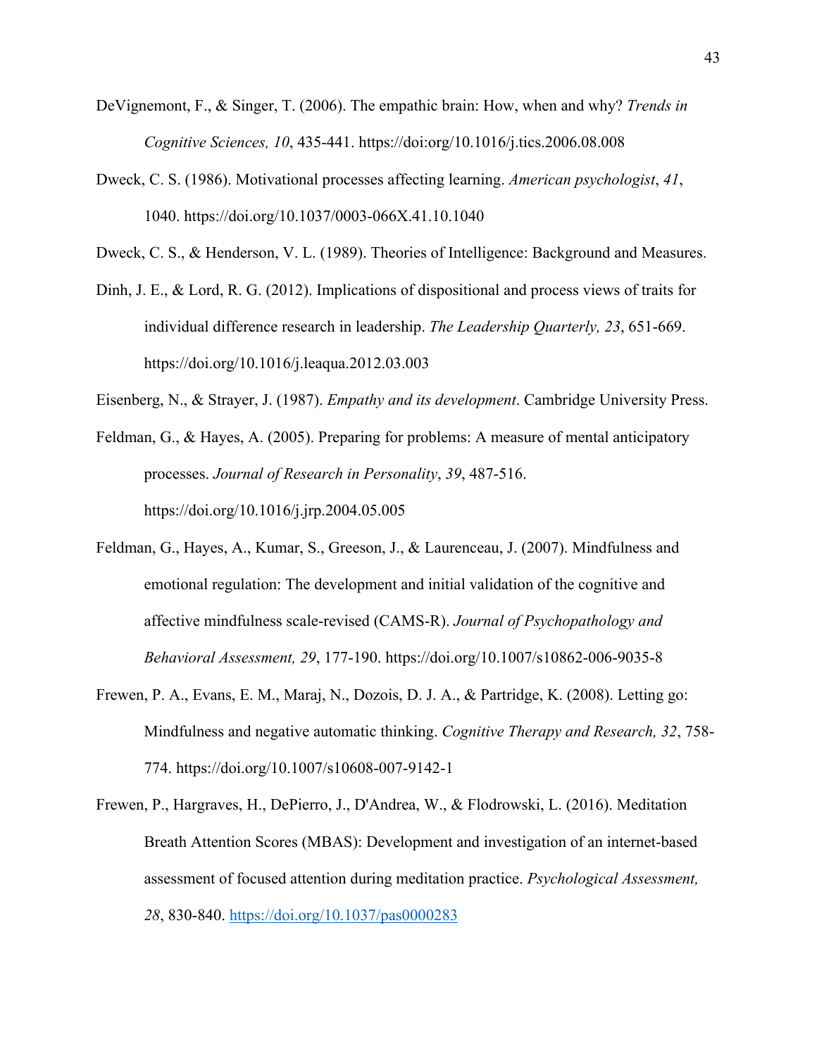DeVignemont, F., & Singer, T. (2006). The empathic brain: How, when and why? *Trends in Cognitive Sciences, 10*, 435-441. https://doi:org/10.1016/j.tics.2006.08.008

Dweck, C. S. (1986). Motivational processes affecting learning. *American psychologist*, *41*, 1040. https://doi.org/10.1037/0003-066X.41.10.1040

Dweck, C. S., & Henderson, V. L. (1989). Theories of Intelligence: Background and Measures.

Dinh, J. E., & Lord, R. G. (2012). Implications of dispositional and process views of traits for individual difference research in leadership. *The Leadership Quarterly, 23*, 651-669. https://doi.org/10.1016/j.leaqua.2012.03.003

Eisenberg, N., & Strayer, J. (1987). *Empathy and its development*. Cambridge University Press.

Feldman, G., & Hayes, A. (2005). Preparing for problems: A measure of mental anticipatory processes. *Journal of Research in Personality*, *39*, 487-516. https://doi.org/10.1016/j.jrp.2004.05.005

Feldman, G., Hayes, A., Kumar, S., Greeson, J., & Laurenceau, J. (2007). Mindfulness and emotional regulation: The development and initial validation of the cognitive and affective mindfulness scale-revised (CAMS-R). *Journal of Psychopathology and Behavioral Assessment, 29*, 177-190. https://doi.org/10.1007/s10862-006-9035-8

Frewen, P. A., Evans, E. M., Maraj, N., Dozois, D. J. A., & Partridge, K. (2008). Letting go: Mindfulness and negative automatic thinking. *Cognitive Therapy and Research, 32*, 758-774. https://doi.org/10.1007/s10608-007-9142-1

Frewen, P., Hargraves, H., DePierro, J., D'Andrea, W., & Flodrowski, L. (2016). Meditation Breath Attention Scores (MBAS): Development and investigation of an internet-based assessment of focused attention during meditation practice. *Psychological Assessment, 28*, 830-840. https://doi.org/10.1037/pas0000283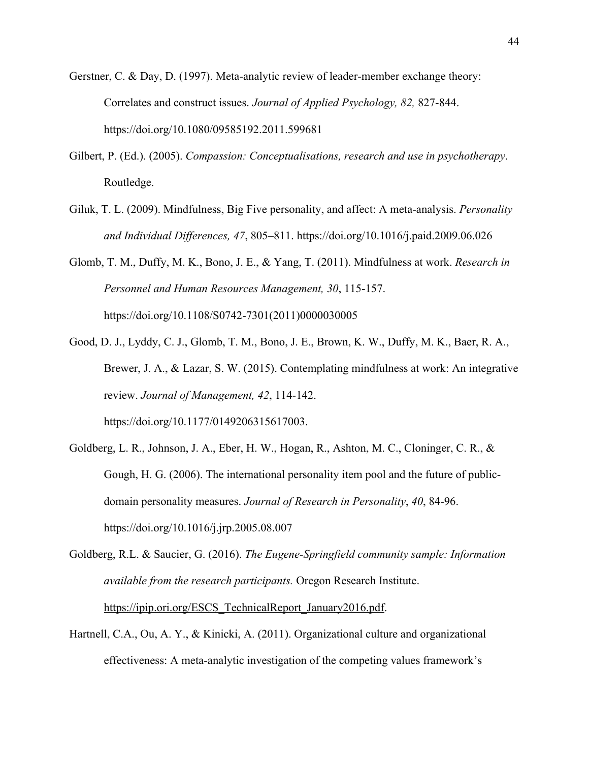Gerstner, C. & Day, D. (1997). Meta-analytic review of leader-member exchange theory: Correlates and construct issues. *Journal of Applied Psychology, 82,* 827-844. https://doi.org/10.1080/09585192.2011.599681

Gilbert, P. (Ed.). (2005). *Compassion: Conceptualisations, research and use in psychotherapy*. Routledge.

Giluk, T. L. (2009). Mindfulness, Big Five personality, and affect: A meta-analysis. *Personality and Individual Differences, 47*, 805–811. https://doi.org/10.1016/j.paid.2009.06.026

Glomb, T. M., Duffy, M. K., Bono, J. E., & Yang, T. (2011). Mindfulness at work. *Research in Personnel and Human Resources Management, 30*, 115-157. https://doi.org/10.1108/S0742-7301(2011)0000030005

Good, D. J., Lyddy, C. J., Glomb, T. M., Bono, J. E., Brown, K. W., Duffy, M. K., Baer, R. A., Brewer, J. A., & Lazar, S. W. (2015). Contemplating mindfulness at work: An integrative review. *Journal of Management, 42*, 114-142. https://doi.org/10.1177/0149206315617003.

Goldberg, L. R., Johnson, J. A., Eber, H. W., Hogan, R., Ashton, M. C., Cloninger, C. R., & Gough, H. G. (2006). The international personality item pool and the future of public-domain personality measures. *Journal of Research in Personality*, *40*, 84-96. https://doi.org/10.1016/j.jrp.2005.08.007

Goldberg, R.L. & Saucier, G. (2016). *The Eugene-Springfield community sample: Information available from the research participants.* Oregon Research Institute. https://ipip.ori.org/ESCS_TechnicalReport_January2016.pdf.

Hartnell, C.A., Ou, A. Y., & Kinicki, A. (2011). Organizational culture and organizational effectiveness: A meta-analytic investigation of the competing values framework's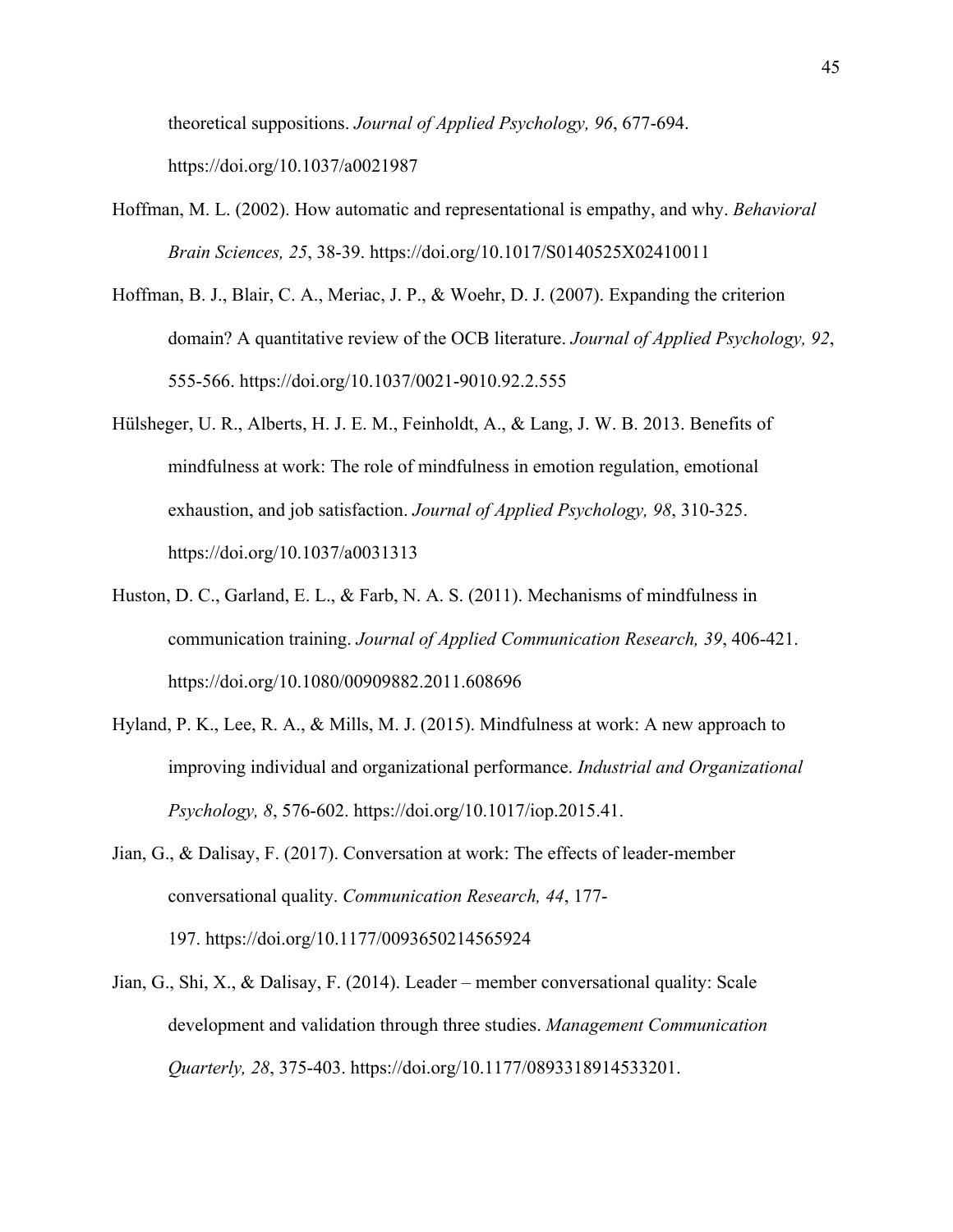theoretical suppositions. *Journal of Applied Psychology, 96*, 677-694. https://doi.org/10.1037/a0021987

Hoffman, M. L. (2002). How automatic and representational is empathy, and why. *Behavioral Brain Sciences, 25*, 38-39. https://doi.org/10.1017/S0140525X02410011

Hoffman, B. J., Blair, C. A., Meriac, J. P., & Woehr, D. J. (2007). Expanding the criterion domain? A quantitative review of the OCB literature. *Journal of Applied Psychology, 92*, 555-566. https://doi.org/10.1037/0021-9010.92.2.555

Hülsheger, U. R., Alberts, H. J. E. M., Feinholdt, A., & Lang, J. W. B. 2013. Benefits of mindfulness at work: The role of mindfulness in emotion regulation, emotional exhaustion, and job satisfaction. *Journal of Applied Psychology, 98*, 310-325. https://doi.org/10.1037/a0031313

Huston, D. C., Garland, E. L., & Farb, N. A. S. (2011). Mechanisms of mindfulness in communication training. *Journal of Applied Communication Research, 39*, 406-421. https://doi.org/10.1080/00909882.2011.608696

Hyland, P. K., Lee, R. A., & Mills, M. J. (2015). Mindfulness at work: A new approach to improving individual and organizational performance. *Industrial and Organizational Psychology, 8*, 576-602. https://doi.org/10.1017/iop.2015.41.

Jian, G., & Dalisay, F. (2017). Conversation at work: The effects of leader-member conversational quality. *Communication Research, 44*, 177-197. https://doi.org/10.1177/0093650214565924

Jian, G., Shi, X., & Dalisay, F. (2014). Leader – member conversational quality: Scale development and validation through three studies. *Management Communication Quarterly, 28*, 375-403. https://doi.org/10.1177/0893318914533201.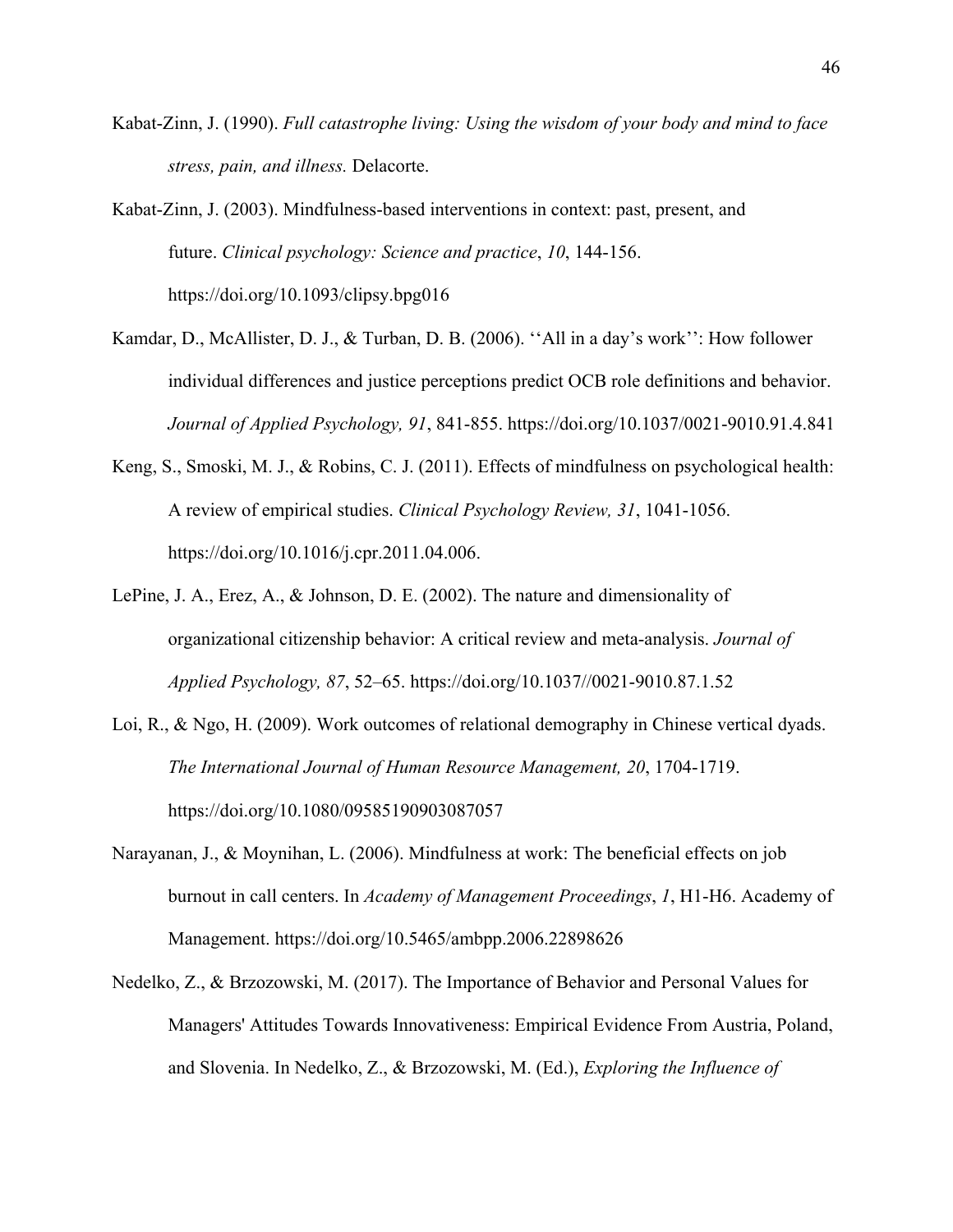Kabat-Zinn, J. (1990). *Full catastrophe living: Using the wisdom of your body and mind to face stress, pain, and illness.* Delacorte.

Kabat-Zinn, J. (2003). Mindfulness-based interventions in context: past, present, and future. *Clinical psychology: Science and practice*, *10*, 144-156. https://doi.org/10.1093/clipsy.bpg016

Kamdar, D., McAllister, D. J., & Turban, D. B. (2006). ''All in a day's work'': How follower individual differences and justice perceptions predict OCB role definitions and behavior. *Journal of Applied Psychology, 91*, 841-855. https://doi.org/10.1037/0021-9010.91.4.841

Keng, S., Smoski, M. J., & Robins, C. J. (2011). Effects of mindfulness on psychological health: A review of empirical studies. *Clinical Psychology Review, 31*, 1041-1056. https://doi.org/10.1016/j.cpr.2011.04.006.

LePine, J. A., Erez, A., & Johnson, D. E. (2002). The nature and dimensionality of organizational citizenship behavior: A critical review and meta-analysis. *Journal of Applied Psychology, 87*, 52–65. https://doi.org/10.1037//0021-9010.87.1.52

Loi, R., & Ngo, H. (2009). Work outcomes of relational demography in Chinese vertical dyads. *The International Journal of Human Resource Management, 20*, 1704-1719. https://doi.org/10.1080/09585190903087057

Narayanan, J., & Moynihan, L. (2006). Mindfulness at work: The beneficial effects on job burnout in call centers. In *Academy of Management Proceedings*, *1*, H1-H6. Academy of Management. https://doi.org/10.5465/ambpp.2006.22898626

Nedelko, Z., & Brzozowski, M. (2017). The Importance of Behavior and Personal Values for Managers' Attitudes Towards Innovativeness: Empirical Evidence From Austria, Poland, and Slovenia. In Nedelko, Z., & Brzozowski, M. (Ed.), *Exploring the Influence of*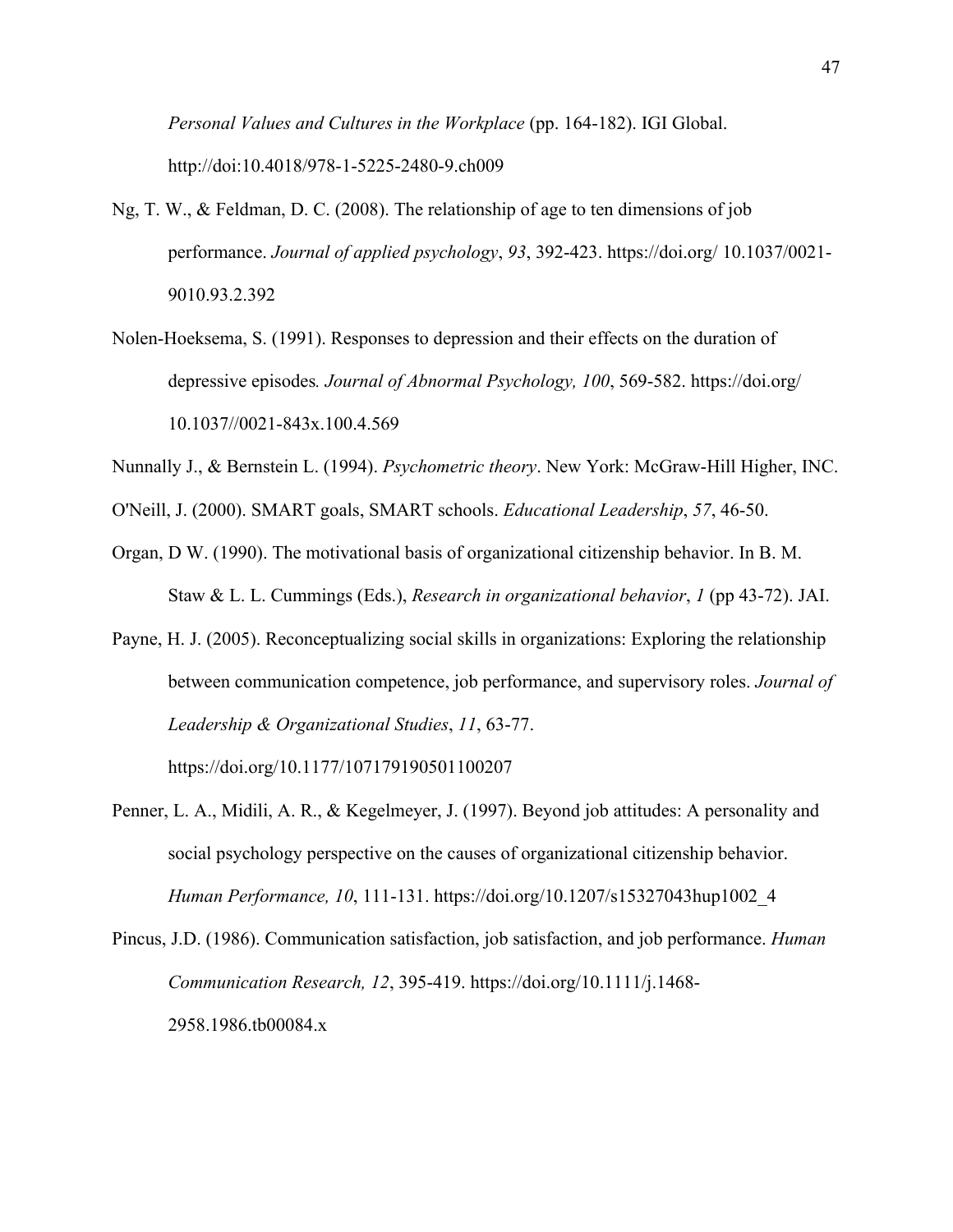*Personal Values and Cultures in the Workplace* (pp. 164-182). IGI Global. http://doi:10.4018/978-1-5225-2480-9.ch009

Ng, T. W., & Feldman, D. C. (2008). The relationship of age to ten dimensions of job performance. *Journal of applied psychology*, *93*, 392-423. https://doi.org/ 10.1037/0021-9010.93.2.392

Nolen-Hoeksema, S. (1991). Responses to depression and their effects on the duration of depressive episodes*. Journal of Abnormal Psychology, 100*, 569-582. https://doi.org/ 10.1037//0021-843x.100.4.569

Nunnally J., & Bernstein L. (1994). *Psychometric theory*. New York: McGraw-Hill Higher, INC.

O'Neill, J. (2000). SMART goals, SMART schools. *Educational Leadership*, *57*, 46-50.

Organ, D W. (1990). The motivational basis of organizational citizenship behavior. In B. M. Staw & L. L. Cummings (Eds.), *Research in organizational behavior*, *1* (pp 43-72). JAI.

Payne, H. J. (2005). Reconceptualizing social skills in organizations: Exploring the relationship between communication competence, job performance, and supervisory roles. *Journal of Leadership & Organizational Studies*, *11*, 63-77. https://doi.org/10.1177/107179190501100207

Penner, L. A., Midili, A. R., & Kegelmeyer, J. (1997). Beyond job attitudes: A personality and social psychology perspective on the causes of organizational citizenship behavior. *Human Performance, 10*, 111-131. https://doi.org/10.1207/s15327043hup1002_4

Pincus, J.D. (1986). Communication satisfaction, job satisfaction, and job performance. *Human Communication Research, 12*, 395-419. https://doi.org/10.1111/j.1468-2958.1986.tb00084.x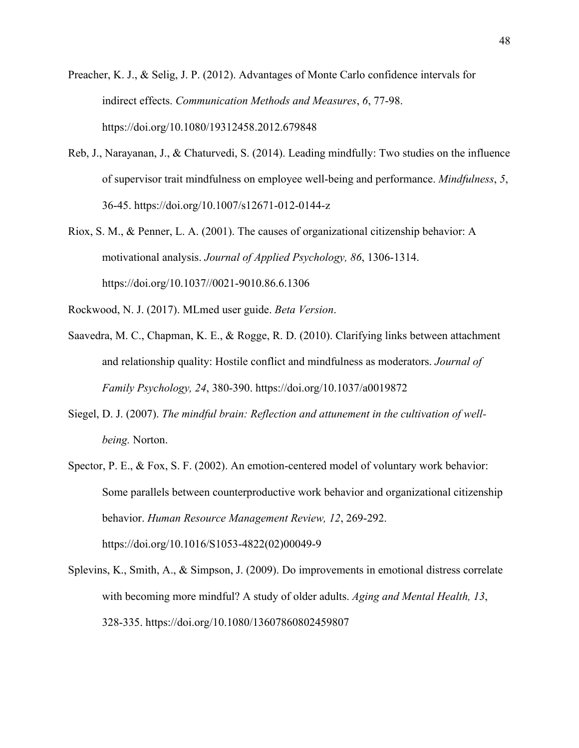Preacher, K. J., & Selig, J. P. (2012). Advantages of Monte Carlo confidence intervals for indirect effects. *Communication Methods and Measures*, *6*, 77-98. https://doi.org/10.1080/19312458.2012.679848

Reb, J., Narayanan, J., & Chaturvedi, S. (2014). Leading mindfully: Two studies on the influence of supervisor trait mindfulness on employee well-being and performance. *Mindfulness*, *5*, 36-45. https://doi.org/10.1007/s12671-012-0144-z

Riox, S. M., & Penner, L. A. (2001). The causes of organizational citizenship behavior: A motivational analysis. *Journal of Applied Psychology, 86*, 1306-1314. https://doi.org/10.1037//0021-9010.86.6.1306

Rockwood, N. J. (2017). MLmed user guide. *Beta Version*.

Saavedra, M. C., Chapman, K. E., & Rogge, R. D. (2010). Clarifying links between attachment and relationship quality: Hostile conflict and mindfulness as moderators. *Journal of Family Psychology, 24*, 380-390. https://doi.org/10.1037/a0019872

Siegel, D. J. (2007). *The mindful brain: Reflection and attunement in the cultivation of well-being.* Norton.

Spector, P. E., & Fox, S. F. (2002). An emotion-centered model of voluntary work behavior: Some parallels between counterproductive work behavior and organizational citizenship behavior. *Human Resource Management Review, 12*, 269-292. https://doi.org/10.1016/S1053-4822(02)00049-9

Splevins, K., Smith, A., & Simpson, J. (2009). Do improvements in emotional distress correlate with becoming more mindful? A study of older adults. *Aging and Mental Health, 13*, 328-335. https://doi.org/10.1080/13607860802459807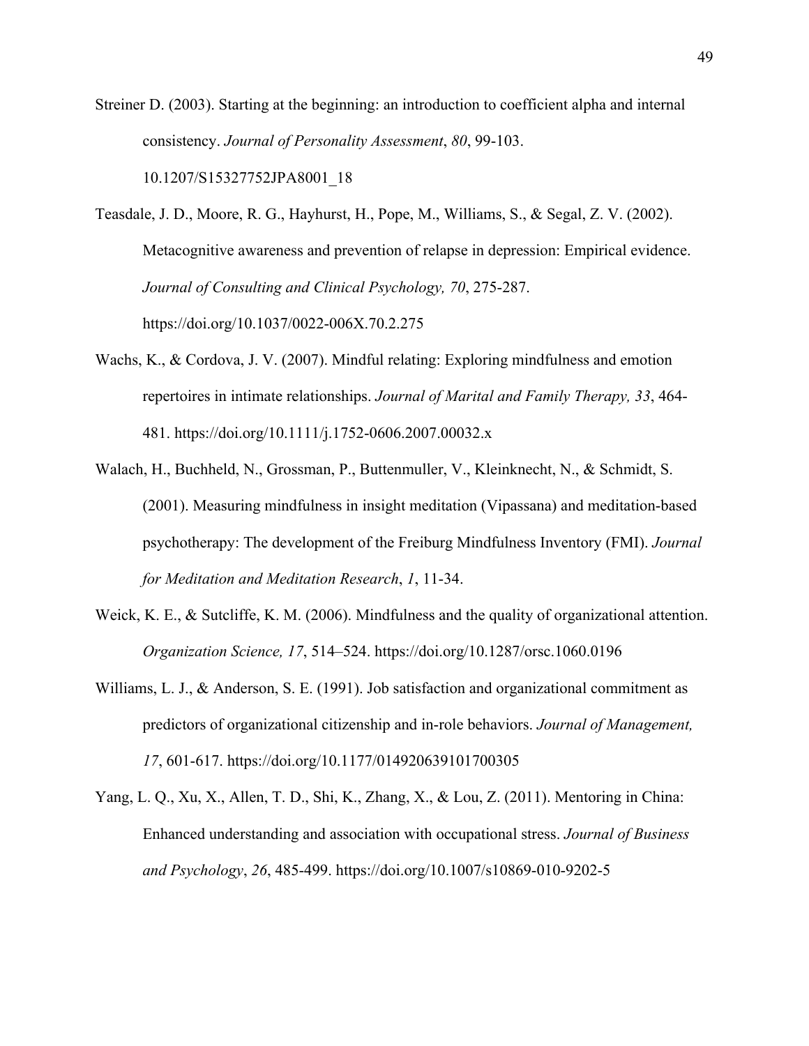Streiner D. (2003). Starting at the beginning: an introduction to coefficient alpha and internal consistency. *Journal of Personality Assessment*, *80*, 99-103. 10.1207/S15327752JPA8001_18

Teasdale, J. D., Moore, R. G., Hayhurst, H., Pope, M., Williams, S., & Segal, Z. V. (2002). Metacognitive awareness and prevention of relapse in depression: Empirical evidence. *Journal of Consulting and Clinical Psychology, 70*, 275-287. https://doi.org/10.1037/0022-006X.70.2.275

Wachs, K., & Cordova, J. V. (2007). Mindful relating: Exploring mindfulness and emotion repertoires in intimate relationships. *Journal of Marital and Family Therapy, 33*, 464-481. https://doi.org/10.1111/j.1752-0606.2007.00032.x

Walach, H., Buchheld, N., Grossman, P., Buttenmuller, V., Kleinknecht, N., & Schmidt, S. (2001). Measuring mindfulness in insight meditation (Vipassana) and meditation-based psychotherapy: The development of the Freiburg Mindfulness Inventory (FMI). *Journal for Meditation and Meditation Research*, *1*, 11-34.

Weick, K. E., & Sutcliffe, K. M. (2006). Mindfulness and the quality of organizational attention. *Organization Science, 17*, 514–524. https://doi.org/10.1287/orsc.1060.0196

Williams, L. J., & Anderson, S. E. (1991). Job satisfaction and organizational commitment as predictors of organizational citizenship and in-role behaviors. *Journal of Management, 17*, 601-617. https://doi.org/10.1177/014920639101700305

Yang, L. Q., Xu, X., Allen, T. D., Shi, K., Zhang, X., & Lou, Z. (2011). Mentoring in China: Enhanced understanding and association with occupational stress. *Journal of Business and Psychology*, *26*, 485-499. https://doi.org/10.1007/s10869-010-9202-5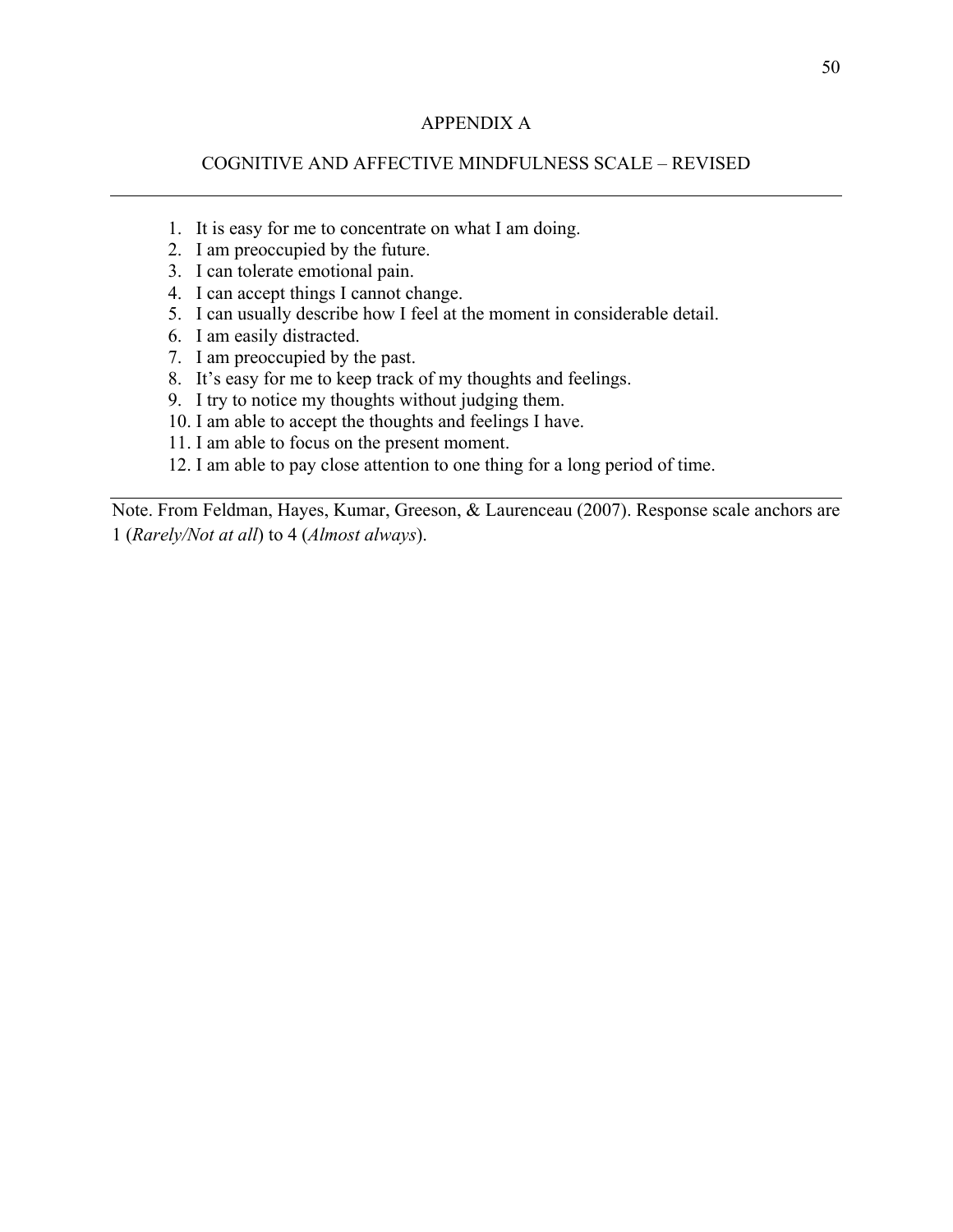# APPENDIX A

## COGNITIVE AND AFFECTIVE MINDFULNESS SCALE – REVISED

1. It is easy for me to concentrate on what I am doing.
2. I am preoccupied by the future.
3. I can tolerate emotional pain.
4. I can accept things I cannot change.
5. I can usually describe how I feel at the moment in considerable detail.
6. I am easily distracted.
7. I am preoccupied by the past.
8. It's easy for me to keep track of my thoughts and feelings.
9. I try to notice my thoughts without judging them.
10. I am able to accept the thoughts and feelings I have.
11. I am able to focus on the present moment.
12. I am able to pay close attention to one thing for a long period of time.

Note. From Feldman, Hayes, Kumar, Greeson, & Laurenceau (2007). Response scale anchors are 1 (*Rarely/Not at all*) to 4 (*Almost always*).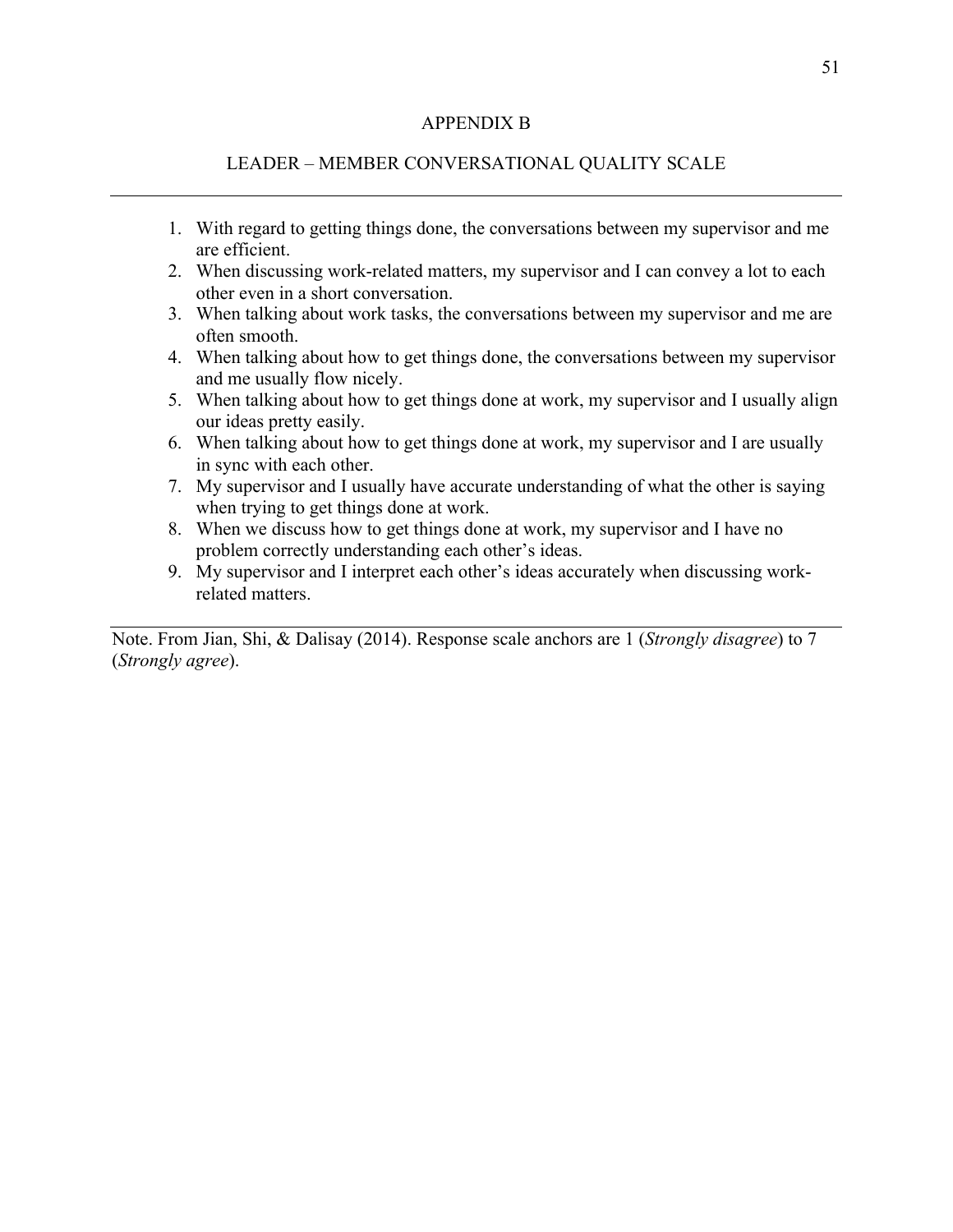# APPENDIX B

## LEADER – MEMBER CONVERSATIONAL QUALITY SCALE

1. With regard to getting things done, the conversations between my supervisor and me are efficient.
2. When discussing work-related matters, my supervisor and I can convey a lot to each other even in a short conversation.
3. When talking about work tasks, the conversations between my supervisor and me are often smooth.
4. When talking about how to get things done, the conversations between my supervisor and me usually flow nicely.
5. When talking about how to get things done at work, my supervisor and I usually align our ideas pretty easily.
6. When talking about how to get things done at work, my supervisor and I are usually in sync with each other.
7. My supervisor and I usually have accurate understanding of what the other is saying when trying to get things done at work.
8. When we discuss how to get things done at work, my supervisor and I have no problem correctly understanding each other's ideas.
9. My supervisor and I interpret each other's ideas accurately when discussing work-related matters.

Note. From Jian, Shi, & Dalisay (2014). Response scale anchors are 1 (*Strongly disagree*) to 7 (*Strongly agree*).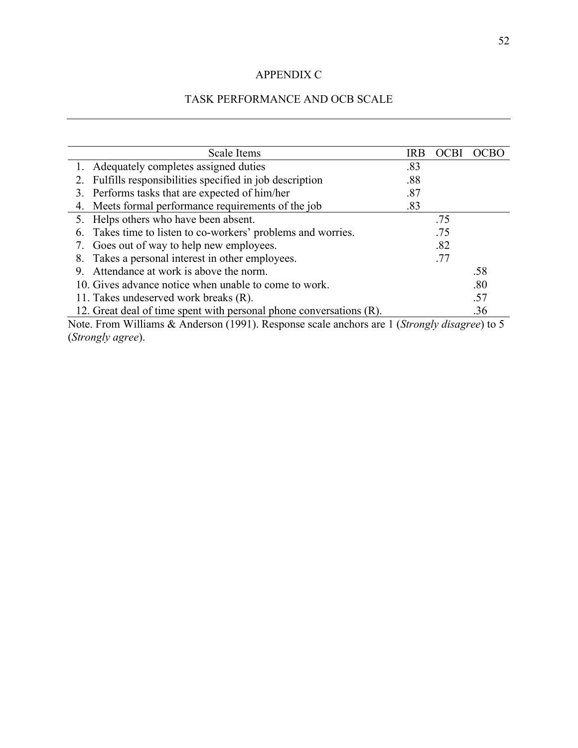# APPENDIX C

## TASK PERFORMANCE AND OCB SCALE

| Scale Items | IRB | OCBI | OCBO |
|---|---|---|---|
| 1. Adequately completes assigned duties | .83 | | |
| 2. Fulfills responsibilities specified in job description | .88 | | |
| 3. Performs tasks that are expected of him/her | .87 | | |
| 4. Meets formal performance requirements of the job | .83 | | |
| 5. Helps others who have been absent. | | .75 | |
| 6. Takes time to listen to co-workers' problems and worries. | | .75 | |
| 7. Goes out of way to help new employees. | | .82 | |
| 8. Takes a personal interest in other employees. | | .77 | |
| 9. Attendance at work is above the norm. | | | .58 |
| 10. Gives advance notice when unable to come to work. | | | .80 |
| 11. Takes undeserved work breaks (R). | | | .57 |
| 12. Great deal of time spent with personal phone conversations (R). | | | .36 |

Note. From Williams & Anderson (1991). Response scale anchors are 1 (*Strongly disagree*) to 5 (*Strongly agree*).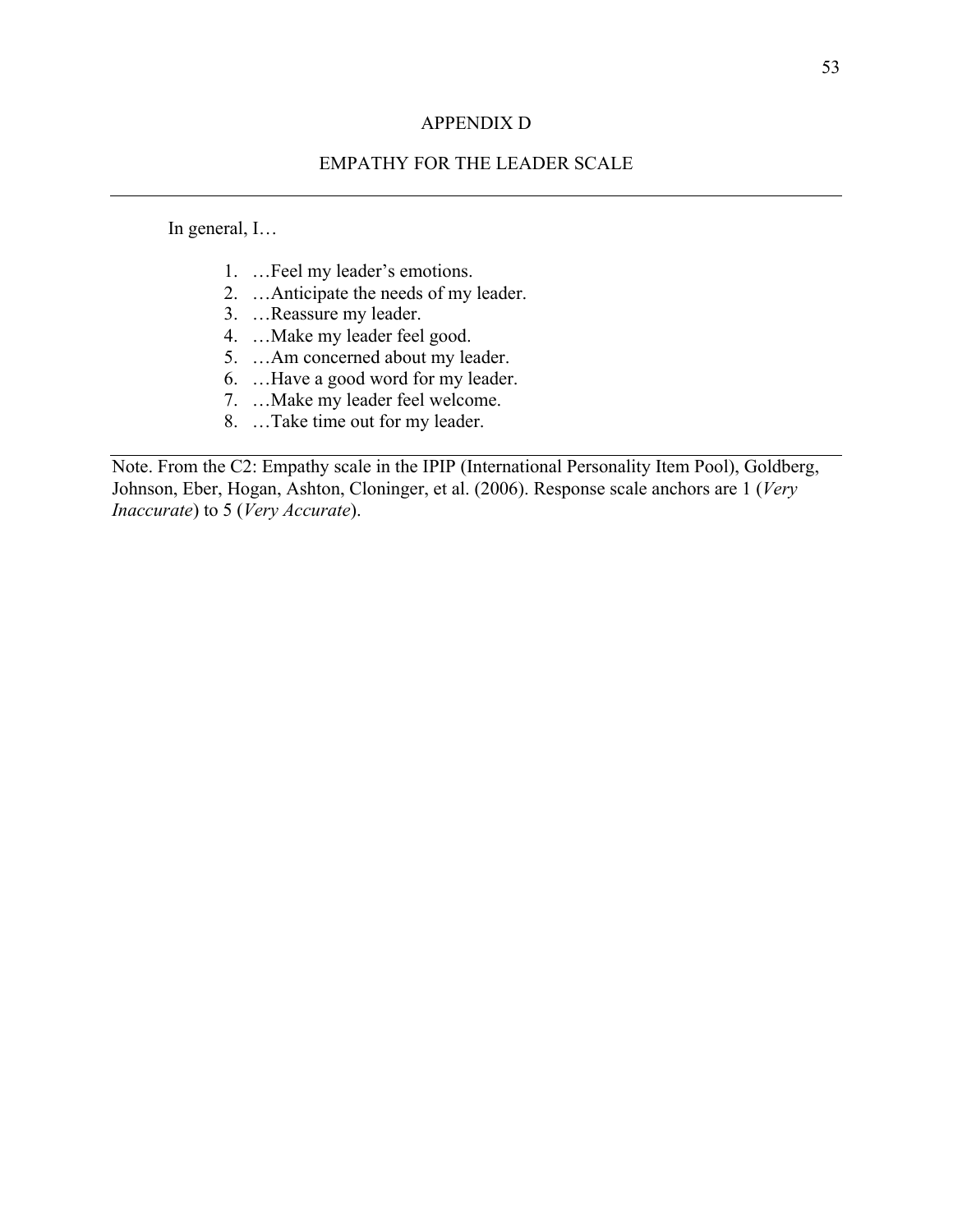# APPENDIX D

## EMPATHY FOR THE LEADER SCALE

---

In general, I…

1. …Feel my leader's emotions.
2. …Anticipate the needs of my leader.
3. …Reassure my leader.
4. …Make my leader feel good.
5. …Am concerned about my leader.
6. …Have a good word for my leader.
7. …Make my leader feel welcome.
8. …Take time out for my leader.

---

Note. From the C2: Empathy scale in the IPIP (International Personality Item Pool), Goldberg, Johnson, Eber, Hogan, Ashton, Cloninger, et al. (2006). Response scale anchors are 1 (*Very Inaccurate*) to 5 (*Very Accurate*).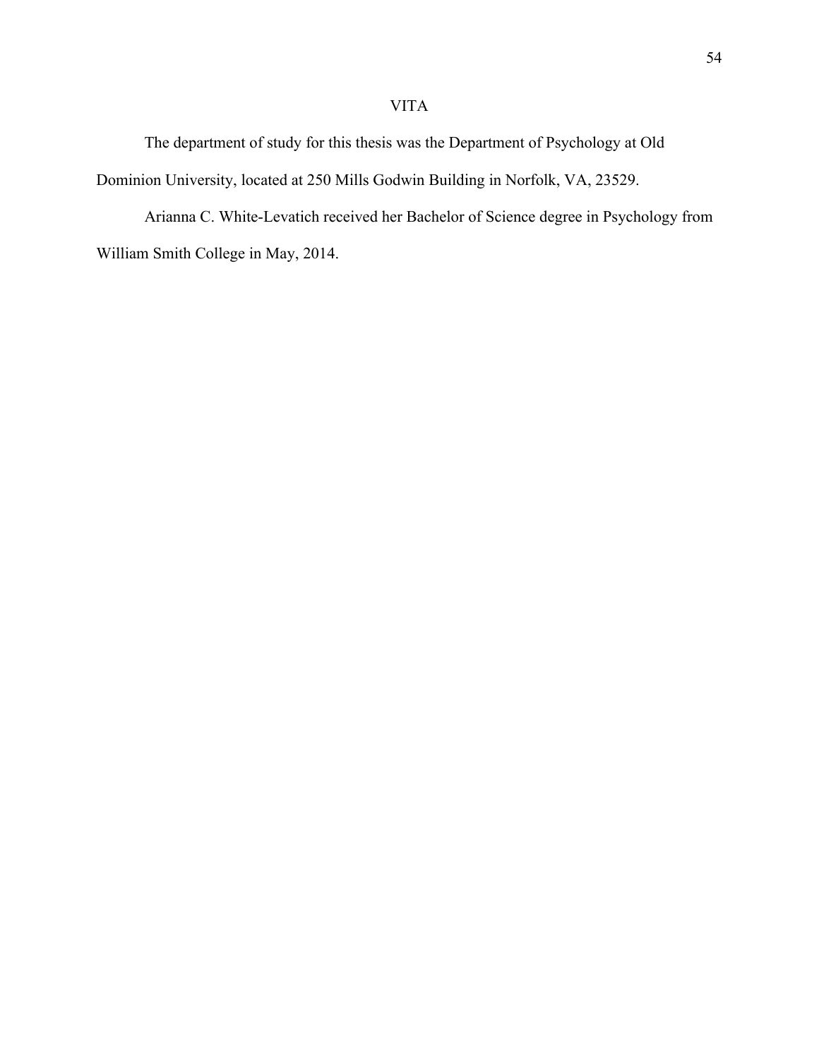# VITA

The department of study for this thesis was the Department of Psychology at Old Dominion University, located at 250 Mills Godwin Building in Norfolk, VA, 23529.

Arianna C. White-Levatich received her Bachelor of Science degree in Psychology from William Smith College in May, 2014.